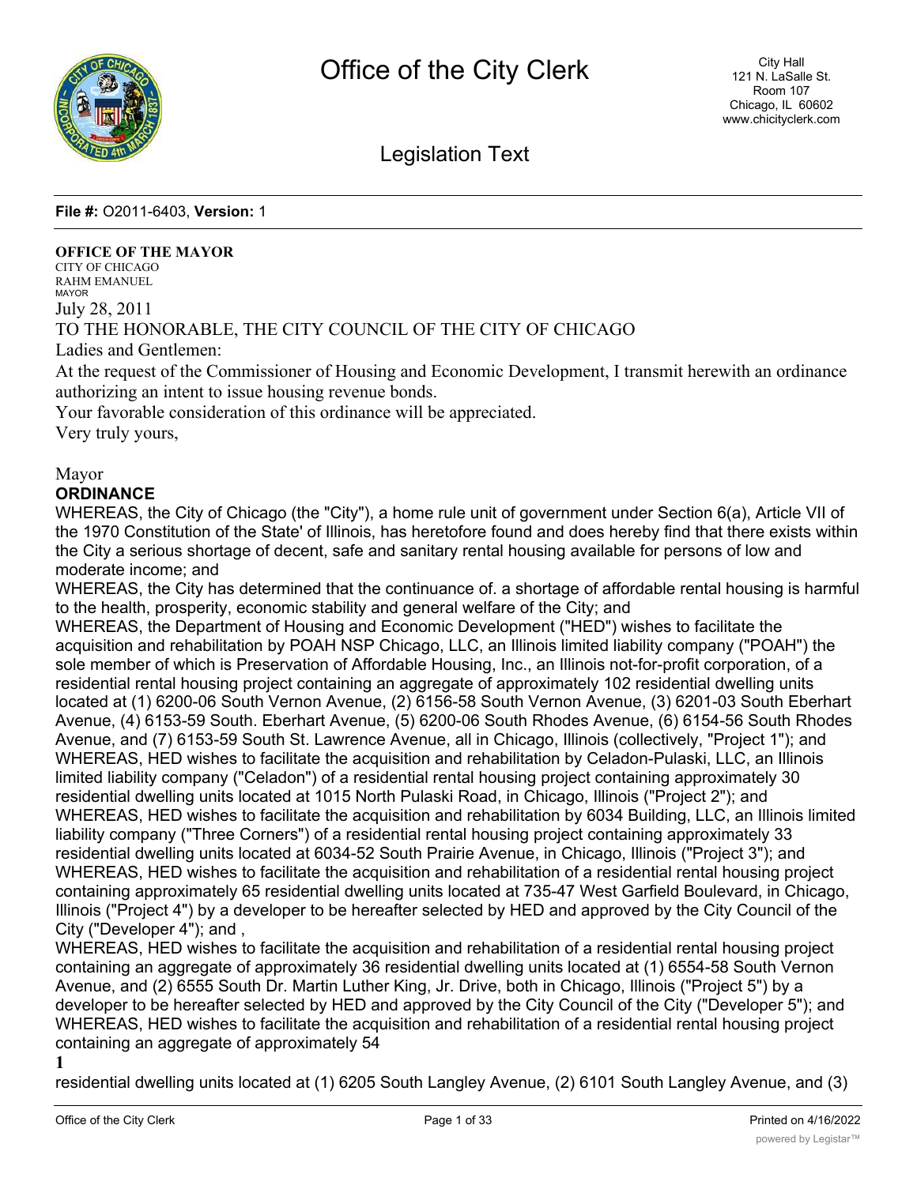File #: O2011-6403, Version: 1

**OFFICE OF THE MAYOR**
CITY OF CHICAGO
RAHM EMANUEL
MAYOR

July 28, 2011

TO THE HONORABLE, THE CITY COUNCIL OF THE CITY OF CHICAGO

Ladies and Gentlemen:

At the request of the Commissioner of Housing and Economic Development, I transmit herewith an ordinance authorizing an intent to issue housing revenue bonds.

Your favorable consideration of this ordinance will be appreciated.

Very truly yours,

Mayor

**ORDINANCE**

WHEREAS, the City of Chicago (the "City"), a home rule unit of government under Section 6(a), Article VII of the 1970 Constitution of the State' of Illinois, has heretofore found and does hereby find that there exists within the City a serious shortage of decent, safe and sanitary rental housing available for persons of low and moderate income; and

WHEREAS, the City has determined that the continuance of. a shortage of affordable rental housing is harmful to the health, prosperity, economic stability and general welfare of the City; and

WHEREAS, the Department of Housing and Economic Development ("HED") wishes to facilitate the acquisition and rehabilitation by POAH NSP Chicago, LLC, an Illinois limited liability company ("POAH") the sole member of which is Preservation of Affordable Housing, Inc., an Illinois not-for-profit corporation, of a residential rental housing project containing an aggregate of approximately 102 residential dwelling units located at (1) 6200-06 South Vernon Avenue, (2) 6156-58 South Vernon Avenue, (3) 6201-03 South Eberhart Avenue, (4) 6153-59 South. Eberhart Avenue, (5) 6200-06 South Rhodes Avenue, (6) 6154-56 South Rhodes Avenue, and (7) 6153-59 South St. Lawrence Avenue, all in Chicago, Illinois (collectively, "Project 1"); and

WHEREAS, HED wishes to facilitate the acquisition and rehabilitation by Celadon-Pulaski, LLC, an Illinois limited liability company ("Celadon") of a residential rental housing project containing approximately 30 residential dwelling units located at 1015 North Pulaski Road, in Chicago, Illinois ("Project 2"); and

WHEREAS, HED wishes to facilitate the acquisition and rehabilitation by 6034 Building, LLC, an Illinois limited liability company ("Three Corners") of a residential rental housing project containing approximately 33 residential dwelling units located at 6034-52 South Prairie Avenue, in Chicago, Illinois ("Project 3"); and

WHEREAS, HED wishes to facilitate the acquisition and rehabilitation of a residential rental housing project containing approximately 65 residential dwelling units located at 735-47 West Garfield Boulevard, in Chicago, Illinois ("Project 4") by a developer to be hereafter selected by HED and approved by the City Council of the City ("Developer 4"); and ,

WHEREAS, HED wishes to facilitate the acquisition and rehabilitation of a residential rental housing project containing an aggregate of approximately 36 residential dwelling units located at (1) 6554-58 South Vernon Avenue, and (2) 6555 South Dr. Martin Luther King, Jr. Drive, both in Chicago, Illinois ("Project 5") by a developer to be hereafter selected by HED and approved by the City Council of the City ("Developer 5"); and

WHEREAS, HED wishes to facilitate the acquisition and rehabilitation of a residential rental housing project containing an aggregate of approximately 54

residential dwelling units located at (1) 6205 South Langley Avenue, (2) 6101 South Langley Avenue, and (3)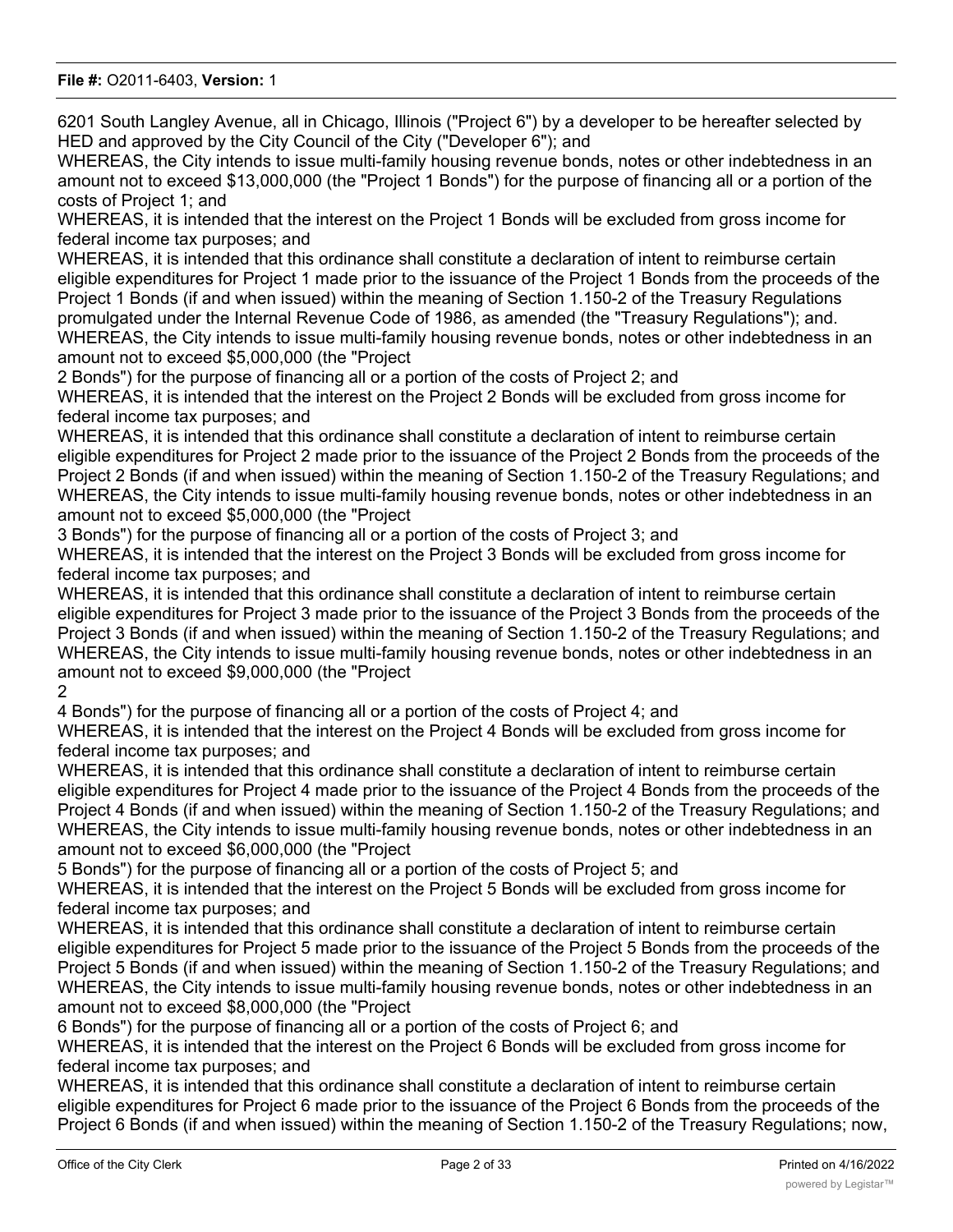6201 South Langley Avenue, all in Chicago, Illinois ("Project 6") by a developer to be hereafter selected by HED and approved by the City Council of the City ("Developer 6"); and

WHEREAS, the City intends to issue multi-family housing revenue bonds, notes or other indebtedness in an amount not to exceed $13,000,000 (the "Project 1 Bonds") for the purpose of financing all or a portion of the costs of Project 1; and

WHEREAS, it is intended that the interest on the Project 1 Bonds will be excluded from gross income for federal income tax purposes; and

WHEREAS, it is intended that this ordinance shall constitute a declaration of intent to reimburse certain eligible expenditures for Project 1 made prior to the issuance of the Project 1 Bonds from the proceeds of the Project 1 Bonds (if and when issued) within the meaning of Section 1.150-2 of the Treasury Regulations promulgated under the Internal Revenue Code of 1986, as amended (the "Treasury Regulations"); and.

WHEREAS, the City intends to issue multi-family housing revenue bonds, notes or other indebtedness in an amount not to exceed $5,000,000 (the "Project 2 Bonds") for the purpose of financing all or a portion of the costs of Project 2; and

WHEREAS, it is intended that the interest on the Project 2 Bonds will be excluded from gross income for federal income tax purposes; and

WHEREAS, it is intended that this ordinance shall constitute a declaration of intent to reimburse certain eligible expenditures for Project 2 made prior to the issuance of the Project 2 Bonds from the proceeds of the Project 2 Bonds (if and when issued) within the meaning of Section 1.150-2 of the Treasury Regulations; and

WHEREAS, the City intends to issue multi-family housing revenue bonds, notes or other indebtedness in an amount not to exceed $5,000,000 (the "Project 3 Bonds") for the purpose of financing all or a portion of the costs of Project 3; and

WHEREAS, it is intended that the interest on the Project 3 Bonds will be excluded from gross income for federal income tax purposes; and

WHEREAS, it is intended that this ordinance shall constitute a declaration of intent to reimburse certain eligible expenditures for Project 3 made prior to the issuance of the Project 3 Bonds from the proceeds of the Project 3 Bonds (if and when issued) within the meaning of Section 1.150-2 of the Treasury Regulations; and

WHEREAS, the City intends to issue multi-family housing revenue bonds, notes or other indebtedness in an amount not to exceed $9,000,000 (the "Project 4 Bonds") for the purpose of financing all or a portion of the costs of Project 4; and

WHEREAS, it is intended that the interest on the Project 4 Bonds will be excluded from gross income for federal income tax purposes; and

WHEREAS, it is intended that this ordinance shall constitute a declaration of intent to reimburse certain eligible expenditures for Project 4 made prior to the issuance of the Project 4 Bonds from the proceeds of the Project 4 Bonds (if and when issued) within the meaning of Section 1.150-2 of the Treasury Regulations; and

WHEREAS, the City intends to issue multi-family housing revenue bonds, notes or other indebtedness in an amount not to exceed $6,000,000 (the "Project 5 Bonds") for the purpose of financing all or a portion of the costs of Project 5; and

WHEREAS, it is intended that the interest on the Project 5 Bonds will be excluded from gross income for federal income tax purposes; and

WHEREAS, it is intended that this ordinance shall constitute a declaration of intent to reimburse certain eligible expenditures for Project 5 made prior to the issuance of the Project 5 Bonds from the proceeds of the Project 5 Bonds (if and when issued) within the meaning of Section 1.150-2 of the Treasury Regulations; and

WHEREAS, the City intends to issue multi-family housing revenue bonds, notes or other indebtedness in an amount not to exceed $8,000,000 (the "Project 6 Bonds") for the purpose of financing all or a portion of the costs of Project 6; and

WHEREAS, it is intended that the interest on the Project 6 Bonds will be excluded from gross income for federal income tax purposes; and

WHEREAS, it is intended that this ordinance shall constitute a declaration of intent to reimburse certain eligible expenditures for Project 6 made prior to the issuance of the Project 6 Bonds from the proceeds of the Project 6 Bonds (if and when issued) within the meaning of Section 1.150-2 of the Treasury Regulations; now,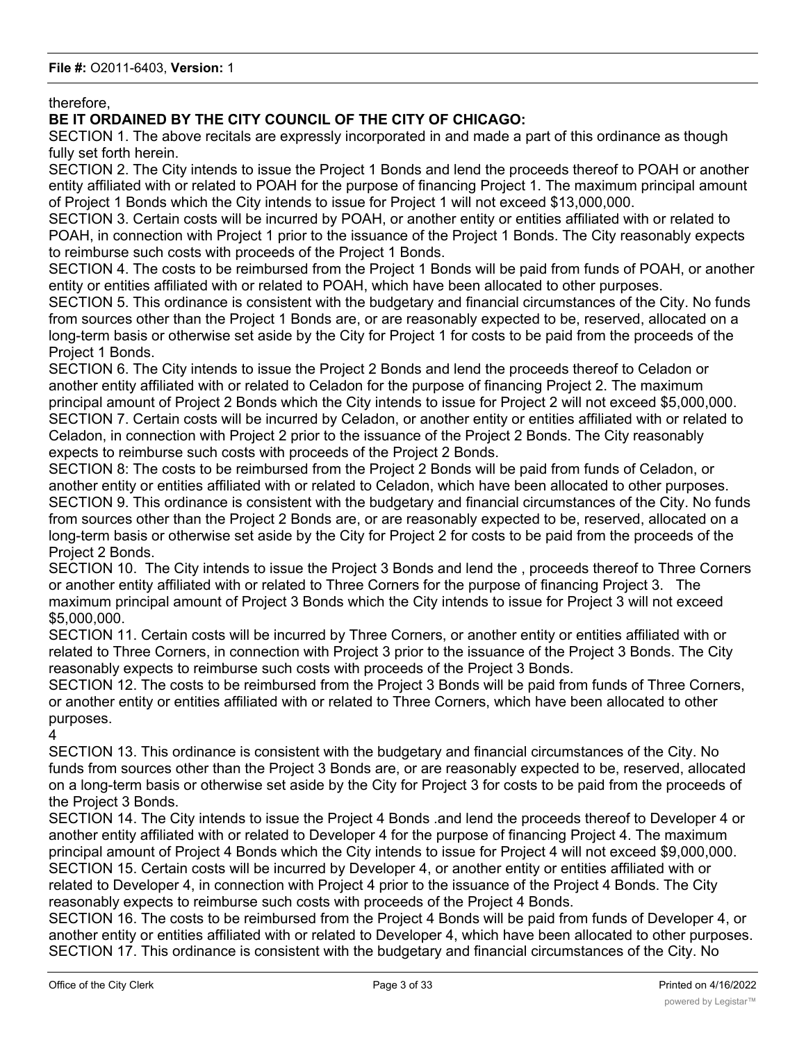therefore,

**BE IT ORDAINED BY THE CITY COUNCIL OF THE CITY OF CHICAGO:**

SECTION 1. The above recitals are expressly incorporated in and made a part of this ordinance as though fully set forth herein.

SECTION 2. The City intends to issue the Project 1 Bonds and lend the proceeds thereof to POAH or another entity affiliated with or related to POAH for the purpose of financing Project 1. The maximum principal amount of Project 1 Bonds which the City intends to issue for Project 1 will not exceed $13,000,000.

SECTION 3. Certain costs will be incurred by POAH, or another entity or entities affiliated with or related to POAH, in connection with Project 1 prior to the issuance of the Project 1 Bonds. The City reasonably expects to reimburse such costs with proceeds of the Project 1 Bonds.

SECTION 4. The costs to be reimbursed from the Project 1 Bonds will be paid from funds of POAH, or another entity or entities affiliated with or related to POAH, which have been allocated to other purposes.

SECTION 5. This ordinance is consistent with the budgetary and financial circumstances of the City. No funds from sources other than the Project 1 Bonds are, or are reasonably expected to be, reserved, allocated on a long-term basis or otherwise set aside by the City for Project 1 for costs to be paid from the proceeds of the Project 1 Bonds.

SECTION 6. The City intends to issue the Project 2 Bonds and lend the proceeds thereof to Celadon or another entity affiliated with or related to Celadon for the purpose of financing Project 2. The maximum principal amount of Project 2 Bonds which the City intends to issue for Project 2 will not exceed $5,000,000.

SECTION 7. Certain costs will be incurred by Celadon, or another entity or entities affiliated with or related to Celadon, in connection with Project 2 prior to the issuance of the Project 2 Bonds. The City reasonably expects to reimburse such costs with proceeds of the Project 2 Bonds.

SECTION 8: The costs to be reimbursed from the Project 2 Bonds will be paid from funds of Celadon, or another entity or entities affiliated with or related to Celadon, which have been allocated to other purposes.

SECTION 9. This ordinance is consistent with the budgetary and financial circumstances of the City. No funds from sources other than the Project 2 Bonds are, or are reasonably expected to be, reserved, allocated on a long-term basis or otherwise set aside by the City for Project 2 for costs to be paid from the proceeds of the Project 2 Bonds.

SECTION 10. The City intends to issue the Project 3 Bonds and lend the , proceeds thereof to Three Corners or another entity affiliated with or related to Three Corners for the purpose of financing Project 3. The maximum principal amount of Project 3 Bonds which the City intends to issue for Project 3 will not exceed $5,000,000.

SECTION 11. Certain costs will be incurred by Three Corners, or another entity or entities affiliated with or related to Three Corners, in connection with Project 3 prior to the issuance of the Project 3 Bonds. The City reasonably expects to reimburse such costs with proceeds of the Project 3 Bonds.

SECTION 12. The costs to be reimbursed from the Project 3 Bonds will be paid from funds of Three Corners, or another entity or entities affiliated with or related to Three Corners, which have been allocated to other purposes.

SECTION 13. This ordinance is consistent with the budgetary and financial circumstances of the City. No funds from sources other than the Project 3 Bonds are, or are reasonably expected to be, reserved, allocated on a long-term basis or otherwise set aside by the City for Project 3 for costs to be paid from the proceeds of the Project 3 Bonds.

SECTION 14. The City intends to issue the Project 4 Bonds .and lend the proceeds thereof to Developer 4 or another entity affiliated with or related to Developer 4 for the purpose of financing Project 4. The maximum principal amount of Project 4 Bonds which the City intends to issue for Project 4 will not exceed $9,000,000.

SECTION 15. Certain costs will be incurred by Developer 4, or another entity or entities affiliated with or related to Developer 4, in connection with Project 4 prior to the issuance of the Project 4 Bonds. The City reasonably expects to reimburse such costs with proceeds of the Project 4 Bonds.

SECTION 16. The costs to be reimbursed from the Project 4 Bonds will be paid from funds of Developer 4, or another entity or entities affiliated with or related to Developer 4, which have been allocated to other purposes.

SECTION 17. This ordinance is consistent with the budgetary and financial circumstances of the City. No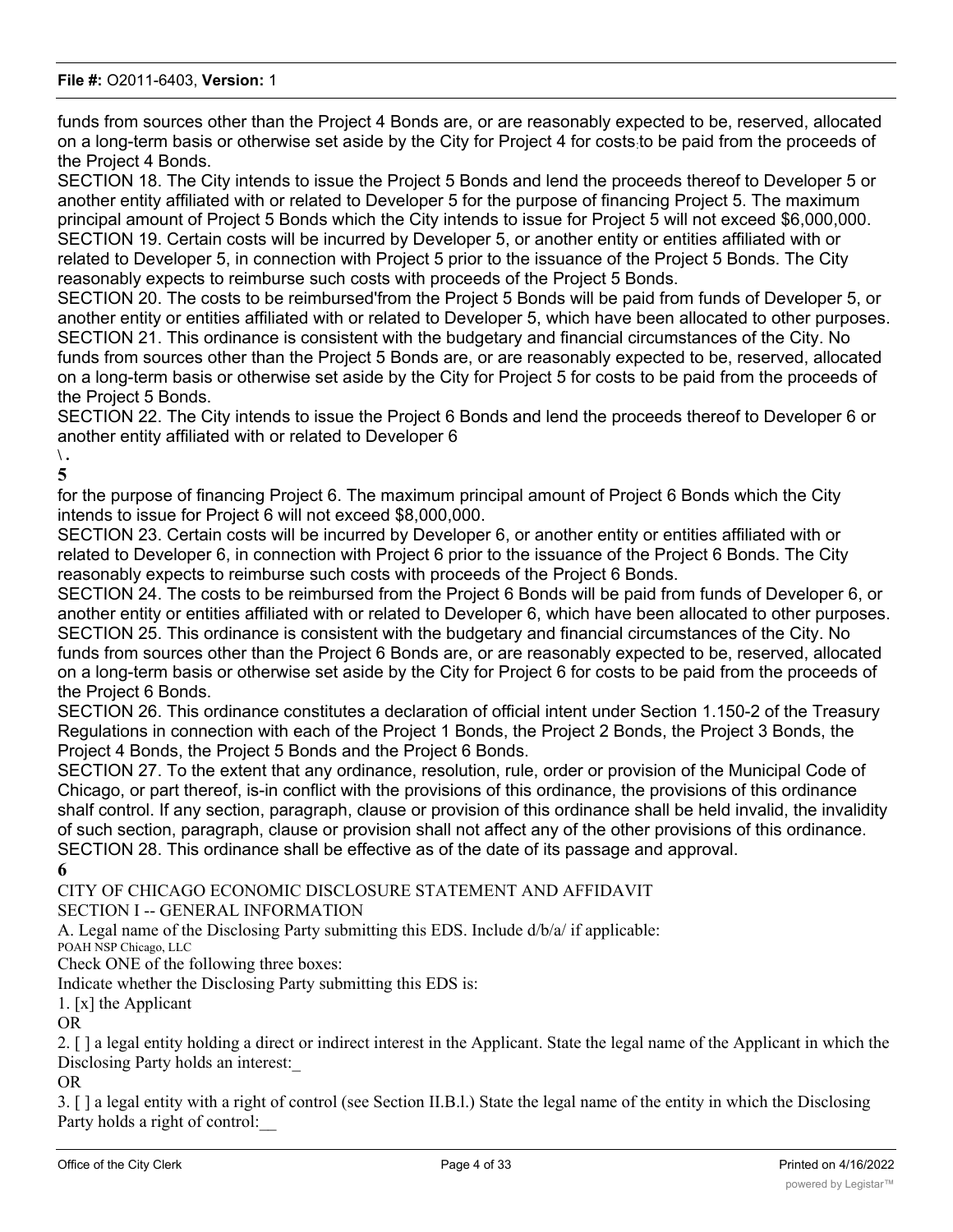funds from sources other than the Project 4 Bonds are, or are reasonably expected to be, reserved, allocated on a long-term basis or otherwise set aside by the City for Project 4 for costs to be paid from the proceeds of the Project 4 Bonds.

SECTION 18. The City intends to issue the Project 5 Bonds and lend the proceeds thereof to Developer 5 or another entity affiliated with or related to Developer 5 for the purpose of financing Project 5. The maximum principal amount of Project 5 Bonds which the City intends to issue for Project 5 will not exceed $6,000,000.

SECTION 19. Certain costs will be incurred by Developer 5, or another entity or entities affiliated with or related to Developer 5, in connection with Project 5 prior to the issuance of the Project 5 Bonds. The City reasonably expects to reimburse such costs with proceeds of the Project 5 Bonds.

SECTION 20. The costs to be reimbursed'from the Project 5 Bonds will be paid from funds of Developer 5, or another entity or entities affiliated with or related to Developer 5, which have been allocated to other purposes.

SECTION 21. This ordinance is consistent with the budgetary and financial circumstances of the City. No funds from sources other than the Project 5 Bonds are, or are reasonably expected to be, reserved, allocated on a long-term basis or otherwise set aside by the City for Project 5 for costs to be paid from the proceeds of the Project 5 Bonds.

SECTION 22. The City intends to issue the Project 6 Bonds and lend the proceeds thereof to Developer 6 or another entity affiliated with or related to Developer 6

for the purpose of financing Project 6. The maximum principal amount of Project 6 Bonds which the City intends to issue for Project 6 will not exceed $8,000,000.

SECTION 23. Certain costs will be incurred by Developer 6, or another entity or entities affiliated with or related to Developer 6, in connection with Project 6 prior to the issuance of the Project 6 Bonds. The City reasonably expects to reimburse such costs with proceeds of the Project 6 Bonds.

SECTION 24. The costs to be reimbursed from the Project 6 Bonds will be paid from funds of Developer 6, or another entity or entities affiliated with or related to Developer 6, which have been allocated to other purposes.

SECTION 25. This ordinance is consistent with the budgetary and financial circumstances of the City. No funds from sources other than the Project 6 Bonds are, or are reasonably expected to be, reserved, allocated on a long-term basis or otherwise set aside by the City for Project 6 for costs to be paid from the proceeds of the Project 6 Bonds.

SECTION 26. This ordinance constitutes a declaration of official intent under Section 1.150-2 of the Treasury Regulations in connection with each of the Project 1 Bonds, the Project 2 Bonds, the Project 3 Bonds, the Project 4 Bonds, the Project 5 Bonds and the Project 6 Bonds.

SECTION 27. To the extent that any ordinance, resolution, rule, order or provision of the Municipal Code of Chicago, or part thereof, is-in conflict with the provisions of this ordinance, the provisions of this ordinance shalf control. If any section, paragraph, clause or provision of this ordinance shall be held invalid, the invalidity of such section, paragraph, clause or provision shall not affect any of the other provisions of this ordinance.

SECTION 28. This ordinance shall be effective as of the date of its passage and approval.

CITY OF CHICAGO ECONOMIC DISCLOSURE STATEMENT AND AFFIDAVIT

SECTION I -- GENERAL INFORMATION

A. Legal name of the Disclosing Party submitting this EDS. Include d/b/a/ if applicable:
POAH NSP Chicago, LLC

Check ONE of the following three boxes:

Indicate whether the Disclosing Party submitting this EDS is:

1. [x] the Applicant

OR

2. [ ] a legal entity holding a direct or indirect interest in the Applicant. State the legal name of the Applicant in which the Disclosing Party holds an interest:_

OR

3. [ ] a legal entity with a right of control (see Section II.B.l.) State the legal name of the entity in which the Disclosing Party holds a right of control:__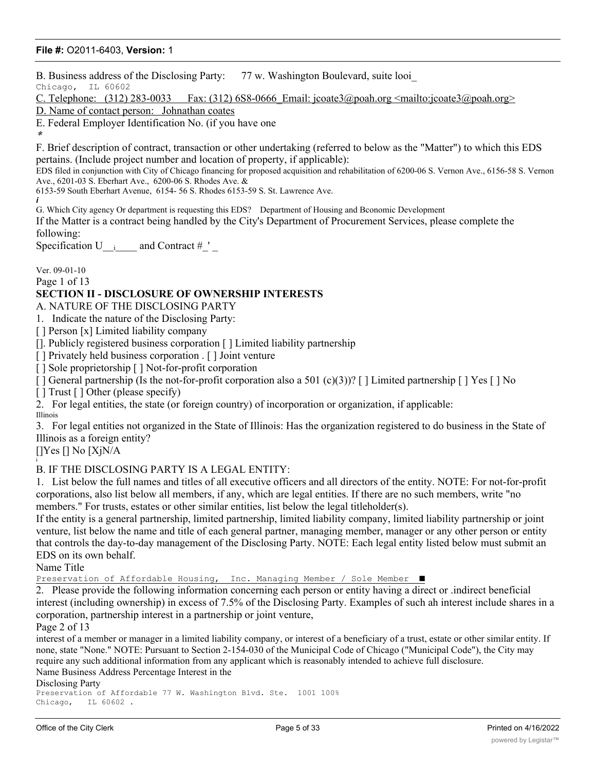B. Business address of the Disclosing Party: 77 w. Washington Boulevard, suite looi_
Chicago, IL 60602

C. Telephone: (312) 283-0033 Fax: (312) 6S8-0666_Email: jcoate3@poah.org <mailto:jcoate3@poah.org>

D. Name of contact person: Johnathan coates

E. Federal Employer Identification No. (if you have one
*

F. Brief description of contract, transaction or other undertaking (referred to below as the "Matter") to which this EDS pertains. (Include project number and location of property, if applicable):
EDS filed in conjunction with City of Chicago financing for proposed acquisition and rehabilitation of 6200-06 S. Vernon Ave., 6156-58 S. Vernon Ave., 6201-03 S. Eberhart Ave., 6200-06 S. Rhodes Ave. &
6153-59 South Eberhart Avenue, 6154- 56 S. Rhodes 6153-59 S. St. Lawrence Ave.
*i*

G. Which City agency Or department is requesting this EDS? Department of Housing and Bconomic Development

If the Matter is a contract being handled by the City's Department of Procurement Services, please complete the following:

Specification U__i____ and Contract #_' _

Ver. 09-01-10

## SECTION II - DISCLOSURE OF OWNERSHIP INTERESTS

A. NATURE OF THE DISCLOSING PARTY

1. Indicate the nature of the Disclosing Party:

[ ] Person [x] Limited liability company
[]. Publicly registered business corporation [ ] Limited liability partnership
[ ] Privately held business corporation . [ ] Joint venture
[ ] Sole proprietorship [ ] Not-for-profit corporation
[ ] General partnership (Is the not-for-profit corporation also a 501 (c)(3))? [ ] Limited partnership [ ] Yes [ ] No
[ ] Trust [ ] Other (please specify)

2. For legal entities, the state (or foreign country) of incorporation or organization, if applicable:
Illinois

3. For legal entities not organized in the State of Illinois: Has the organization registered to do business in the State of Illinois as a foreign entity?

[]Yes [] No [XjN/A
i

B. IF THE DISCLOSING PARTY IS A LEGAL ENTITY:

1. List below the full names and titles of all executive officers and all directors of the entity. NOTE: For not-for-profit corporations, also list below all members, if any, which are legal entities. If there are no such members, write "no members." For trusts, estates or other similar entities, list below the legal titleholder(s).

If the entity is a general partnership, limited partnership, limited liability company, limited liability partnership or joint venture, list below the name and title of each general partner, managing member, manager or any other person or entity that controls the day-to-day management of the Disclosing Party. NOTE: Each legal entity listed below must submit an EDS on its own behalf.

| Name | Title |
| --- | --- |
| Preservation of Affordable Housing, Inc. | Managing Member / Sole Member ■ |

2. Please provide the following information concerning each person or entity having a direct or .indirect beneficial interest (including ownership) in excess of 7.5% of the Disclosing Party. Examples of such ah interest include shares in a corporation, partnership interest in a partnership or joint venture, interest of a member or manager in a limited liability company, or interest of a beneficiary of a trust, estate or other similar entity. If none, state "None." NOTE: Pursuant to Section 2-154-030 of the Municipal Code of Chicago ("Municipal Code"), the City may require any such additional information from any applicant which is reasonably intended to achieve full disclosure.

| Name | Business Address | Percentage Interest in the Disclosing Party |
| --- | --- | --- |
| Preservation of Affordable | 77 W. Washington Blvd. Ste. 1001 Chicago, IL 60602 . | 100% |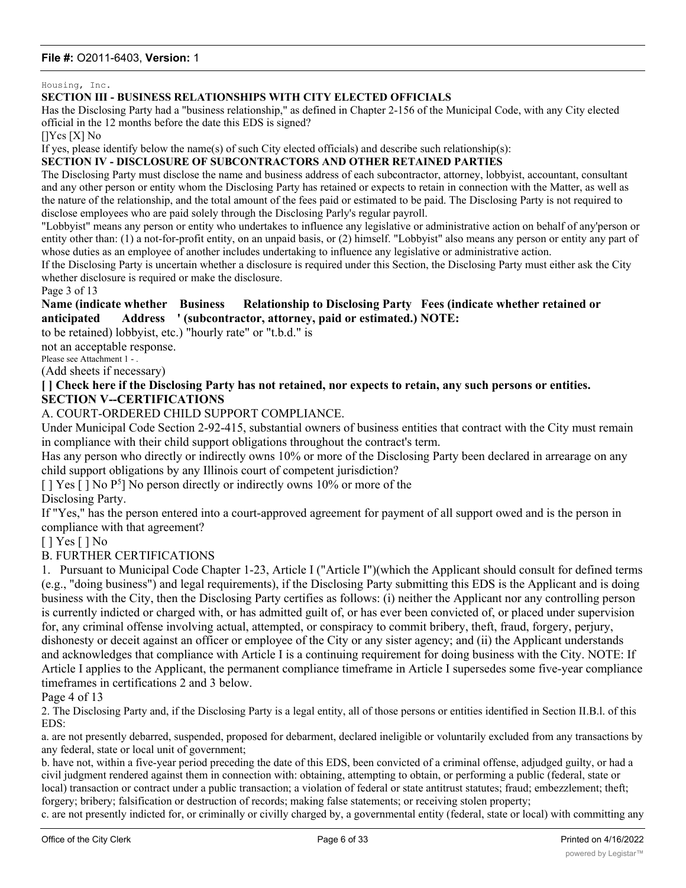Housing, Inc.

**SECTION III - BUSINESS RELATIONSHIPS WITH CITY ELECTED OFFICIALS**

Has the Disclosing Party had a "business relationship," as defined in Chapter 2-156 of the Municipal Code, with any City elected official in the 12 months before the date this EDS is signed?

[]Ycs [X] No

If yes, please identify below the name(s) of such City elected officials) and describe such relationship(s):

**SECTION IV - DISCLOSURE OF SUBCONTRACTORS AND OTHER RETAINED PARTIES**

The Disclosing Party must disclose the name and business address of each subcontractor, attorney, lobbyist, accountant, consultant and any other person or entity whom the Disclosing Party has retained or expects to retain in connection with the Matter, as well as the nature of the relationship, and the total amount of the fees paid or estimated to be paid. The Disclosing Party is not required to disclose employees who are paid solely through the Disclosing Parly's regular payroll.

"Lobbyist" means any person or entity who undertakes to influence any legislative or administrative action on behalf of any'person or entity other than: (1) a not-for-profit entity, on an unpaid basis, or (2) himself. "Lobbyist" also means any person or entity any part of whose duties as an employee of another includes undertaking to influence any legislative or administrative action.

If the Disclosing Party is uncertain whether a disclosure is required under this Section, the Disclosing Party must either ask the City whether disclosure is required or make the disclosure.

Page 3 of 13

**Name (indicate whether anticipated to be retained) lobbyist, etc.) | Business Address | ' Relationship to Disclosing Party (subcontractor, attorney, | Fees (indicate whether retained or paid or estimated.) NOTE: "hourly rate" or "t.b.d." is not an acceptable response.**

Please see Attachment 1 - .

(Add sheets if necessary)

**[ ] Check here if the Disclosing Party has not retained, nor expects to retain, any such persons or entities.**

**SECTION V--CERTIFICATIONS**

A. COURT-ORDERED CHILD SUPPORT COMPLIANCE.

Under Municipal Code Section 2-92-415, substantial owners of business entities that contract with the City must remain in compliance with their child support obligations throughout the contract's term.

Has any person who directly or indirectly owns 10% or more of the Disclosing Party been declared in arrearage on any child support obligations by any Illinois court of competent jurisdiction?

[ ] Yes [ ] No P[5]] No person directly or indirectly owns 10% or more of the Disclosing Party.

If "Yes," has the person entered into a court-approved agreement for payment of all support owed and is the person in compliance with that agreement?

[ ] Yes [ ] No

B. FURTHER CERTIFICATIONS

1. Pursuant to Municipal Code Chapter 1-23, Article I ("Article I")(which the Applicant should consult for defined terms (e.g., "doing business") and legal requirements), if the Disclosing Party submitting this EDS is the Applicant and is doing business with the City, then the Disclosing Party certifies as follows: (i) neither the Applicant nor any controlling person is currently indicted or charged with, or has admitted guilt of, or has ever been convicted of, or placed under supervision for, any criminal offense involving actual, attempted, or conspiracy to commit bribery, theft, fraud, forgery, perjury, dishonesty or deceit against an officer or employee of the City or any sister agency; and (ii) the Applicant understands and acknowledges that compliance with Article I is a continuing requirement for doing business with the City. NOTE: If Article I applies to the Applicant, the permanent compliance timeframe in Article I supersedes some five-year compliance timeframes in certifications 2 and 3 below.

Page 4 of 13

2. The Disclosing Party and, if the Disclosing Party is a legal entity, all of those persons or entities identified in Section II.B.l. of this EDS:

a. are not presently debarred, suspended, proposed for debarment, declared ineligible or voluntarily excluded from any transactions by any federal, state or local unit of government;

b. have not, within a five-year period preceding the date of this EDS, been convicted of a criminal offense, adjudged guilty, or had a civil judgment rendered against them in connection with: obtaining, attempting to obtain, or performing a public (federal, state or local) transaction or contract under a public transaction; a violation of federal or state antitrust statutes; fraud; embezzlement; theft; forgery; bribery; falsification or destruction of records; making false statements; or receiving stolen property;

c. are not presently indicted for, or criminally or civilly charged by, a governmental entity (federal, state or local) with committing any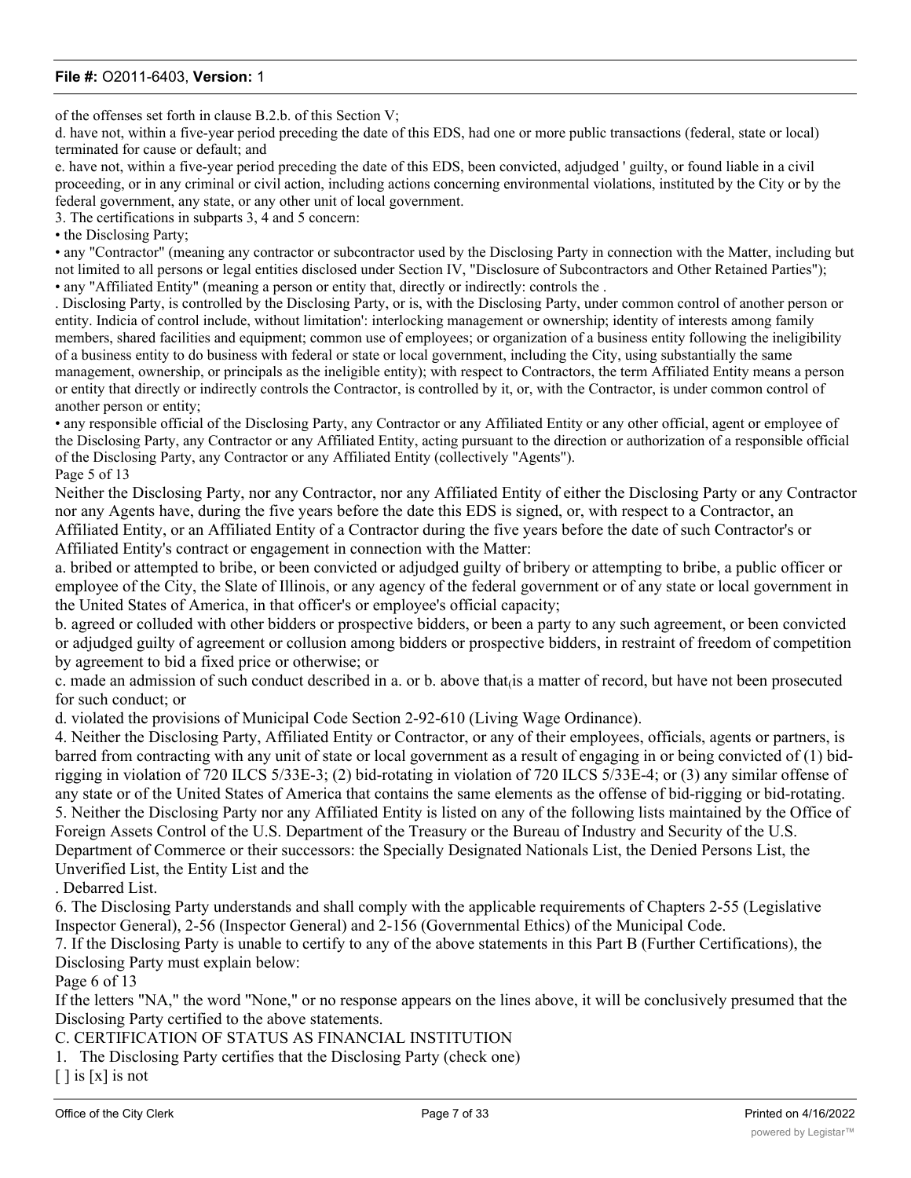of the offenses set forth in clause B.2.b. of this Section V;

d. have not, within a five-year period preceding the date of this EDS, had one or more public transactions (federal, state or local) terminated for cause or default; and

e. have not, within a five-year period preceding the date of this EDS, been convicted, adjudged ' guilty, or found liable in a civil proceeding, or in any criminal or civil action, including actions concerning environmental violations, instituted by the City or by the federal government, any state, or any other unit of local government.

3. The certifications in subparts 3, 4 and 5 concern:

• the Disclosing Party;

• any "Contractor" (meaning any contractor or subcontractor used by the Disclosing Party in connection with the Matter, including but not limited to all persons or legal entities disclosed under Section IV, "Disclosure of Subcontractors and Other Retained Parties");

• any "Affiliated Entity" (meaning a person or entity that, directly or indirectly: controls the .

. Disclosing Party, is controlled by the Disclosing Party, or is, with the Disclosing Party, under common control of another person or entity. Indicia of control include, without limitation': interlocking management or ownership; identity of interests among family members, shared facilities and equipment; common use of employees; or organization of a business entity following the ineligibility of a business entity to do business with federal or state or local government, including the City, using substantially the same management, ownership, or principals as the ineligible entity); with respect to Contractors, the term Affiliated Entity means a person or entity that directly or indirectly controls the Contractor, is controlled by it, or, with the Contractor, is under common control of another person or entity;

• any responsible official of the Disclosing Party, any Contractor or any Affiliated Entity or any other official, agent or employee of the Disclosing Party, any Contractor or any Affiliated Entity, acting pursuant to the direction or authorization of a responsible official of the Disclosing Party, any Contractor or any Affiliated Entity (collectively "Agents").

Page 5 of 13

Neither the Disclosing Party, nor any Contractor, nor any Affiliated Entity of either the Disclosing Party or any Contractor nor any Agents have, during the five years before the date this EDS is signed, or, with respect to a Contractor, an Affiliated Entity, or an Affiliated Entity of a Contractor during the five years before the date of such Contractor's or Affiliated Entity's contract or engagement in connection with the Matter:

a. bribed or attempted to bribe, or been convicted or adjudged guilty of bribery or attempting to bribe, a public officer or employee of the City, the Slate of Illinois, or any agency of the federal government or of any state or local government in the United States of America, in that officer's or employee's official capacity;

b. agreed or colluded with other bidders or prospective bidders, or been a party to any such agreement, or been convicted or adjudged guilty of agreement or collusion among bidders or prospective bidders, in restraint of freedom of competition by agreement to bid a fixed price or otherwise; or

c. made an admission of such conduct described in a. or b. above that is a matter of record, but have not been prosecuted for such conduct; or

d. violated the provisions of Municipal Code Section 2-92-610 (Living Wage Ordinance).

4. Neither the Disclosing Party, Affiliated Entity or Contractor, or any of their employees, officials, agents or partners, is barred from contracting with any unit of state or local government as a result of engaging in or being convicted of (1) bid-rigging in violation of 720 ILCS 5/33E-3; (2) bid-rotating in violation of 720 ILCS 5/33E-4; or (3) any similar offense of any state or of the United States of America that contains the same elements as the offense of bid-rigging or bid-rotating.

5. Neither the Disclosing Party nor any Affiliated Entity is listed on any of the following lists maintained by the Office of Foreign Assets Control of the U.S. Department of the Treasury or the Bureau of Industry and Security of the U.S. Department of Commerce or their successors: the Specially Designated Nationals List, the Denied Persons List, the Unverified List, the Entity List and the

. Debarred List.

6. The Disclosing Party understands and shall comply with the applicable requirements of Chapters 2-55 (Legislative Inspector General), 2-56 (Inspector General) and 2-156 (Governmental Ethics) of the Municipal Code.

7. If the Disclosing Party is unable to certify to any of the above statements in this Part B (Further Certifications), the Disclosing Party must explain below:

Page 6 of 13

If the letters "NA," the word "None," or no response appears on the lines above, it will be conclusively presumed that the Disclosing Party certified to the above statements.

C. CERTIFICATION OF STATUS AS FINANCIAL INSTITUTION

1. The Disclosing Party certifies that the Disclosing Party (check one)

[ ] is [x] is not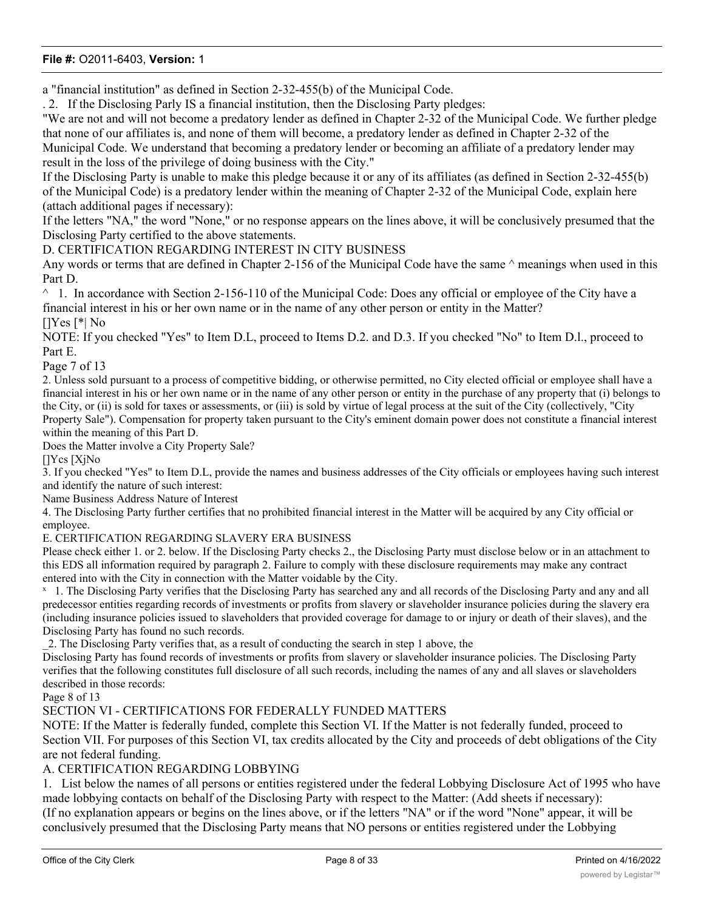a "financial institution" as defined in Section 2-32-455(b) of the Municipal Code.

. 2. If the Disclosing Parly IS a financial institution, then the Disclosing Party pledges:

"We are not and will not become a predatory lender as defined in Chapter 2-32 of the Municipal Code. We further pledge that none of our affiliates is, and none of them will become, a predatory lender as defined in Chapter 2-32 of the Municipal Code. We understand that becoming a predatory lender or becoming an affiliate of a predatory lender may result in the loss of the privilege of doing business with the City."

If the Disclosing Party is unable to make this pledge because it or any of its affiliates (as defined in Section 2-32-455(b) of the Municipal Code) is a predatory lender within the meaning of Chapter 2-32 of the Municipal Code, explain here (attach additional pages if necessary):

If the letters "NA," the word "None," or no response appears on the lines above, it will be conclusively presumed that the Disclosing Party certified to the above statements.

D. CERTIFICATION REGARDING INTEREST IN CITY BUSINESS

Any words or terms that are defined in Chapter 2-156 of the Municipal Code have the same ^ meanings when used in this Part D.

^ 1. In accordance with Section 2-156-110 of the Municipal Code: Does any official or employee of the City have a financial interest in his or her own name or in the name of any other person or entity in the Matter?

[]Yes [*| No

NOTE: If you checked "Yes" to Item D.L, proceed to Items D.2. and D.3. If you checked "No" to Item D.l., proceed to Part E.

Page 7 of 13

2. Unless sold pursuant to a process of competitive bidding, or otherwise permitted, no City elected official or employee shall have a financial interest in his or her own name or in the name of any other person or entity in the purchase of any property that (i) belongs to the City, or (ii) is sold for taxes or assessments, or (iii) is sold by virtue of legal process at the suit of the City (collectively, "City Property Sale"). Compensation for property taken pursuant to the City's eminent domain power does not constitute a financial interest within the meaning of this Part D.

Does the Matter involve a City Property Sale?

[]Ycs [XjNo

3. If you checked "Yes" to Item D.L, provide the names and business addresses of the City officials or employees having such interest and identify the nature of such interest:

Name Business Address Nature of Interest

4. The Disclosing Party further certifies that no prohibited financial interest in the Matter will be acquired by any City official or employee.

E. CERTIFICATION REGARDING SLAVERY ERA BUSINESS

Please check either 1. or 2. below. If the Disclosing Party checks 2., the Disclosing Party must disclose below or in an attachment to this EDS all information required by paragraph 2. Failure to comply with these disclosure requirements may make any contract entered into with the City in connection with the Matter voidable by the City.

x 1. The Disclosing Party verifies that the Disclosing Party has searched any and all records of the Disclosing Party and any and all predecessor entities regarding records of investments or profits from slavery or slaveholder insurance policies during the slavery era (including insurance policies issued to slaveholders that provided coverage for damage to or injury or death of their slaves), and the Disclosing Party has found no such records.

_2. The Disclosing Party verifies that, as a result of conducting the search in step 1 above, the Disclosing Party has found records of investments or profits from slavery or slaveholder insurance policies. The Disclosing Party verifies that the following constitutes full disclosure of all such records, including the names of any and all slaves or slaveholders described in those records:

Page 8 of 13

SECTION VI - CERTIFICATIONS FOR FEDERALLY FUNDED MATTERS

NOTE: If the Matter is federally funded, complete this Section VI. If the Matter is not federally funded, proceed to Section VII. For purposes of this Section VI, tax credits allocated by the City and proceeds of debt obligations of the City are not federal funding.

A. CERTIFICATION REGARDING LOBBYING

1. List below the names of all persons or entities registered under the federal Lobbying Disclosure Act of 1995 who have made lobbying contacts on behalf of the Disclosing Party with respect to the Matter: (Add sheets if necessary):

(If no explanation appears or begins on the lines above, or if the letters "NA" or if the word "None" appear, it will be conclusively presumed that the Disclosing Party means that NO persons or entities registered under the Lobbying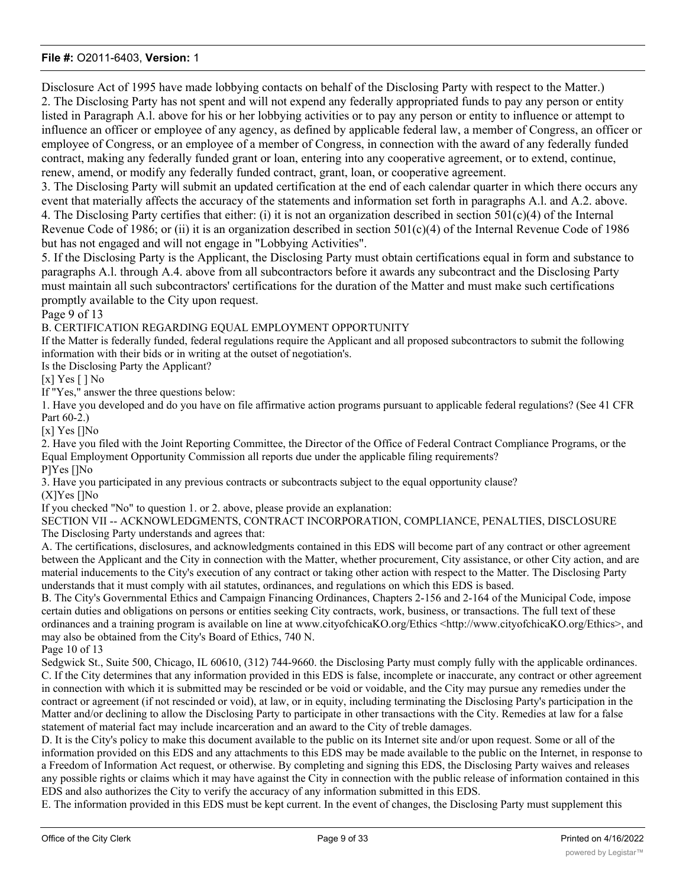Disclosure Act of 1995 have made lobbying contacts on behalf of the Disclosing Party with respect to the Matter.)

2. The Disclosing Party has not spent and will not expend any federally appropriated funds to pay any person or entity listed in Paragraph A.l. above for his or her lobbying activities or to pay any person or entity to influence or attempt to influence an officer or employee of any agency, as defined by applicable federal law, a member of Congress, an officer or employee of Congress, or an employee of a member of Congress, in connection with the award of any federally funded contract, making any federally funded grant or loan, entering into any cooperative agreement, or to extend, continue, renew, amend, or modify any federally funded contract, grant, loan, or cooperative agreement.

3. The Disclosing Party will submit an updated certification at the end of each calendar quarter in which there occurs any event that materially affects the accuracy of the statements and information set forth in paragraphs A.l. and A.2. above.

4. The Disclosing Party certifies that either: (i) it is not an organization described in section 501(c)(4) of the Internal Revenue Code of 1986; or (ii) it is an organization described in section 501(c)(4) of the Internal Revenue Code of 1986 but has not engaged and will not engage in "Lobbying Activities".

5. If the Disclosing Party is the Applicant, the Disclosing Party must obtain certifications equal in form and substance to paragraphs A.l. through A.4. above from all subcontractors before it awards any subcontract and the Disclosing Party must maintain all such subcontractors' certifications for the duration of the Matter and must make such certifications promptly available to the City upon request.

Page 9 of 13

B. CERTIFICATION REGARDING EQUAL EMPLOYMENT OPPORTUNITY

If the Matter is federally funded, federal regulations require the Applicant and all proposed subcontractors to submit the following information with their bids or in writing at the outset of negotiation's.

Is the Disclosing Party the Applicant?

[x] Yes [ ] No

If "Yes," answer the three questions below:

1. Have you developed and do you have on file affirmative action programs pursuant to applicable federal regulations? (See 41 CFR Part 60-2.)

[x] Yes []No

2. Have you filed with the Joint Reporting Committee, the Director of the Office of Federal Contract Compliance Programs, or the Equal Employment Opportunity Commission all reports due under the applicable filing requirements?

P]Yes []No

3. Have you participated in any previous contracts or subcontracts subject to the equal opportunity clause?

(X]Yes []No

If you checked "No" to question 1. or 2. above, please provide an explanation:

SECTION VII -- ACKNOWLEDGMENTS, CONTRACT INCORPORATION, COMPLIANCE, PENALTIES, DISCLOSURE

The Disclosing Party understands and agrees that:

A. The certifications, disclosures, and acknowledgments contained in this EDS will become part of any contract or other agreement between the Applicant and the City in connection with the Matter, whether procurement, City assistance, or other City action, and are material inducements to the City's execution of any contract or taking other action with respect to the Matter. The Disclosing Party understands that it must comply with ail statutes, ordinances, and regulations on which this EDS is based.

B. The City's Governmental Ethics and Campaign Financing Ordinances, Chapters 2-156 and 2-164 of the Municipal Code, impose certain duties and obligations on persons or entities seeking City contracts, work, business, or transactions. The full text of these ordinances and a training program is available on line at www.cityofchicaKO.org/Ethics <http://www.cityofchicaKO.org/Ethics>, and may also be obtained from the City's Board of Ethics, 740 N.

Page 10 of 13

Sedgwick St., Suite 500, Chicago, IL 60610, (312) 744-9660. the Disclosing Party must comply fully with the applicable ordinances.

C. If the City determines that any information provided in this EDS is false, incomplete or inaccurate, any contract or other agreement in connection with which it is submitted may be rescinded or be void or voidable, and the City may pursue any remedies under the contract or agreement (if not rescinded or void), at law, or in equity, including terminating the Disclosing Party's participation in the Matter and/or declining to allow the Disclosing Party to participate in other transactions with the City. Remedies at law for a false statement of material fact may include incarceration and an award to the City of treble damages.

D. It is the City's policy to make this document available to the public on its Internet site and/or upon request. Some or all of the information provided on this EDS and any attachments to this EDS may be made available to the public on the Internet, in response to a Freedom of Information Act request, or otherwise. By completing and signing this EDS, the Disclosing Party waives and releases any possible rights or claims which it may have against the City in connection with the public release of information contained in this EDS and also authorizes the City to verify the accuracy of any information submitted in this EDS.

E. The information provided in this EDS must be kept current. In the event of changes, the Disclosing Party must supplement this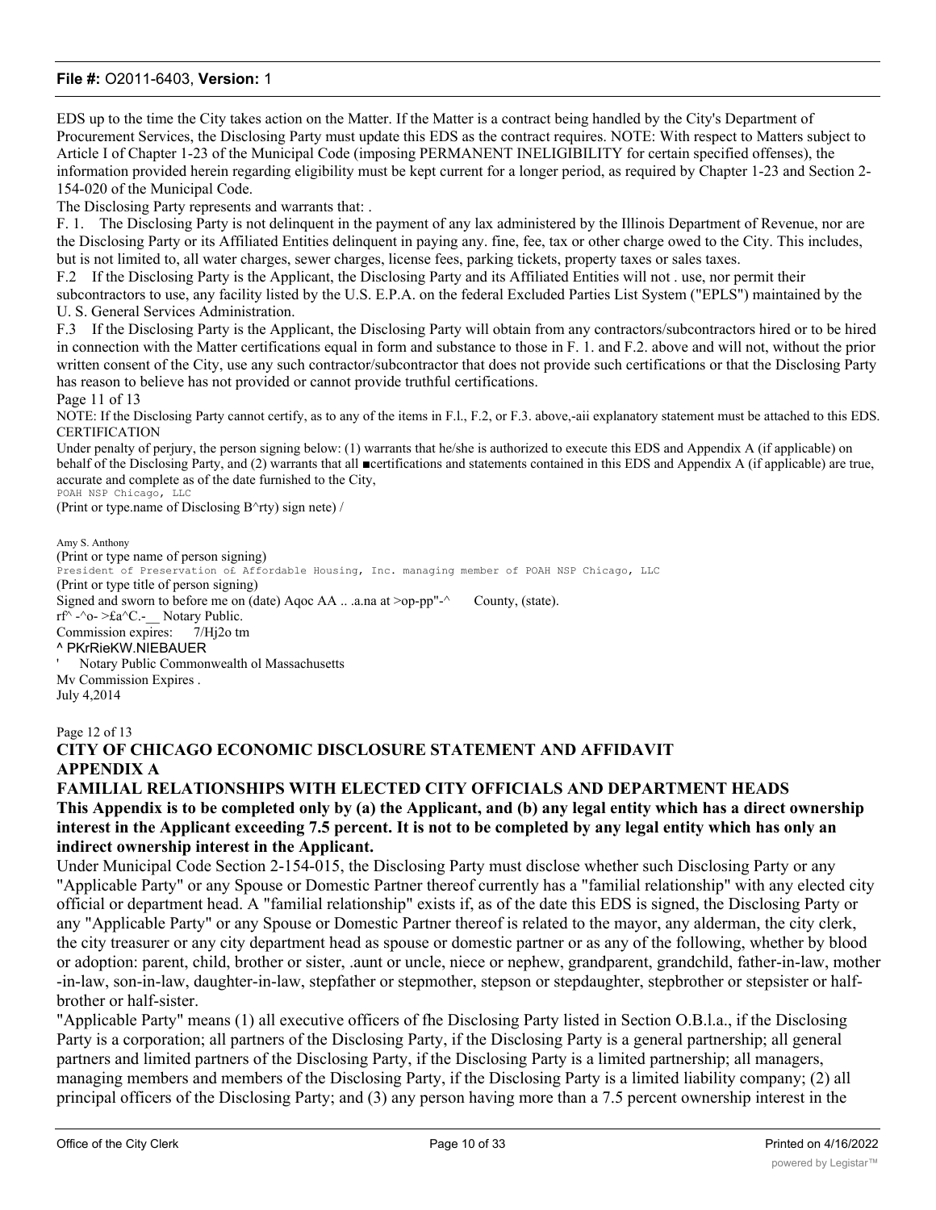EDS up to the time the City takes action on the Matter. If the Matter is a contract being handled by the City's Department of Procurement Services, the Disclosing Party must update this EDS as the contract requires. NOTE: With respect to Matters subject to Article I of Chapter 1-23 of the Municipal Code (imposing PERMANENT INELIGIBILITY for certain specified offenses), the information provided herein regarding eligibility must be kept current for a longer period, as required by Chapter 1-23 and Section 2-154-020 of the Municipal Code.

The Disclosing Party represents and warrants that: .

F. 1. The Disclosing Party is not delinquent in the payment of any lax administered by the Illinois Department of Revenue, nor are the Disclosing Party or its Affiliated Entities delinquent in paying any. fine, fee, tax or other charge owed to the City. This includes, but is not limited to, all water charges, sewer charges, license fees, parking tickets, property taxes or sales taxes.

F.2 If the Disclosing Party is the Applicant, the Disclosing Party and its Affiliated Entities will not . use, nor permit their subcontractors to use, any facility listed by the U.S. E.P.A. on the federal Excluded Parties List System ("EPLS") maintained by the U. S. General Services Administration.

F.3 If the Disclosing Party is the Applicant, the Disclosing Party will obtain from any contractors/subcontractors hired or to be hired in connection with the Matter certifications equal in form and substance to those in F. 1. and F.2. above and will not, without the prior written consent of the City, use any such contractor/subcontractor that does not provide such certifications or that the Disclosing Party has reason to believe has not provided or cannot provide truthful certifications.

Page 11 of 13

NOTE: If the Disclosing Party cannot certify, as to any of the items in F.l., F.2, or F.3. above,-aii explanatory statement must be attached to this EDS.

CERTIFICATION

Under penalty of perjury, the person signing below: (1) warrants that he/she is authorized to execute this EDS and Appendix A (if applicable) on behalf of the Disclosing Party, and (2) warrants that all ■certifications and statements contained in this EDS and Appendix A (if applicable) are true, accurate and complete as of the date furnished to the City,

POAH NSP Chicago, LLC

(Print or type.name of Disclosing B^rty) sign nete) /

Amy S. Anthony

(Print or type name of person signing)

President of Preservation of Affordable Housing, Inc. managing member of POAH NSP Chicago, LLC

(Print or type title of person signing)

Signed and sworn to before me on (date) Aqoc AA .. .a.na at >op-pp"-^ County, (state).

rf^ -^o- >£a^C.-__ Notary Public.

Commission expires: 7/Hj2o tm

^ PKrRieKW.NIEBAUER

' Notary Public Commonwealth ol Massachusetts

Mv Commission Expires .

July 4,2014

Page 12 of 13

## CITY OF CHICAGO ECONOMIC DISCLOSURE STATEMENT AND AFFIDAVIT

## APPENDIX A

## FAMILIAL RELATIONSHIPS WITH ELECTED CITY OFFICIALS AND DEPARTMENT HEADS

**This Appendix is to be completed only by (a) the Applicant, and (b) any legal entity which has a direct ownership interest in the Applicant exceeding 7.5 percent. It is not to be completed by any legal entity which has only an indirect ownership interest in the Applicant.**

Under Municipal Code Section 2-154-015, the Disclosing Party must disclose whether such Disclosing Party or any "Applicable Party" or any Spouse or Domestic Partner thereof currently has a "familial relationship" with any elected city official or department head. A "familial relationship" exists if, as of the date this EDS is signed, the Disclosing Party or any "Applicable Party" or any Spouse or Domestic Partner thereof is related to the mayor, any alderman, the city clerk, the city treasurer or any city department head as spouse or domestic partner or as any of the following, whether by blood or adoption: parent, child, brother or sister, .aunt or uncle, niece or nephew, grandparent, grandchild, father-in-law, mother-in-law, son-in-law, daughter-in-law, stepfather or stepmother, stepson or stepdaughter, stepbrother or stepsister or half-brother or half-sister.

"Applicable Party" means (1) all executive officers of fhe Disclosing Party listed in Section O.B.l.a., if the Disclosing Party is a corporation; all partners of the Disclosing Party, if the Disclosing Party is a general partnership; all general partners and limited partners of the Disclosing Party, if the Disclosing Party is a limited partnership; all managers, managing members and members of the Disclosing Party, if the Disclosing Party is a limited liability company; (2) all principal officers of the Disclosing Party; and (3) any person having more than a 7.5 percent ownership interest in the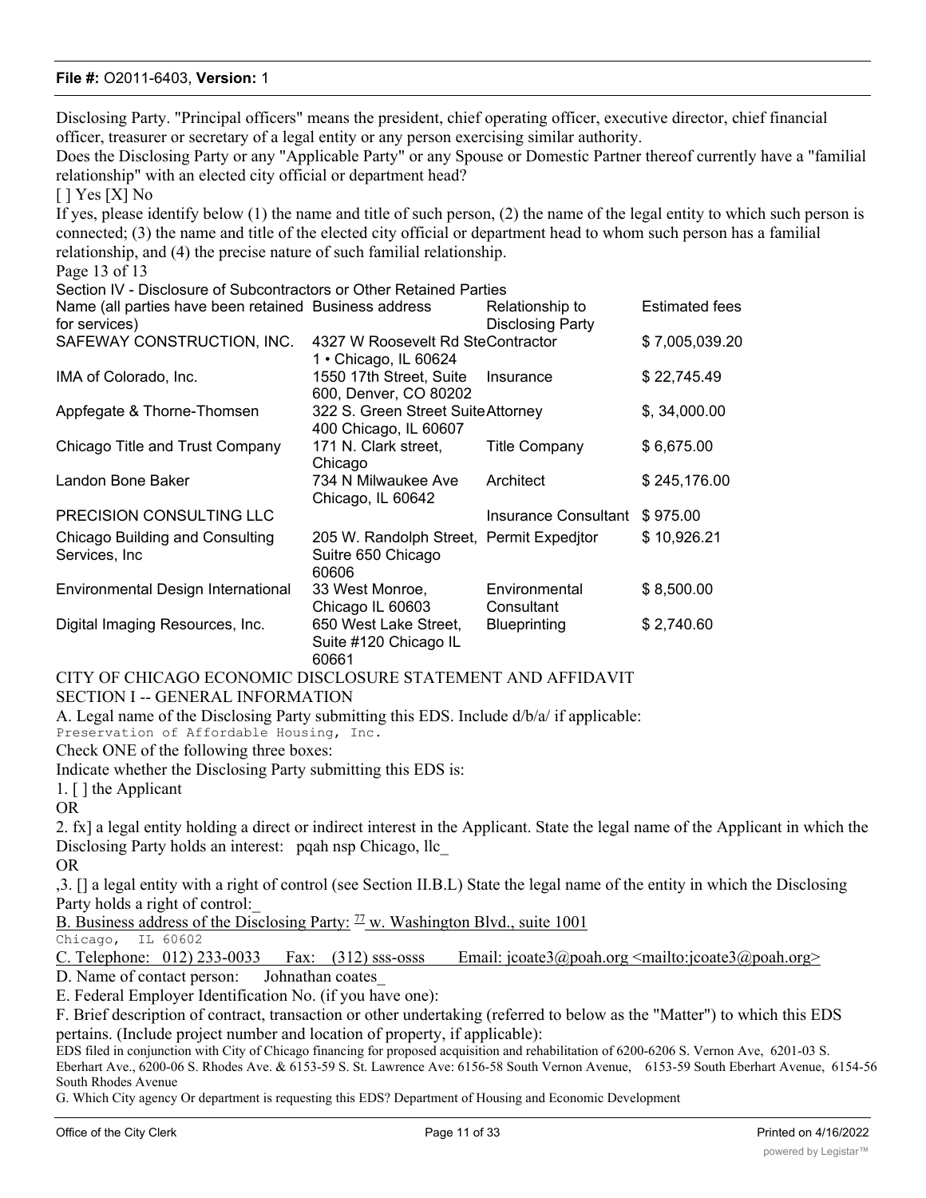Disclosing Party. "Principal officers" means the president, chief operating officer, executive director, chief financial officer, treasurer or secretary of a legal entity or any person exercising similar authority.

Does the Disclosing Party or any "Applicable Party" or any Spouse or Domestic Partner thereof currently have a "familial relationship" with an elected city official or department head?

[ ] Yes [X] No

If yes, please identify below (1) the name and title of such person, (2) the name of the legal entity to which such person is connected; (3) the name and title of the elected city official or department head to whom such person has a familial relationship, and (4) the precise nature of such familial relationship.

Page 13 of 13

Section IV - Disclosure of Subcontractors or Other Retained Parties

| Name (all parties have been retained for services) | Business address | Relationship to Disclosing Party | Estimated fees |
|---|---|---|---|
| SAFEWAY CONSTRUCTION, INC. | 4327 W Roosevelt Rd Ste 1 • Chicago, IL 60624 | Contractor | $ 7,005,039.20 |
| IMA of Colorado, Inc. | 1550 17th Street, Suite 600, Denver, CO 80202 | Insurance | $ 22,745.49 |
| Appfegate & Thorne-Thomsen | 322 S. Green Street Suite 400 Chicago, IL 60607 | Attorney | $, 34,000.00 |
| Chicago Title and Trust Company | 171 N. Clark street, Chicago | Title Company | $ 6,675.00 |
| Landon Bone Baker | 734 N Milwaukee Ave Chicago, IL 60642 | Architect | $ 245,176.00 |
| PRECISION CONSULTING LLC | | Insurance Consultant | $ 975.00 |
| Chicago Building and Consulting Services, Inc | 205 W. Randolph Street, Suitre 650 Chicago 60606 | Permit Expedjtor | $ 10,926.21 |
| Environmental Design International | 33 West Monroe, Chicago IL 60603 | Environmental Consultant | $ 8,500.00 |
| Digital Imaging Resources, Inc. | 650 West Lake Street, Suite #120 Chicago IL 60661 | Blueprinting | $ 2,740.60 |

CITY OF CHICAGO ECONOMIC DISCLOSURE STATEMENT AND AFFIDAVIT

SECTION I -- GENERAL INFORMATION

A. Legal name of the Disclosing Party submitting this EDS. Include d/b/a/ if applicable:
Preservation of Affordable Housing, Inc.

Check ONE of the following three boxes:

Indicate whether the Disclosing Party submitting this EDS is:

1. [ ] the Applicant

OR

2. fx] a legal entity holding a direct or indirect interest in the Applicant. State the legal name of the Applicant in which the Disclosing Party holds an interest: pqah nsp Chicago, llc_

OR

,3. [] a legal entity with a right of control (see Section II.B.L) State the legal name of the entity in which the Disclosing Party holds a right of control:_

B. Business address of the Disclosing Party: 77 w. Washington Blvd., suite 1001
Chicago, IL 60602

C. Telephone: 012) 233-0033 Fax: (312) sss-osss Email: jcoate3@poah.org <mailto:jcoate3@poah.org>

D. Name of contact person: Johnathan coates_

E. Federal Employer Identification No. (if you have one):

F. Brief description of contract, transaction or other undertaking (referred to below as the "Matter") to which this EDS pertains. (Include project number and location of property, if applicable):

EDS filed in conjunction with City of Chicago financing for proposed acquisition and rehabilitation of 6200-6206 S. Vernon Ave, 6201-03 S. Eberhart Ave., 6200-06 S. Rhodes Ave. & 6153-59 S. St. Lawrence Ave: 6156-58 South Vernon Avenue, 6153-59 South Eberhart Avenue, 6154-56 South Rhodes Avenue

G. Which City agency Or department is requesting this EDS? Department of Housing and Economic Development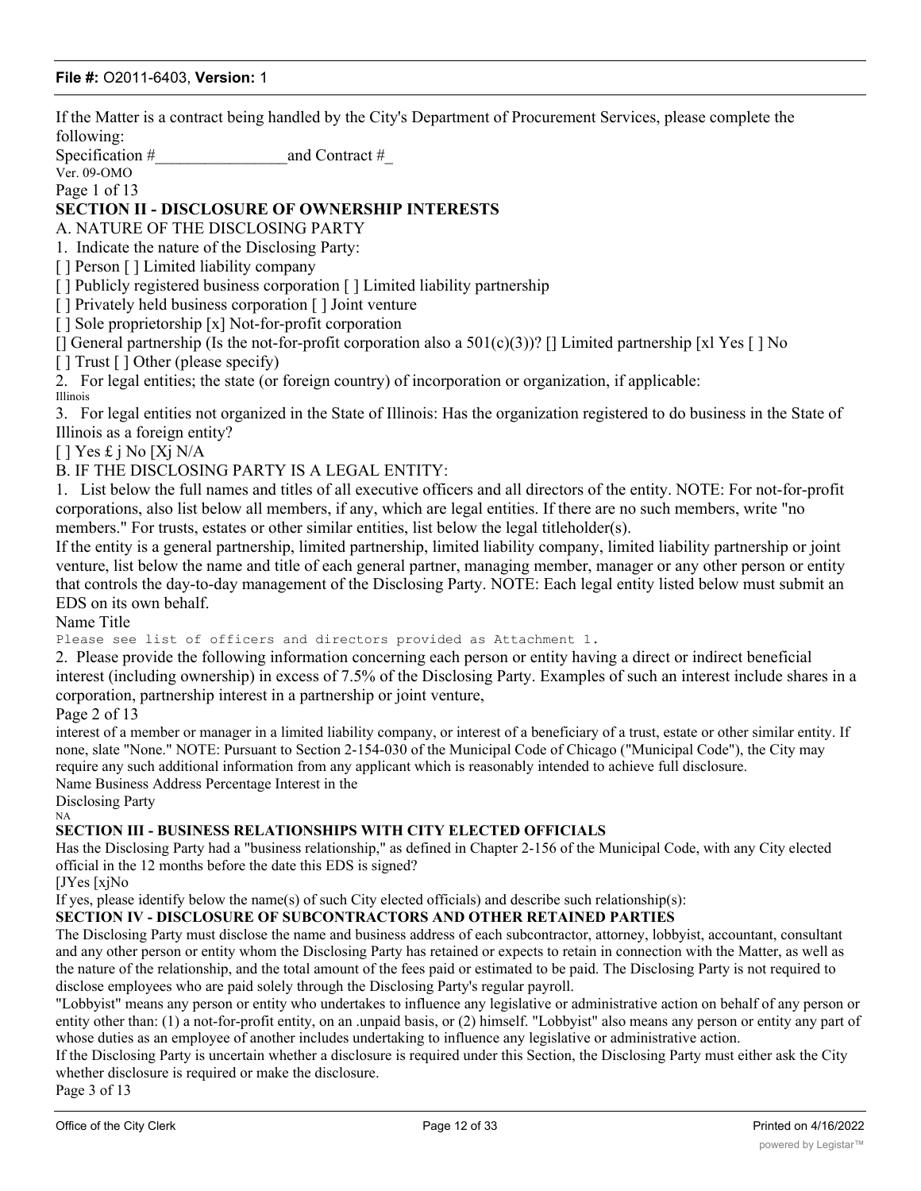If the Matter is a contract being handled by the City's Department of Procurement Services, please complete the following:

Specification #________________and Contract #_

Ver. 09-OMO

## SECTION II - DISCLOSURE OF OWNERSHIP INTERESTS

A. NATURE OF THE DISCLOSING PARTY

1. Indicate the nature of the Disclosing Party:

[ ] Person [ ] Limited liability company

[ ] Publicly registered business corporation [ ] Limited liability partnership

[ ] Privately held business corporation [ ] Joint venture

[ ] Sole proprietorship [x] Not-for-profit corporation

[] General partnership (Is the not-for-profit corporation also a 501(c)(3))? [] Limited partnership [xl Yes [ ] No

[ ] Trust [ ] Other (please specify)

2. For legal entities; the state (or foreign country) of incorporation or organization, if applicable:

Illinois

3. For legal entities not organized in the State of Illinois: Has the organization registered to do business in the State of Illinois as a foreign entity?

[ ] Yes £ j No [Xj N/A

B. IF THE DISCLOSING PARTY IS A LEGAL ENTITY:

1. List below the full names and titles of all executive officers and all directors of the entity. NOTE: For not-for-profit corporations, also list below all members, if any, which are legal entities. If there are no such members, write "no members." For trusts, estates or other similar entities, list below the legal titleholder(s).

If the entity is a general partnership, limited partnership, limited liability company, limited liability partnership or joint venture, list below the name and title of each general partner, managing member, manager or any other person or entity that controls the day-to-day management of the Disclosing Party. NOTE: Each legal entity listed below must submit an EDS on its own behalf.

Name Title

Please see list of officers and directors provided as Attachment 1.

2. Please provide the following information concerning each person or entity having a direct or indirect beneficial interest (including ownership) in excess of 7.5% of the Disclosing Party. Examples of such an interest include shares in a corporation, partnership interest in a partnership or joint venture, interest of a member or manager in a limited liability company, or interest of a beneficiary of a trust, estate or other similar entity. If none, slate "None." NOTE: Pursuant to Section 2-154-030 of the Municipal Code of Chicago ("Municipal Code"), the City may require any such additional information from any applicant which is reasonably intended to achieve full disclosure.

Name Business Address Percentage Interest in the Disclosing Party

NA

## SECTION III - BUSINESS RELATIONSHIPS WITH CITY ELECTED OFFICIALS

Has the Disclosing Party had a "business relationship," as defined in Chapter 2-156 of the Municipal Code, with any City elected official in the 12 months before the date this EDS is signed?

[JYes [xjNo

If yes, please identify below the name(s) of such City elected officials) and describe such relationship(s):

## SECTION IV - DISCLOSURE OF SUBCONTRACTORS AND OTHER RETAINED PARTIES

The Disclosing Party must disclose the name and business address of each subcontractor, attorney, lobbyist, accountant, consultant and any other person or entity whom the Disclosing Party has retained or expects to retain in connection with the Matter, as well as the nature of the relationship, and the total amount of the fees paid or estimated to be paid. The Disclosing Party is not required to disclose employees who are paid solely through the Disclosing Party's regular payroll.

"Lobbyist" means any person or entity who undertakes to influence any legislative or administrative action on behalf of any person or entity other than: (1) a not-for-profit entity, on an .unpaid basis, or (2) himself. "Lobbyist" also means any person or entity any part of whose duties as an employee of another includes undertaking to influence any legislative or administrative action.

If the Disclosing Party is uncertain whether a disclosure is required under this Section, the Disclosing Party must either ask the City whether disclosure is required or make the disclosure.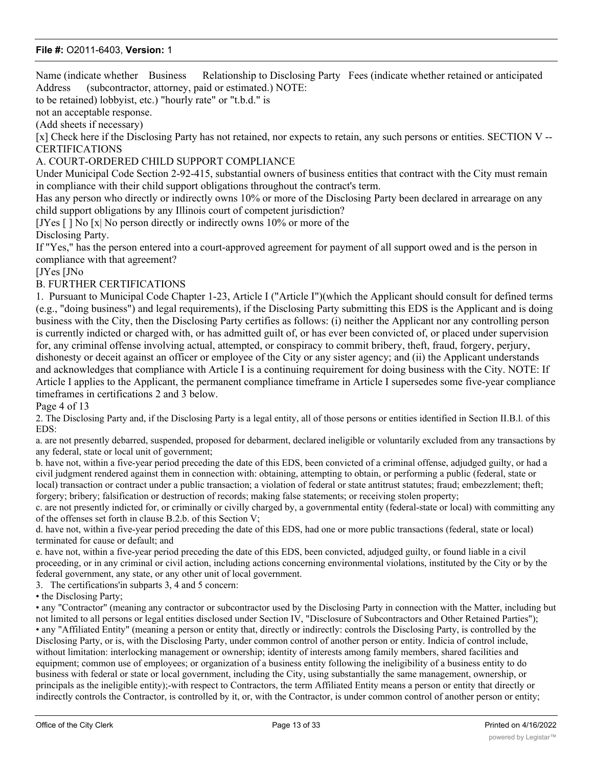Name (indicate whether Business Relationship to Disclosing Party Fees (indicate whether retained or anticipated Address (subcontractor, attorney, paid or estimated.) NOTE:
to be retained) lobbyist, etc.) "hourly rate" or "t.b.d." is
not an acceptable response.
(Add sheets if necessary)

[x] Check here if the Disclosing Party has not retained, nor expects to retain, any such persons or entities. SECTION V -- CERTIFICATIONS

A. COURT-ORDERED CHILD SUPPORT COMPLIANCE

Under Municipal Code Section 2-92-415, substantial owners of business entities that contract with the City must remain in compliance with their child support obligations throughout the contract's term.

Has any person who directly or indirectly owns 10% or more of the Disclosing Party been declared in arrearage on any child support obligations by any Illinois court of competent jurisdiction?

[JYes [ ] No [x| No person directly or indirectly owns 10% or more of the
Disclosing Party.

If "Yes," has the person entered into a court-approved agreement for payment of all support owed and is the person in compliance with that agreement?

[JYes [JNo

B. FURTHER CERTIFICATIONS

1. Pursuant to Municipal Code Chapter 1-23, Article I ("Article I")(which the Applicant should consult for defined terms (e.g., "doing business") and legal requirements), if the Disclosing Party submitting this EDS is the Applicant and is doing business with the City, then the Disclosing Party certifies as follows: (i) neither the Applicant nor any controlling person is currently indicted or charged with, or has admitted guilt of, or has ever been convicted of, or placed under supervision for, any criminal offense involving actual, attempted, or conspiracy to commit bribery, theft, fraud, forgery, perjury, dishonesty or deceit against an officer or employee of the City or any sister agency; and (ii) the Applicant understands and acknowledges that compliance with Article I is a continuing requirement for doing business with the City. NOTE: If Article I applies to the Applicant, the permanent compliance timeframe in Article I supersedes some five-year compliance timeframes in certifications 2 and 3 below.

Page 4 of 13

2. The Disclosing Party and, if the Disclosing Party is a legal entity, all of those persons or entities identified in Section II.B.l. of this EDS:

a. are not presently debarred, suspended, proposed for debarment, declared ineligible or voluntarily excluded from any transactions by any federal, state or local unit of government;

b. have not, within a five-year period preceding the date of this EDS, been convicted of a criminal offense, adjudged guilty, or had a civil judgment rendered against them in connection with: obtaining, attempting to obtain, or performing a public (federal, state or local) transaction or contract under a public transaction; a violation of federal or state antitrust statutes; fraud; embezzlement; theft; forgery; bribery; falsification or destruction of records; making false statements; or receiving stolen property;

c. are not presently indicted for, or criminally or civilly charged by, a governmental entity (federal-state or local) with committing any of the offenses set forth in clause B.2.b. of this Section V;

d. have not, within a five-year period preceding the date of this EDS, had one or more public transactions (federal, state or local) terminated for cause or default; and

e. have not, within a five-year period preceding the date of this EDS, been convicted, adjudged guilty, or found liable in a civil proceeding, or in any criminal or civil action, including actions concerning environmental violations, instituted by the City or by the federal government, any state, or any other unit of local government.

3. The certifications'in subparts 3, 4 and 5 concern:

- the Disclosing Party;
- any "Contractor" (meaning any contractor or subcontractor used by the Disclosing Party in connection with the Matter, including but not limited to all persons or legal entities disclosed under Section IV, "Disclosure of Subcontractors and Other Retained Parties");
- any "Affiliated Entity" (meaning a person or entity that, directly or indirectly: controls the Disclosing Party, is controlled by the Disclosing Party, or is, with the Disclosing Party, under common control of another person or entity. Indicia of control include, without limitation: interlocking management or ownership; identity of interests among family members, shared facilities and equipment; common use of employees; or organization of a business entity following the ineligibility of a business entity to do business with federal or state or local government, including the City, using substantially the same management, ownership, or principals as the ineligible entity);-with respect to Contractors, the term Affiliated Entity means a person or entity that directly or indirectly controls the Contractor, is controlled by it, or, with the Contractor, is under common control of another person or entity;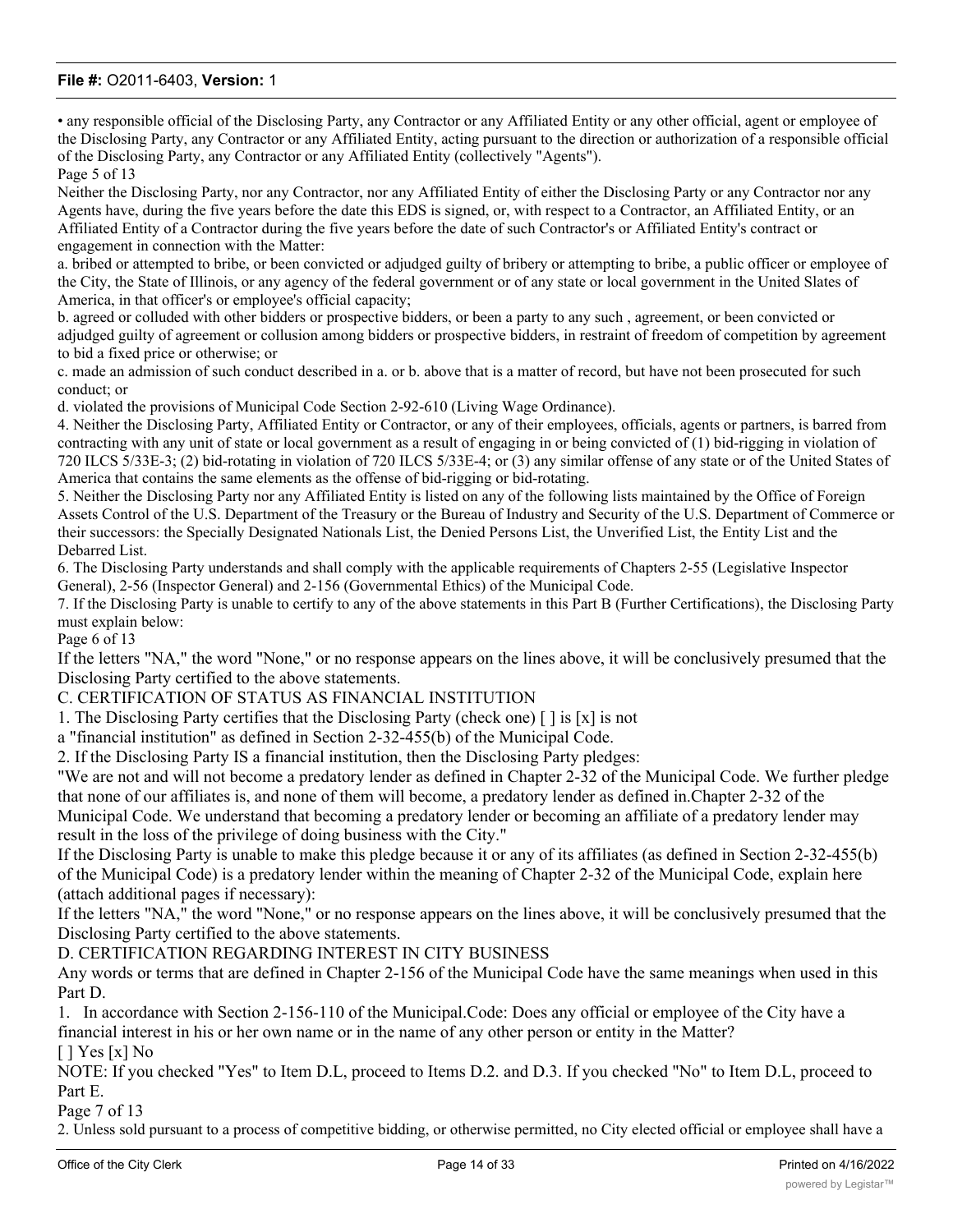• any responsible official of the Disclosing Party, any Contractor or any Affiliated Entity or any other official, agent or employee of the Disclosing Party, any Contractor or any Affiliated Entity, acting pursuant to the direction or authorization of a responsible official of the Disclosing Party, any Contractor or any Affiliated Entity (collectively "Agents").

Page 5 of 13

Neither the Disclosing Party, nor any Contractor, nor any Affiliated Entity of either the Disclosing Party or any Contractor nor any Agents have, during the five years before the date this EDS is signed, or, with respect to a Contractor, an Affiliated Entity, or an Affiliated Entity of a Contractor during the five years before the date of such Contractor's or Affiliated Entity's contract or engagement in connection with the Matter:

a. bribed or attempted to bribe, or been convicted or adjudged guilty of bribery or attempting to bribe, a public officer or employee of the City, the State of Illinois, or any agency of the federal government or of any state or local government in the United Slates of America, in that officer's or employee's official capacity;

b. agreed or colluded with other bidders or prospective bidders, or been a party to any such , agreement, or been convicted or adjudged guilty of agreement or collusion among bidders or prospective bidders, in restraint of freedom of competition by agreement to bid a fixed price or otherwise; or

c. made an admission of such conduct described in a. or b. above that is a matter of record, but have not been prosecuted for such conduct; or

d. violated the provisions of Municipal Code Section 2-92-610 (Living Wage Ordinance).

4. Neither the Disclosing Party, Affiliated Entity or Contractor, or any of their employees, officials, agents or partners, is barred from contracting with any unit of state or local government as a result of engaging in or being convicted of (1) bid-rigging in violation of 720 ILCS 5/33E-3; (2) bid-rotating in violation of 720 ILCS 5/33E-4; or (3) any similar offense of any state or of the United States of America that contains the same elements as the offense of bid-rigging or bid-rotating.

5. Neither the Disclosing Party nor any Affiliated Entity is listed on any of the following lists maintained by the Office of Foreign Assets Control of the U.S. Department of the Treasury or the Bureau of Industry and Security of the U.S. Department of Commerce or their successors: the Specially Designated Nationals List, the Denied Persons List, the Unverified List, the Entity List and the Debarred List.

6. The Disclosing Party understands and shall comply with the applicable requirements of Chapters 2-55 (Legislative Inspector General), 2-56 (Inspector General) and 2-156 (Governmental Ethics) of the Municipal Code.

7. If the Disclosing Party is unable to certify to any of the above statements in this Part B (Further Certifications), the Disclosing Party must explain below:

Page 6 of 13

If the letters "NA," the word "None," or no response appears on the lines above, it will be conclusively presumed that the Disclosing Party certified to the above statements.

C. CERTIFICATION OF STATUS AS FINANCIAL INSTITUTION

1. The Disclosing Party certifies that the Disclosing Party (check one) [ ] is [x] is not a "financial institution" as defined in Section 2-32-455(b) of the Municipal Code.

2. If the Disclosing Party IS a financial institution, then the Disclosing Party pledges:

"We are not and will not become a predatory lender as defined in Chapter 2-32 of the Municipal Code. We further pledge that none of our affiliates is, and none of them will become, a predatory lender as defined in.Chapter 2-32 of the Municipal Code. We understand that becoming a predatory lender or becoming an affiliate of a predatory lender may result in the loss of the privilege of doing business with the City."

If the Disclosing Party is unable to make this pledge because it or any of its affiliates (as defined in Section 2-32-455(b) of the Municipal Code) is a predatory lender within the meaning of Chapter 2-32 of the Municipal Code, explain here (attach additional pages if necessary):

If the letters "NA," the word "None," or no response appears on the lines above, it will be conclusively presumed that the Disclosing Party certified to the above statements.

D. CERTIFICATION REGARDING INTEREST IN CITY BUSINESS

Any words or terms that are defined in Chapter 2-156 of the Municipal Code have the same meanings when used in this Part D.

1. In accordance with Section 2-156-110 of the Municipal.Code: Does any official or employee of the City have a financial interest in his or her own name or in the name of any other person or entity in the Matter?

[ ] Yes [x] No

NOTE: If you checked "Yes" to Item D.L, proceed to Items D.2. and D.3. If you checked "No" to Item D.L, proceed to Part E.

Page 7 of 13

2. Unless sold pursuant to a process of competitive bidding, or otherwise permitted, no City elected official or employee shall have a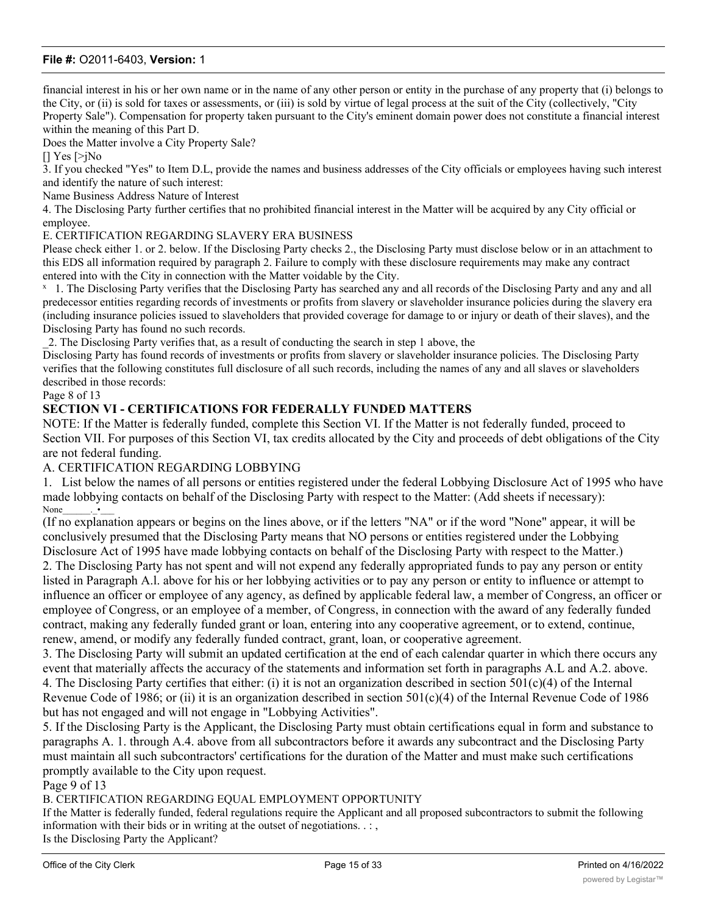financial interest in his or her own name or in the name of any other person or entity in the purchase of any property that (i) belongs to the City, or (ii) is sold for taxes or assessments, or (iii) is sold by virtue of legal process at the suit of the City (collectively, "City Property Sale"). Compensation for property taken pursuant to the City's eminent domain power does not constitute a financial interest within the meaning of this Part D.

Does the Matter involve a City Property Sale?

[] Yes [>jNo

3. If you checked "Yes" to Item D.L, provide the names and business addresses of the City officials or employees having such interest and identify the nature of such interest:

Name Business Address Nature of Interest

4. The Disclosing Party further certifies that no prohibited financial interest in the Matter will be acquired by any City official or employee.

E. CERTIFICATION REGARDING SLAVERY ERA BUSINESS

Please check either 1. or 2. below. If the Disclosing Party checks 2., the Disclosing Party must disclose below or in an attachment to this EDS all information required by paragraph 2. Failure to comply with these disclosure requirements may make any contract entered into with the City in connection with the Matter voidable by the City.

x 1. The Disclosing Party verifies that the Disclosing Party has searched any and all records of the Disclosing Party and any and all predecessor entities regarding records of investments or profits from slavery or slaveholder insurance policies during the slavery era (including insurance policies issued to slaveholders that provided coverage for damage to or injury or death of their slaves), and the Disclosing Party has found no such records.

_2. The Disclosing Party verifies that, as a result of conducting the search in step 1 above, the Disclosing Party has found records of investments or profits from slavery or slaveholder insurance policies. The Disclosing Party verifies that the following constitutes full disclosure of all such records, including the names of any and all slaves or slaveholders described in those records:

Page 8 of 13

## SECTION VI - CERTIFICATIONS FOR FEDERALLY FUNDED MATTERS

NOTE: If the Matter is federally funded, complete this Section VI. If the Matter is not federally funded, proceed to Section VII. For purposes of this Section VI, tax credits allocated by the City and proceeds of debt obligations of the City are not federal funding.

A. CERTIFICATION REGARDING LOBBYING

1. List below the names of all persons or entities registered under the federal Lobbying Disclosure Act of 1995 who have made lobbying contacts on behalf of the Disclosing Party with respect to the Matter: (Add sheets if necessary):

None______._•___

(If no explanation appears or begins on the lines above, or if the letters "NA" or if the word "None" appear, it will be conclusively presumed that the Disclosing Party means that NO persons or entities registered under the Lobbying Disclosure Act of 1995 have made lobbying contacts on behalf of the Disclosing Party with respect to the Matter.)

2. The Disclosing Party has not spent and will not expend any federally appropriated funds to pay any person or entity listed in Paragraph A.l. above for his or her lobbying activities or to pay any person or entity to influence or attempt to influence an officer or employee of any agency, as defined by applicable federal law, a member of Congress, an officer or employee of Congress, or an employee of a member, of Congress, in connection with the award of any federally funded contract, making any federally funded grant or loan, entering into any cooperative agreement, or to extend, continue, renew, amend, or modify any federally funded contract, grant, loan, or cooperative agreement.

3. The Disclosing Party will submit an updated certification at the end of each calendar quarter in which there occurs any event that materially affects the accuracy of the statements and information set forth in paragraphs A.L and A.2. above.

4. The Disclosing Party certifies that either: (i) it is not an organization described in section 501(c)(4) of the Internal Revenue Code of 1986; or (ii) it is an organization described in section 501(c)(4) of the Internal Revenue Code of 1986 but has not engaged and will not engage in "Lobbying Activities".

5. If the Disclosing Party is the Applicant, the Disclosing Party must obtain certifications equal in form and substance to paragraphs A. 1. through A.4. above from all subcontractors before it awards any subcontract and the Disclosing Party must maintain all such subcontractors' certifications for the duration of the Matter and must make such certifications promptly available to the City upon request.

Page 9 of 13

B. CERTIFICATION REGARDING EQUAL EMPLOYMENT OPPORTUNITY

If the Matter is federally funded, federal regulations require the Applicant and all proposed subcontractors to submit the following information with their bids or in writing at the outset of negotiations. . : ,

Is the Disclosing Party the Applicant?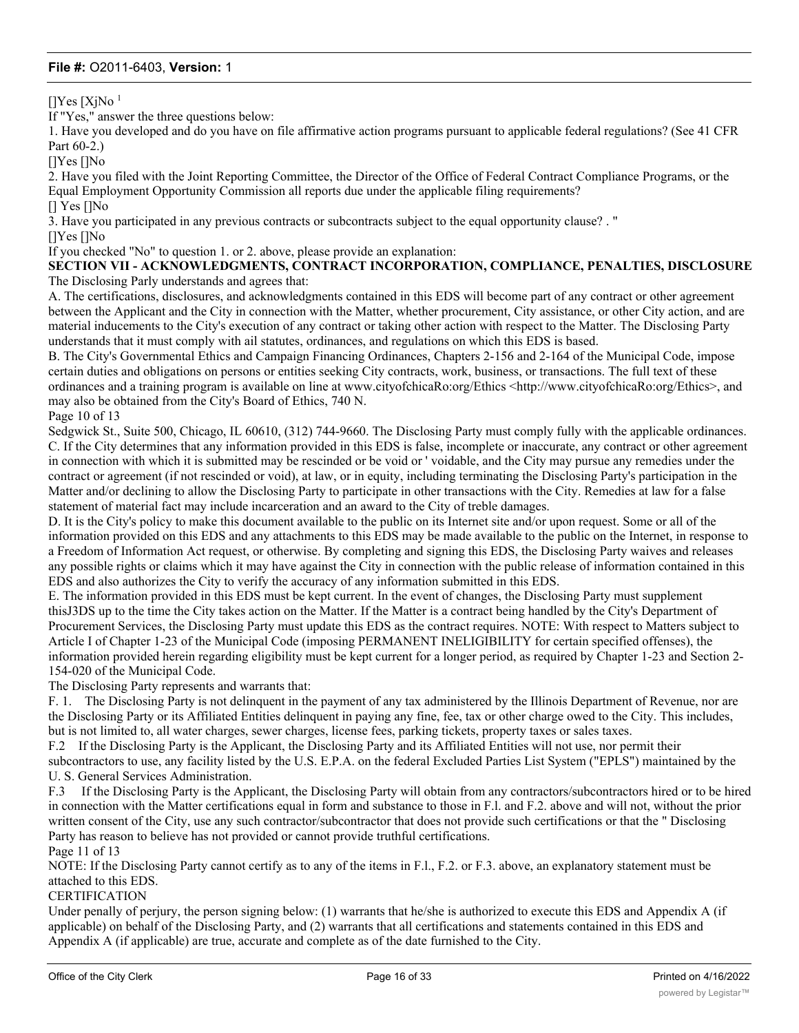[]Yes [XjNo [1]

If "Yes," answer the three questions below:

1. Have you developed and do you have on file affirmative action programs pursuant to applicable federal regulations? (See 41 CFR Part 60-2.)

[]Yes []No

2. Have you filed with the Joint Reporting Committee, the Director of the Office of Federal Contract Compliance Programs, or the Equal Employment Opportunity Commission all reports due under the applicable filing requirements?

[] Yes []No

3. Have you participated in any previous contracts or subcontracts subject to the equal opportunity clause? . "

[]Yes []No

If you checked "No" to question 1. or 2. above, please provide an explanation:

**SECTION VII - ACKNOWLEDGMENTS, CONTRACT INCORPORATION, COMPLIANCE, PENALTIES, DISCLOSURE**

The Disclosing Parly understands and agrees that:

A. The certifications, disclosures, and acknowledgments contained in this EDS will become part of any contract or other agreement between the Applicant and the City in connection with the Matter, whether procurement, City assistance, or other City action, and are material inducements to the City's execution of any contract or taking other action with respect to the Matter. The Disclosing Party understands that it must comply with ail statutes, ordinances, and regulations on which this EDS is based.

B. The City's Governmental Ethics and Campaign Financing Ordinances, Chapters 2-156 and 2-164 of the Municipal Code, impose certain duties and obligations on persons or entities seeking City contracts, work, business, or transactions. The full text of these ordinances and a training program is available on line at www.cityofchicaRo:org/Ethics <http://www.cityofchicaRo:org/Ethics>, and may also be obtained from the City's Board of Ethics, 740 N.

Page 10 of 13

Sedgwick St., Suite 500, Chicago, IL 60610, (312) 744-9660. The Disclosing Party must comply fully with the applicable ordinances.

C. If the City determines that any information provided in this EDS is false, incomplete or inaccurate, any contract or other agreement in connection with which it is submitted may be rescinded or be void or ' voidable, and the City may pursue any remedies under the contract or agreement (if not rescinded or void), at law, or in equity, including terminating the Disclosing Party's participation in the Matter and/or declining to allow the Disclosing Party to participate in other transactions with the City. Remedies at law for a false statement of material fact may include incarceration and an award to the City of treble damages.

D. It is the City's policy to make this document available to the public on its Internet site and/or upon request. Some or all of the information provided on this EDS and any attachments to this EDS may be made available to the public on the Internet, in response to a Freedom of Information Act request, or otherwise. By completing and signing this EDS, the Disclosing Party waives and releases any possible rights or claims which it may have against the City in connection with the public release of information contained in this EDS and also authorizes the City to verify the accuracy of any information submitted in this EDS.

E. The information provided in this EDS must be kept current. In the event of changes, the Disclosing Party must supplement thisJ3DS up to the time the City takes action on the Matter. If the Matter is a contract being handled by the City's Department of Procurement Services, the Disclosing Party must update this EDS as the contract requires. NOTE: With respect to Matters subject to Article I of Chapter 1-23 of the Municipal Code (imposing PERMANENT INELIGIBILITY for certain specified offenses), the information provided herein regarding eligibility must be kept current for a longer period, as required by Chapter 1-23 and Section 2-154-020 of the Municipal Code.

The Disclosing Party represents and warrants that:

F. 1. The Disclosing Party is not delinquent in the payment of any tax administered by the Illinois Department of Revenue, nor are the Disclosing Party or its Affiliated Entities delinquent in paying any fine, fee, tax or other charge owed to the City. This includes, but is not limited to, all water charges, sewer charges, license fees, parking tickets, property taxes or sales taxes.

F.2 If the Disclosing Party is the Applicant, the Disclosing Party and its Affiliated Entities will not use, nor permit their subcontractors to use, any facility listed by the U.S. E.P.A. on the federal Excluded Parties List System ("EPLS") maintained by the U. S. General Services Administration.

F.3 If the Disclosing Party is the Applicant, the Disclosing Party will obtain from any contractors/subcontractors hired or to be hired in connection with the Matter certifications equal in form and substance to those in F.l. and F.2. above and will not, without the prior written consent of the City, use any such contractor/subcontractor that does not provide such certifications or that the " Disclosing Party has reason to believe has not provided or cannot provide truthful certifications.

Page 11 of 13

NOTE: If the Disclosing Party cannot certify as to any of the items in F.l., F.2. or F.3. above, an explanatory statement must be attached to this EDS.

CERTIFICATION

Under penalty of perjury, the person signing below: (1) warrants that he/she is authorized to execute this EDS and Appendix A (if applicable) on behalf of the Disclosing Party, and (2) warrants that all certifications and statements contained in this EDS and Appendix A (if applicable) are true, accurate and complete as of the date furnished to the City.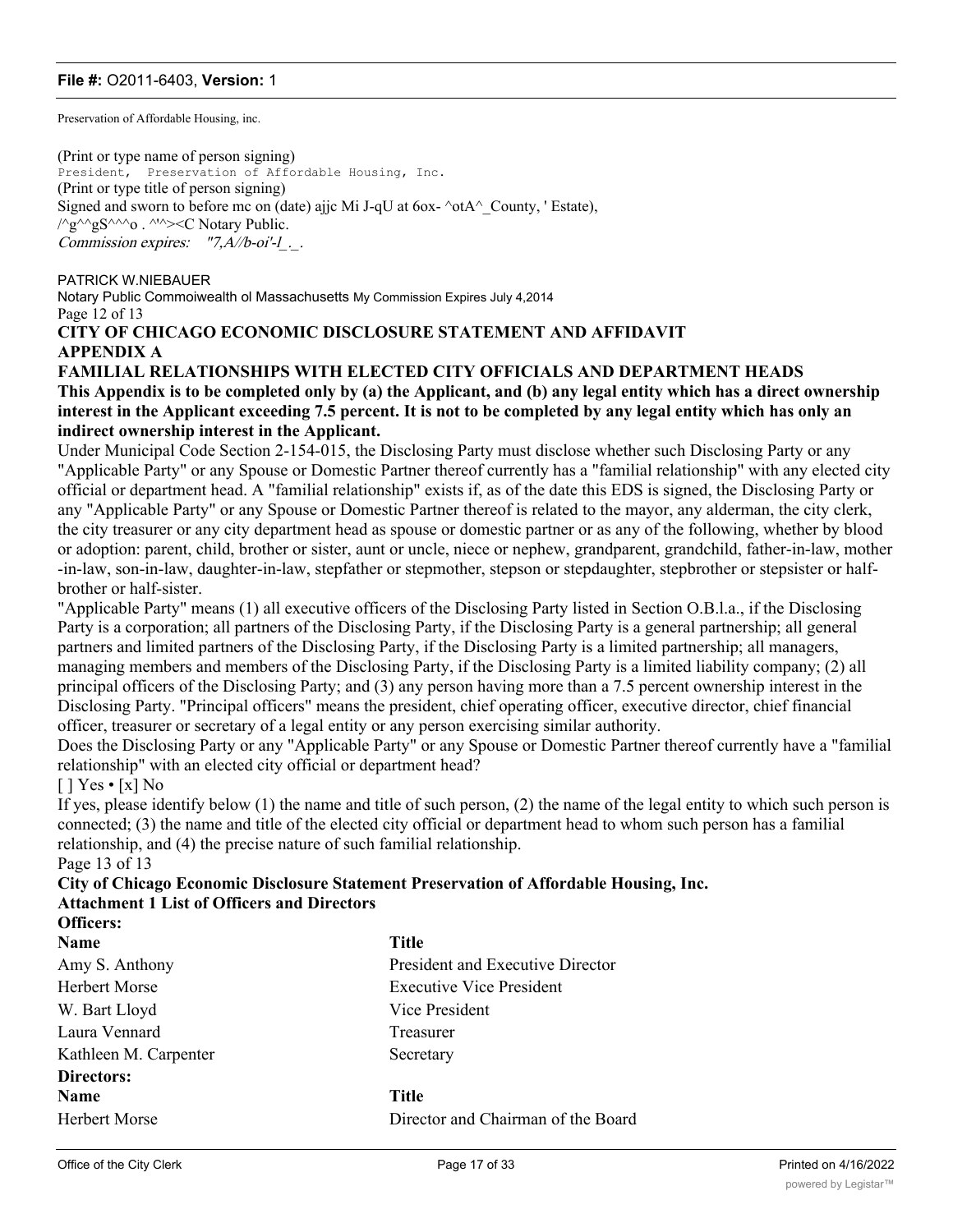Preservation of Affordable Housing, inc.

(Print or type name of person signing)
President, Preservation of Affordable Housing, Inc.
(Print or type title of person signing)
Signed and sworn to before mc on (date) ajjc Mi J-qU at 6ox- ^otA^_County, ' Estate),
/^g^^gS^^^o . ^'^><C Notary Public.
*Commission expires: "7,A//b-oi'-l_._.*

PATRICK W.NIEBAUER
Notary Public Commoiwealth ol Massachusetts My Commission Expires July 4,2014

## CITY OF CHICAGO ECONOMIC DISCLOSURE STATEMENT AND AFFIDAVIT

## APPENDIX A

## FAMILIAL RELATIONSHIPS WITH ELECTED CITY OFFICIALS AND DEPARTMENT HEADS

**This Appendix is to be completed only by (a) the Applicant, and (b) any legal entity which has a direct ownership interest in the Applicant exceeding 7.5 percent. It is not to be completed by any legal entity which has only an indirect ownership interest in the Applicant.**

Under Municipal Code Section 2-154-015, the Disclosing Party must disclose whether such Disclosing Party or any "Applicable Party" or any Spouse or Domestic Partner thereof currently has a "familial relationship" with any elected city official or department head. A "familial relationship" exists if, as of the date this EDS is signed, the Disclosing Party or any "Applicable Party" or any Spouse or Domestic Partner thereof is related to the mayor, any alderman, the city clerk, the city treasurer or any city department head as spouse or domestic partner or as any of the following, whether by blood or adoption: parent, child, brother or sister, aunt or uncle, niece or nephew, grandparent, grandchild, father-in-law, mother -in-law, son-in-law, daughter-in-law, stepfather or stepmother, stepson or stepdaughter, stepbrother or stepsister or half-brother or half-sister.

"Applicable Party" means (1) all executive officers of the Disclosing Party listed in Section O.B.l.a., if the Disclosing Party is a corporation; all partners of the Disclosing Party, if the Disclosing Party is a general partnership; all general partners and limited partners of the Disclosing Party, if the Disclosing Party is a limited partnership; all managers, managing members and members of the Disclosing Party, if the Disclosing Party is a limited liability company; (2) all principal officers of the Disclosing Party; and (3) any person having more than a 7.5 percent ownership interest in the Disclosing Party. "Principal officers" means the president, chief operating officer, executive director, chief financial officer, treasurer or secretary of a legal entity or any person exercising similar authority.

Does the Disclosing Party or any "Applicable Party" or any Spouse or Domestic Partner thereof currently have a "familial relationship" with an elected city official or department head?

[ ] Yes • [x] No

If yes, please identify below (1) the name and title of such person, (2) the name of the legal entity to which such person is connected; (3) the name and title of the elected city official or department head to whom such person has a familial relationship, and (4) the precise nature of such familial relationship.

## City of Chicago Economic Disclosure Statement Preservation of Affordable Housing, Inc.

## Attachment 1 List of Officers and Directors

**Officers:**

| Name | Title |
|---|---|
| Amy S. Anthony | President and Executive Director |
| Herbert Morse | Executive Vice President |
| W. Bart Lloyd | Vice President |
| Laura Vennard | Treasurer |
| Kathleen M. Carpenter | Secretary |

**Directors:**

| Name | Title |
|---|---|
| Herbert Morse | Director and Chairman of the Board |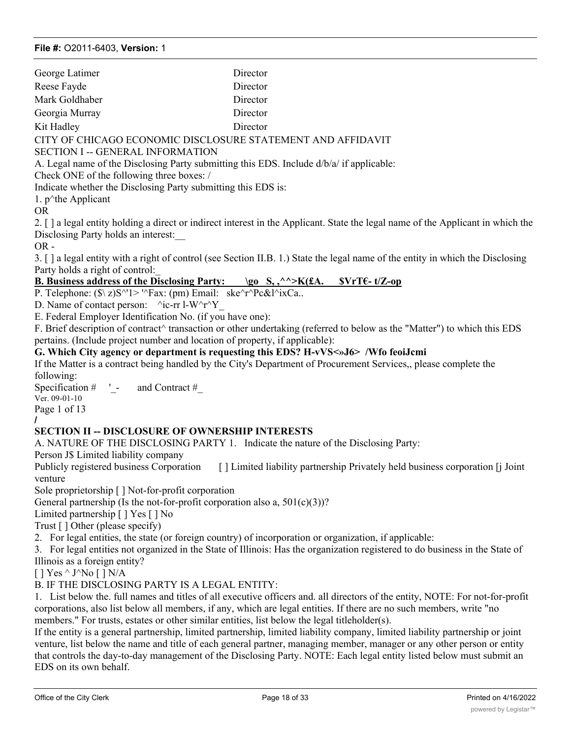| | |
|---|---|
| George Latimer | Director |
| Reese Fayde | Director |
| Mark Goldhaber | Director |
| Georgia Murray | Director |
| Kit Hadley | Director |

CITY OF CHICAGO ECONOMIC DISCLOSURE STATEMENT AND AFFIDAVIT

SECTION I -- GENERAL INFORMATION

A. Legal name of the Disclosing Party submitting this EDS. Include d/b/a/ if applicable:

Check ONE of the following three boxes: /

Indicate whether the Disclosing Party submitting this EDS is:

1. p^the Applicant

OR

2. [ ] a legal entity holding a direct or indirect interest in the Applicant. State the legal name of the Applicant in which the Disclosing Party holds an interest:__

OR -

3. [ ] a legal entity with a right of control (see Section II.B. 1.) State the legal name of the entity in which the Disclosing Party holds a right of control:_

**B. Business address of the Disclosing Party: \go S, ,^^>K(£A. $VrT€- t/Z-op**

P. Telephone: ($\ z)S^'1> '^Fax: (pm) Email: ske^r^Pc&l^ixCa..

D. Name of contact person: ^ic-rr l-W^r^Y_

E. Federal Employer Identification No. (if you have one):

F. Brief description of contract^ transaction or other undertaking (referred to below as the "Matter") to which this EDS pertains. (Include project number and location of property, if applicable):

**G. Which City agency or department is requesting this EDS? H-vVS<»J6> /Wfo feoiJcmi**

If the Matter is a contract being handled by the City's Department of Procurement Services,, please complete the following:

Specification # '_- and Contract #_

Ver. 09-01-10

Page 1 of 13

/

**SECTION II -- DISCLOSURE OF OWNERSHIP INTERESTS**

A. NATURE OF THE DISCLOSING PARTY 1. Indicate the nature of the Disclosing Party:

Person J$ Limited liability company

Publicly registered business Corporation [ ] Limited liability partnership Privately held business corporation [j Joint venture

Sole proprietorship [ ] Not-for-profit corporation

General partnership (Is the not-for-profit corporation also a, 501(c)(3))?

Limited partnership [ ] Yes [ ] No

Trust [ ] Other (please specify)

2. For legal entities, the state (or foreign country) of incorporation or organization, if applicable:

3. For legal entities not organized in the State of Illinois: Has the organization registered to do business in the State of Illinois as a foreign entity?

[ ] Yes ^ J^No [ ] N/A

B. IF THE DISCLOSING PARTY IS A LEGAL ENTITY:

1. List below the. full names and titles of all executive officers and. all directors of the entity, NOTE: For not-for-profit corporations, also list below all members, if any, which are legal entities. If there are no such members, write "no members." For trusts, estates or other similar entities, list below the legal titleholder(s).

If the entity is a general partnership, limited partnership, limited liability company, limited liability partnership or joint venture, list below the name and title of each general partner, managing member, manager or any other person or entity that controls the day-to-day management of the Disclosing Party. NOTE: Each legal entity listed below must submit an EDS on its own behalf.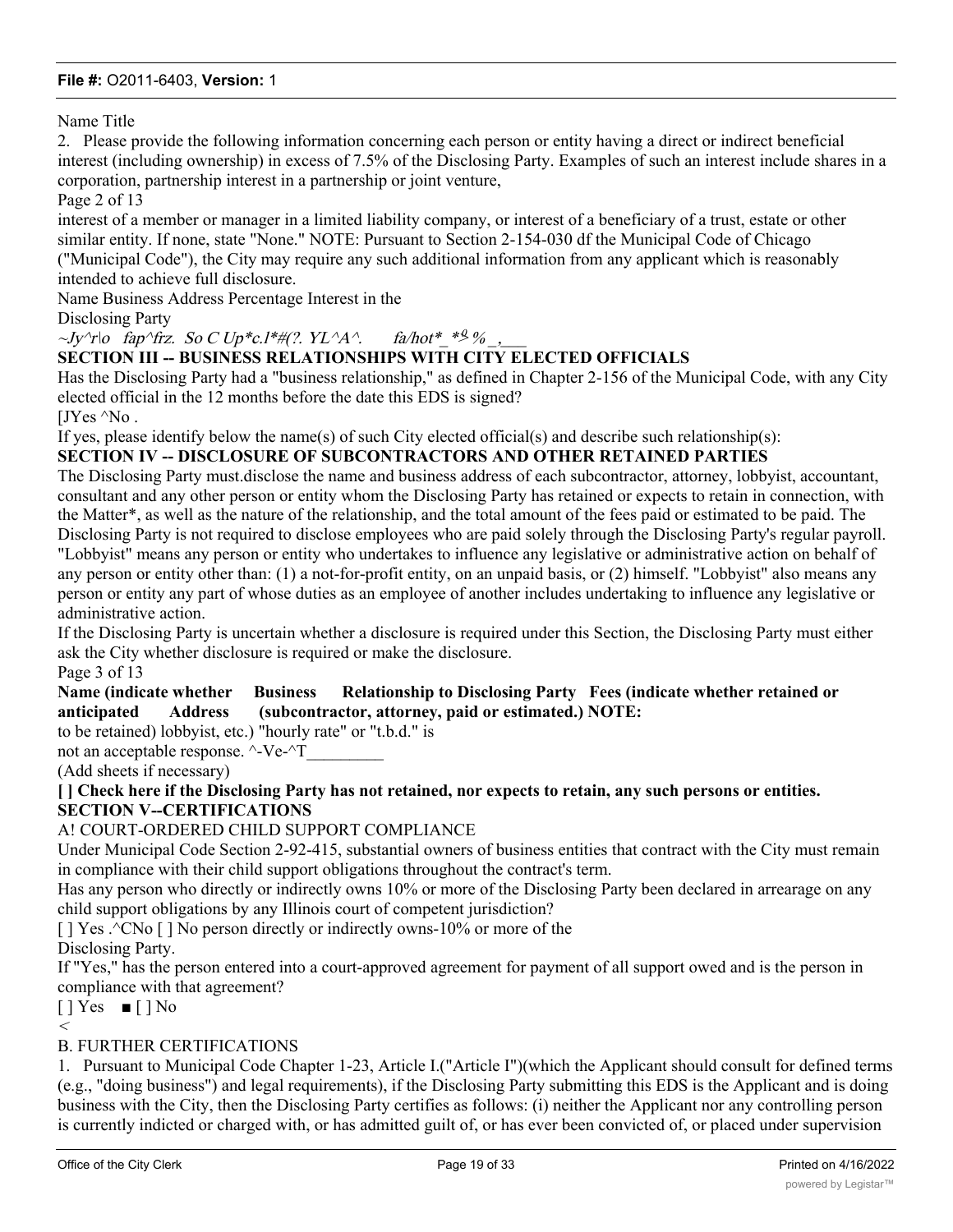Name Title

2. Please provide the following information concerning each person or entity having a direct or indirect beneficial interest (including ownership) in excess of 7.5% of the Disclosing Party. Examples of such an interest include shares in a corporation, partnership interest in a partnership or joint venture,

interest of a member or manager in a limited liability company, or interest of a beneficiary of a trust, estate or other similar entity. If none, state "None." NOTE: Pursuant to Section 2-154-030 df the Municipal Code of Chicago ("Municipal Code"), the City may require any such additional information from any applicant which is reasonably intended to achieve full disclosure.

Name Business Address Percentage Interest in the

Disclosing Party

*~Jy^r|o fap^frz. So C Up*c.l*#(?. YL^A^. fa/hot*_*º %_,___*

**SECTION III -- BUSINESS RELATIONSHIPS WITH CITY ELECTED OFFICIALS**

Has the Disclosing Party had a "business relationship," as defined in Chapter 2-156 of the Municipal Code, with any City elected official in the 12 months before the date this EDS is signed?

[JYes ^No .

If yes, please identify below the name(s) of such City elected official(s) and describe such relationship(s):

**SECTION IV -- DISCLOSURE OF SUBCONTRACTORS AND OTHER RETAINED PARTIES**

The Disclosing Party must.disclose the name and business address of each subcontractor, attorney, lobbyist, accountant, consultant and any other person or entity whom the Disclosing Party has retained or expects to retain in connection, with the Matter*, as well as the nature of the relationship, and the total amount of the fees paid or estimated to be paid. The Disclosing Party is not required to disclose employees who are paid solely through the Disclosing Party's regular payroll. "Lobbyist" means any person or entity who undertakes to influence any legislative or administrative action on behalf of any person or entity other than: (1) a not-for-profit entity, on an unpaid basis, or (2) himself. "Lobbyist" also means any person or entity any part of whose duties as an employee of another includes undertaking to influence any legislative or administrative action.

If the Disclosing Party is uncertain whether a disclosure is required under this Section, the Disclosing Party must either ask the City whether disclosure is required or make the disclosure.

**Name (indicate whether Business Relationship to Disclosing Party Fees (indicate whether retained or anticipated Address (subcontractor, attorney, paid or estimated.) NOTE:**

to be retained) lobbyist, etc.) "hourly rate" or "t.b.d." is

not an acceptable response. ^-Ve-^T_________

(Add sheets if necessary)

**[ ] Check here if the Disclosing Party has not retained, nor expects to retain, any such persons or entities.**

**SECTION V--CERTIFICATIONS**

A! COURT-ORDERED CHILD SUPPORT COMPLIANCE

Under Municipal Code Section 2-92-415, substantial owners of business entities that contract with the City must remain in compliance with their child support obligations throughout the contract's term.

Has any person who directly or indirectly owns 10% or more of the Disclosing Party been declared in arrearage on any child support obligations by any Illinois court of competent jurisdiction?

[ ] Yes .^CNo [ ] No person directly or indirectly owns-10% or more of the Disclosing Party.

If "Yes," has the person entered into a court-approved agreement for payment of all support owed and is the person in compliance with that agreement?

[ ] Yes ■ [ ] No

<

B. FURTHER CERTIFICATIONS

1. Pursuant to Municipal Code Chapter 1-23, Article I.("Article I")(which the Applicant should consult for defined terms (e.g., "doing business") and legal requirements), if the Disclosing Party submitting this EDS is the Applicant and is doing business with the City, then the Disclosing Party certifies as follows: (i) neither the Applicant nor any controlling person is currently indicted or charged with, or has admitted guilt of, or has ever been convicted of, or placed under supervision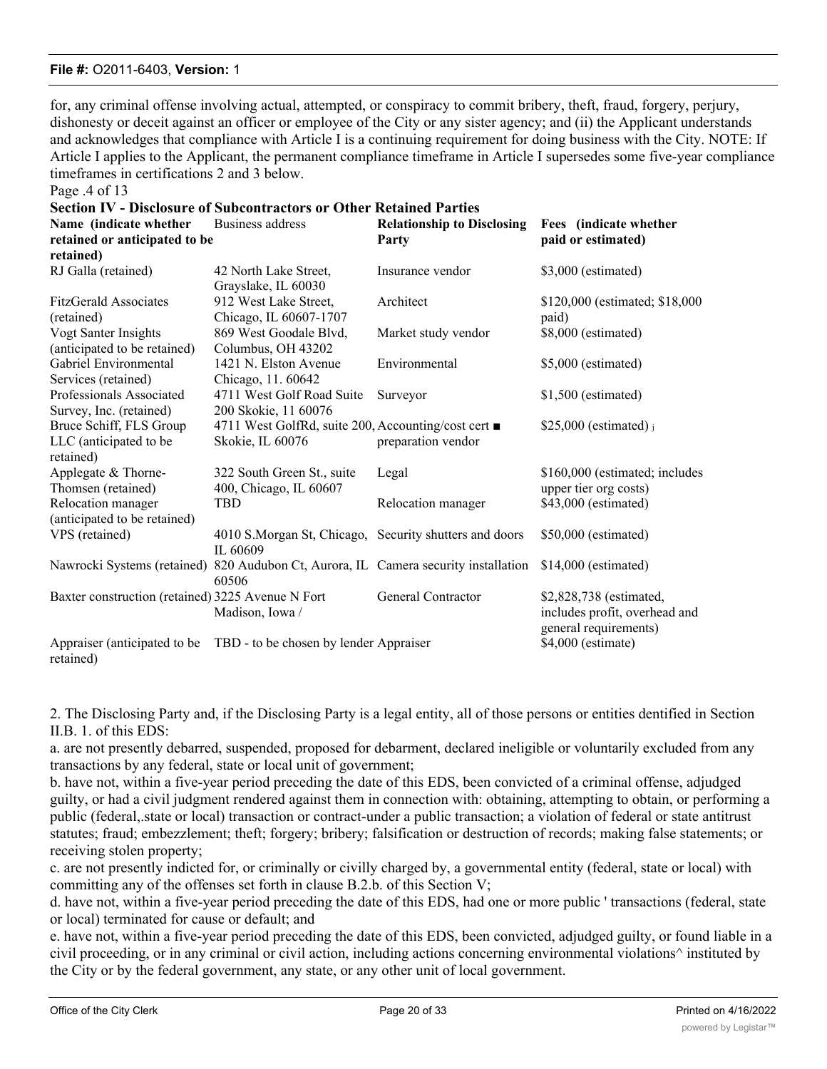for, any criminal offense involving actual, attempted, or conspiracy to commit bribery, theft, fraud, forgery, perjury, dishonesty or deceit against an officer or employee of the City or any sister agency; and (ii) the Applicant understands and acknowledges that compliance with Article I is a continuing requirement for doing business with the City. NOTE: If Article I applies to the Applicant, the permanent compliance timeframe in Article I supersedes some five-year compliance timeframes in certifications 2 and 3 below.

Page .4 of 13

**Section IV - Disclosure of Subcontractors or Other Retained Parties**

| Name (indicate whether retained or anticipated to be retained) | Business address | Relationship to Disclosing Party | Fees (indicate whether paid or estimated) |
|---|---|---|---|
| RJ Galla (retained) | 42 North Lake Street, Grayslake, IL 60030 | Insurance vendor | $3,000 (estimated) |
| FitzGerald Associates (retained) | 912 West Lake Street, Chicago, IL 60607-1707 | Architect | $120,000 (estimated; $18,000 paid) |
| Vogt Santer Insights (anticipated to be retained) | 869 West Goodale Blvd, Columbus, OH 43202 | Market study vendor | $8,000 (estimated) |
| Gabriel Environmental Services (retained) | 1421 N. Elston Avenue Chicago, 11. 60642 | Environmental | $5,000 (estimated) |
| Professionals Associated Survey, Inc. (retained) | 4711 West Golf Road Suite 200 Skokie, 11 60076 | Surveyor | $1,500 (estimated) |
| Bruce Schiff, FLS Group LLC (anticipated to be retained) | 4711 West GolfRd, suite 200, Skokie, IL 60076 | Accounting/cost cert ■ preparation vendor | $25,000 (estimated) |
| Applegate & Thorne-Thomsen (retained) | 322 South Green St., suite 400, Chicago, IL 60607 | Legal | $160,000 (estimated; includes upper tier org costs) |
| Relocation manager (anticipated to be retained) | TBD | Relocation manager | $43,000 (estimated) |
| VPS (retained) | 4010 S.Morgan St, Chicago, IL 60609 | Security shutters and doors | $50,000 (estimated) |
| Nawrocki Systems (retained) | 820 Audubon Ct, Aurora, IL 60506 | Camera security installation | $14,000 (estimated) |
| Baxter construction (retained) | 3225 Avenue N Fort Madison, Iowa / | General Contractor | $2,828,738 (estimated, includes profit, overhead and general requirements) |
| Appraiser (anticipated to be retained) | TBD - to be chosen by lender | Appraiser | $4,000 (estimate) |

2. The Disclosing Party and, if the Disclosing Party is a legal entity, all of those persons or entities dentified in Section II.B. 1. of this EDS:

a. are not presently debarred, suspended, proposed for debarment, declared ineligible or voluntarily excluded from any transactions by any federal, state or local unit of government;

b. have not, within a five-year period preceding the date of this EDS, been convicted of a criminal offense, adjudged guilty, or had a civil judgment rendered against them in connection with: obtaining, attempting to obtain, or performing a public (federal,.state or local) transaction or contract-under a public transaction; a violation of federal or state antitrust statutes; fraud; embezzlement; theft; forgery; bribery; falsification or destruction of records; making false statements; or receiving stolen property;

c. are not presently indicted for, or criminally or civilly charged by, a governmental entity (federal, state or local) with committing any of the offenses set forth in clause B.2.b. of this Section V;

d. have not, within a five-year period preceding the date of this EDS, had one or more public ' transactions (federal, state or local) terminated for cause or default; and

e. have not, within a five-year period preceding the date of this EDS, been convicted, adjudged guilty, or found liable in a civil proceeding, or in any criminal or civil action, including actions concerning environmental violations^ instituted by the City or by the federal government, any state, or any other unit of local government.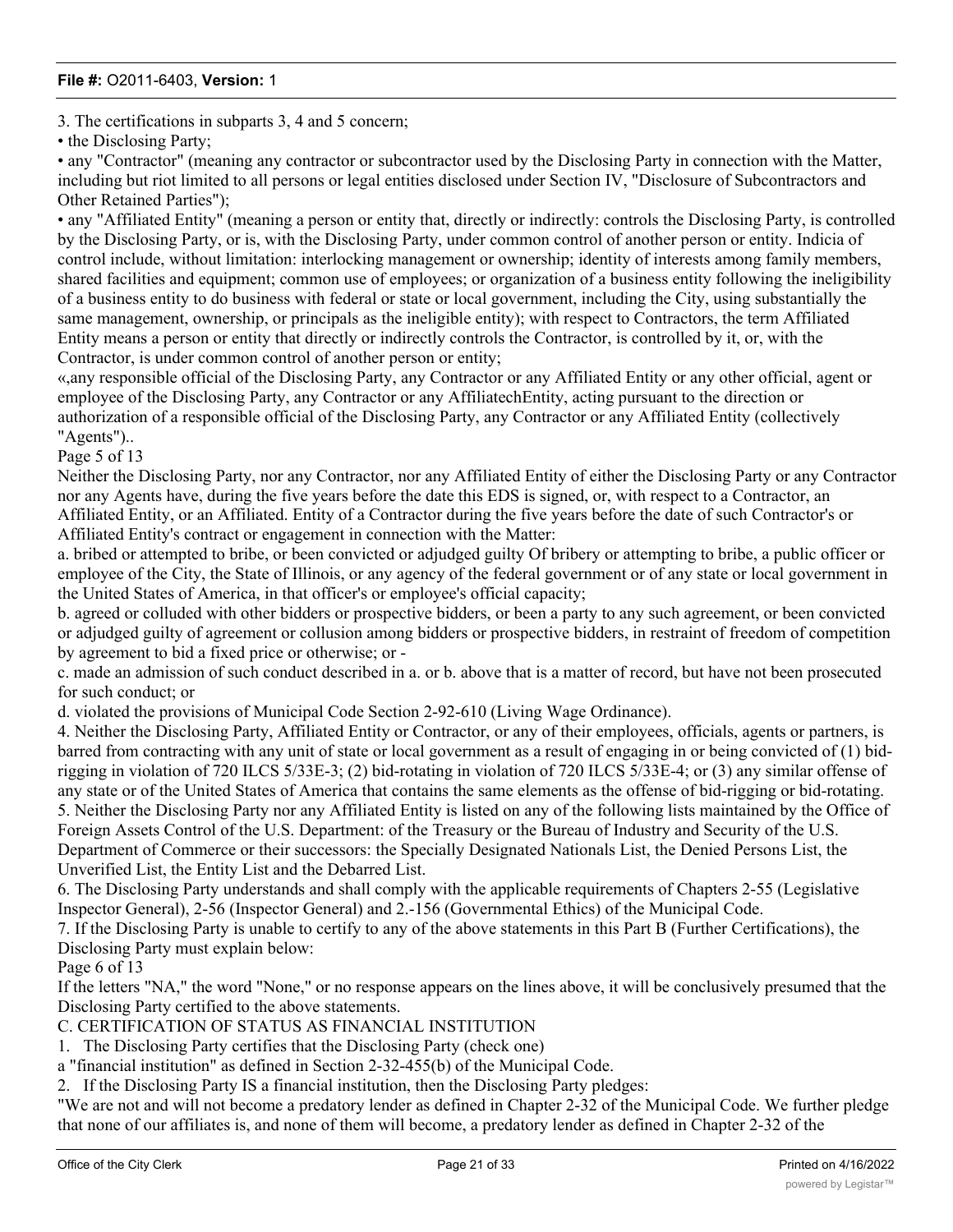3. The certifications in subparts 3, 4 and 5 concern;

• the Disclosing Party;

• any "Contractor" (meaning any contractor or subcontractor used by the Disclosing Party in connection with the Matter, including but riot limited to all persons or legal entities disclosed under Section IV, "Disclosure of Subcontractors and Other Retained Parties");

• any "Affiliated Entity" (meaning a person or entity that, directly or indirectly: controls the Disclosing Party, is controlled by the Disclosing Party, or is, with the Disclosing Party, under common control of another person or entity. Indicia of control include, without limitation: interlocking management or ownership; identity of interests among family members, shared facilities and equipment; common use of employees; or organization of a business entity following the ineligibility of a business entity to do business with federal or state or local government, including the City, using substantially the same management, ownership, or principals as the ineligible entity); with respect to Contractors, the term Affiliated Entity means a person or entity that directly or indirectly controls the Contractor, is controlled by it, or, with the Contractor, is under common control of another person or entity;

«,any responsible official of the Disclosing Party, any Contractor or any Affiliated Entity or any other official, agent or employee of the Disclosing Party, any Contractor or any AffiliatechEntity, acting pursuant to the direction or authorization of a responsible official of the Disclosing Party, any Contractor or any Affiliated Entity (collectively "Agents")..

Page 5 of 13

Neither the Disclosing Party, nor any Contractor, nor any Affiliated Entity of either the Disclosing Party or any Contractor nor any Agents have, during the five years before the date this EDS is signed, or, with respect to a Contractor, an Affiliated Entity, or an Affiliated. Entity of a Contractor during the five years before the date of such Contractor's or Affiliated Entity's contract or engagement in connection with the Matter:

a. bribed or attempted to bribe, or been convicted or adjudged guilty Of bribery or attempting to bribe, a public officer or employee of the City, the State of Illinois, or any agency of the federal government or of any state or local government in the United States of America, in that officer's or employee's official capacity;

b. agreed or colluded with other bidders or prospective bidders, or been a party to any such agreement, or been convicted or adjudged guilty of agreement or collusion among bidders or prospective bidders, in restraint of freedom of competition by agreement to bid a fixed price or otherwise; or -

c. made an admission of such conduct described in a. or b. above that is a matter of record, but have not been prosecuted for such conduct; or

d. violated the provisions of Municipal Code Section 2-92-610 (Living Wage Ordinance).

4. Neither the Disclosing Party, Affiliated Entity or Contractor, or any of their employees, officials, agents or partners, is barred from contracting with any unit of state or local government as a result of engaging in or being convicted of (1) bid-rigging in violation of 720 ILCS 5/33E-3; (2) bid-rotating in violation of 720 ILCS 5/33E-4; or (3) any similar offense of any state or of the United States of America that contains the same elements as the offense of bid-rigging or bid-rotating.

5. Neither the Disclosing Party nor any Affiliated Entity is listed on any of the following lists maintained by the Office of Foreign Assets Control of the U.S. Department: of the Treasury or the Bureau of Industry and Security of the U.S. Department of Commerce or their successors: the Specially Designated Nationals List, the Denied Persons List, the Unverified List, the Entity List and the Debarred List.

6. The Disclosing Party understands and shall comply with the applicable requirements of Chapters 2-55 (Legislative Inspector General), 2-56 (Inspector General) and 2.-156 (Governmental Ethics) of the Municipal Code.

7. If the Disclosing Party is unable to certify to any of the above statements in this Part B (Further Certifications), the Disclosing Party must explain below:

Page 6 of 13

If the letters "NA," the word "None," or no response appears on the lines above, it will be conclusively presumed that the Disclosing Party certified to the above statements.

C. CERTIFICATION OF STATUS AS FINANCIAL INSTITUTION

1. The Disclosing Party certifies that the Disclosing Party (check one)

a "financial institution" as defined in Section 2-32-455(b) of the Municipal Code.

2. If the Disclosing Party IS a financial institution, then the Disclosing Party pledges:

"We are not and will not become a predatory lender as defined in Chapter 2-32 of the Municipal Code. We further pledge that none of our affiliates is, and none of them will become, a predatory lender as defined in Chapter 2-32 of the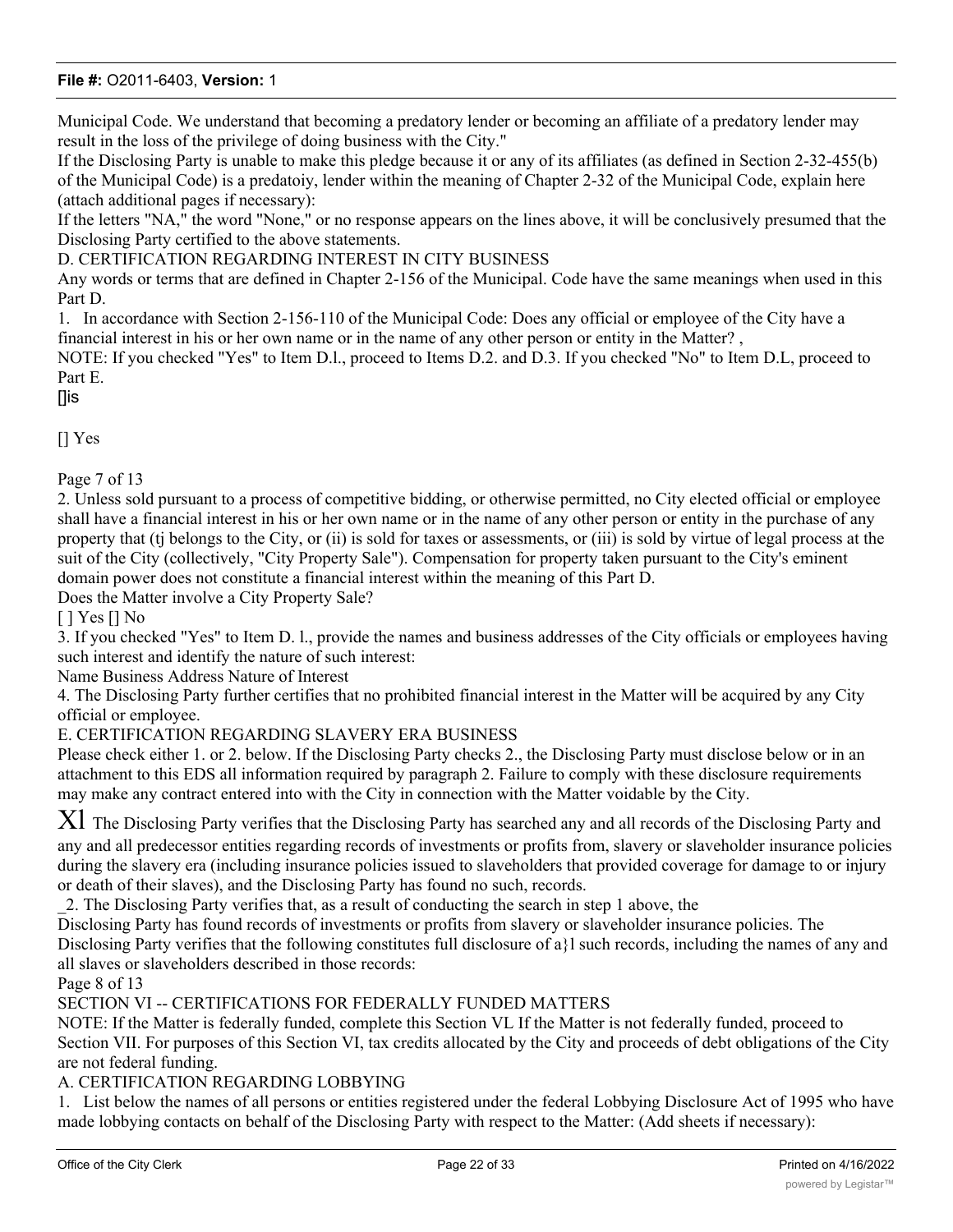Municipal Code. We understand that becoming a predatory lender or becoming an affiliate of a predatory lender may result in the loss of the privilege of doing business with the City."

If the Disclosing Party is unable to make this pledge because it or any of its affiliates (as defined in Section 2-32-455(b) of the Municipal Code) is a predatoiy, lender within the meaning of Chapter 2-32 of the Municipal Code, explain here (attach additional pages if necessary):

If the letters "NA," the word "None," or no response appears on the lines above, it will be conclusively presumed that the Disclosing Party certified to the above statements.

D. CERTIFICATION REGARDING INTEREST IN CITY BUSINESS

Any words or terms that are defined in Chapter 2-156 of the Municipal. Code have the same meanings when used in this Part D.

1. In accordance with Section 2-156-110 of the Municipal Code: Does any official or employee of the City have a financial interest in his or her own name or in the name of any other person or entity in the Matter? ,

NOTE: If you checked "Yes" to Item D.l., proceed to Items D.2. and D.3. If you checked "No" to Item D.L, proceed to Part E.

[]is

[] Yes

Page 7 of 13

2. Unless sold pursuant to a process of competitive bidding, or otherwise permitted, no City elected official or employee shall have a financial interest in his or her own name or in the name of any other person or entity in the purchase of any property that (tj belongs to the City, or (ii) is sold for taxes or assessments, or (iii) is sold by virtue of legal process at the suit of the City (collectively, "City Property Sale"). Compensation for property taken pursuant to the City's eminent domain power does not constitute a financial interest within the meaning of this Part D.

Does the Matter involve a City Property Sale?

[ ] Yes [] No

3. If you checked "Yes" to Item D. l., provide the names and business addresses of the City officials or employees having such interest and identify the nature of such interest:

Name Business Address Nature of Interest

4. The Disclosing Party further certifies that no prohibited financial interest in the Matter will be acquired by any City official or employee.

E. CERTIFICATION REGARDING SLAVERY ERA BUSINESS

Please check either 1. or 2. below. If the Disclosing Party checks 2., the Disclosing Party must disclose below or in an attachment to this EDS all information required by paragraph 2. Failure to comply with these disclosure requirements may make any contract entered into with the City in connection with the Matter voidable by the City.

Xl The Disclosing Party verifies that the Disclosing Party has searched any and all records of the Disclosing Party and any and all predecessor entities regarding records of investments or profits from, slavery or slaveholder insurance policies during the slavery era (including insurance policies issued to slaveholders that provided coverage for damage to or injury or death of their slaves), and the Disclosing Party has found no such, records.

_2. The Disclosing Party verifies that, as a result of conducting the search in step 1 above, the Disclosing Party has found records of investments or profits from slavery or slaveholder insurance policies. The Disclosing Party verifies that the following constitutes full disclosure of a}l such records, including the names of any and all slaves or slaveholders described in those records:

Page 8 of 13

SECTION VI -- CERTIFICATIONS FOR FEDERALLY FUNDED MATTERS

NOTE: If the Matter is federally funded, complete this Section VL If the Matter is not federally funded, proceed to Section VII. For purposes of this Section VI, tax credits allocated by the City and proceeds of debt obligations of the City are not federal funding.

A. CERTIFICATION REGARDING LOBBYING

1. List below the names of all persons or entities registered under the federal Lobbying Disclosure Act of 1995 who have made lobbying contacts on behalf of the Disclosing Party with respect to the Matter: (Add sheets if necessary):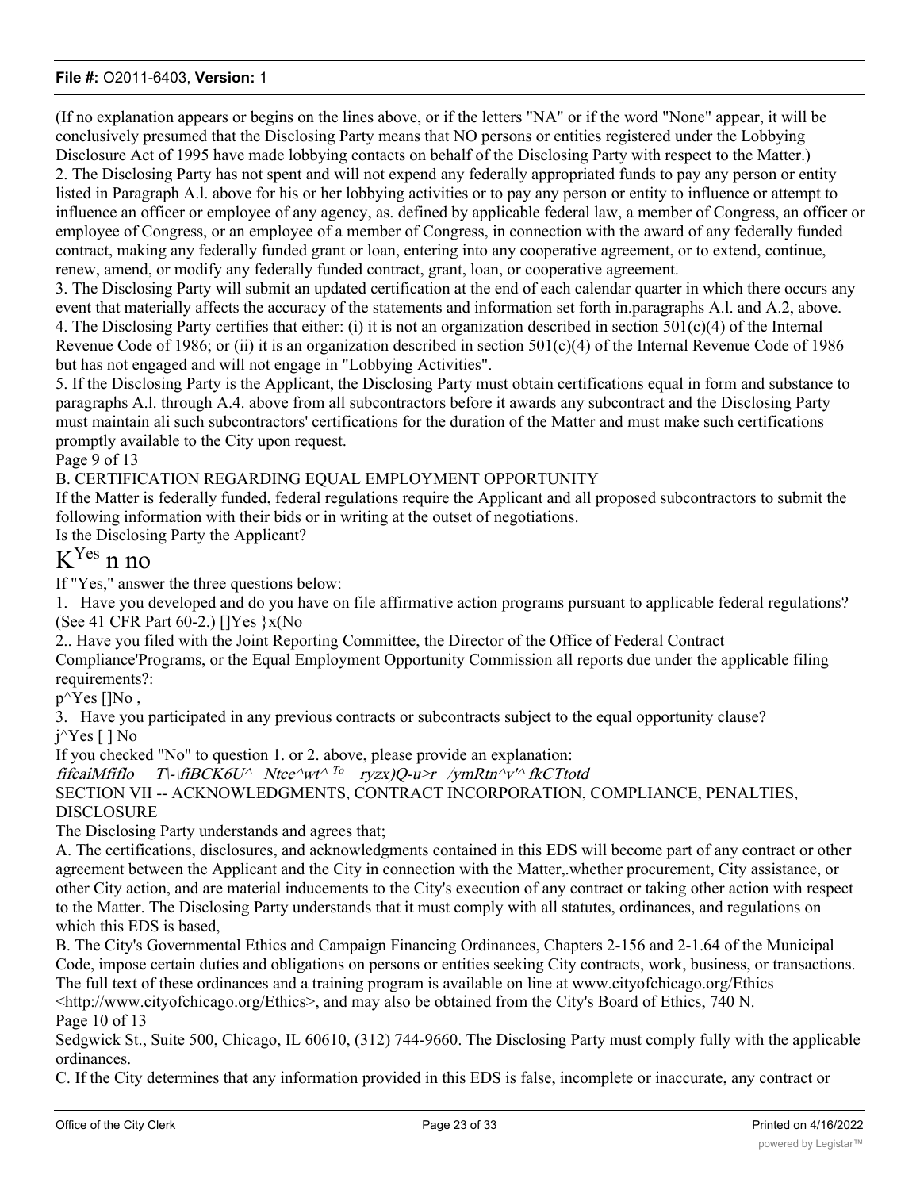(If no explanation appears or begins on the lines above, or if the letters "NA" or if the word "None" appear, it will be conclusively presumed that the Disclosing Party means that NO persons or entities registered under the Lobbying Disclosure Act of 1995 have made lobbying contacts on behalf of the Disclosing Party with respect to the Matter.)

2. The Disclosing Party has not spent and will not expend any federally appropriated funds to pay any person or entity listed in Paragraph A.l. above for his or her lobbying activities or to pay any person or entity to influence or attempt to influence an officer or employee of any agency, as. defined by applicable federal law, a member of Congress, an officer or employee of Congress, or an employee of a member of Congress, in connection with the award of any federally funded contract, making any federally funded grant or loan, entering into any cooperative agreement, or to extend, continue, renew, amend, or modify any federally funded contract, grant, loan, or cooperative agreement.

3. The Disclosing Party will submit an updated certification at the end of each calendar quarter in which there occurs any event that materially affects the accuracy of the statements and information set forth in.paragraphs A.l. and A.2, above.

4. The Disclosing Party certifies that either: (i) it is not an organization described in section 501(c)(4) of the Internal Revenue Code of 1986; or (ii) it is an organization described in section 501(c)(4) of the Internal Revenue Code of 1986 but has not engaged and will not engage in "Lobbying Activities".

5. If the Disclosing Party is the Applicant, the Disclosing Party must obtain certifications equal in form and substance to paragraphs A.l. through A.4. above from all subcontractors before it awards any subcontract and the Disclosing Party must maintain ali such subcontractors' certifications for the duration of the Matter and must make such certifications promptly available to the City upon request.

Page 9 of 13

B. CERTIFICATION REGARDING EQUAL EMPLOYMENT OPPORTUNITY

If the Matter is federally funded, federal regulations require the Applicant and all proposed subcontractors to submit the following information with their bids or in writing at the outset of negotiations.

Is the Disclosing Party the Applicant?

K Yes n no

If "Yes," answer the three questions below:

1. Have you developed and do you have on file affirmative action programs pursuant to applicable federal regulations? (See 41 CFR Part 60-2.) []Yes }x(No

2.. Have you filed with the Joint Reporting Committee, the Director of the Office of Federal Contract Compliance'Programs, or the Equal Employment Opportunity Commission all reports due under the applicable filing requirements?:

p^Yes []No ,

3. Have you participated in any previous contracts or subcontracts subject to the equal opportunity clause?

j^Yes [ ] No

If you checked "No" to question 1. or 2. above, please provide an explanation:

*fifcaiMfiflo T|-|fiBCK6U^ Ntce^wt^ To ryzx)Q-u>r /ymRtn^v'^ fkCTtotd*

SECTION VII -- ACKNOWLEDGMENTS, CONTRACT INCORPORATION, COMPLIANCE, PENALTIES, DISCLOSURE

The Disclosing Party understands and agrees that;

A. The certifications, disclosures, and acknowledgments contained in this EDS will become part of any contract or other agreement between the Applicant and the City in connection with the Matter,.whether procurement, City assistance, or other City action, and are material inducements to the City's execution of any contract or taking other action with respect to the Matter. The Disclosing Party understands that it must comply with all statutes, ordinances, and regulations on which this EDS is based,

B. The City's Governmental Ethics and Campaign Financing Ordinances, Chapters 2-156 and 2-1.64 of the Municipal Code, impose certain duties and obligations on persons or entities seeking City contracts, work, business, or transactions. The full text of these ordinances and a training program is available on line at www.cityofchicago.org/Ethics <http://www.cityofchicago.org/Ethics>, and may also be obtained from the City's Board of Ethics, 740 N.

Page 10 of 13

Sedgwick St., Suite 500, Chicago, IL 60610, (312) 744-9660. The Disclosing Party must comply fully with the applicable ordinances.

C. If the City determines that any information provided in this EDS is false, incomplete or inaccurate, any contract or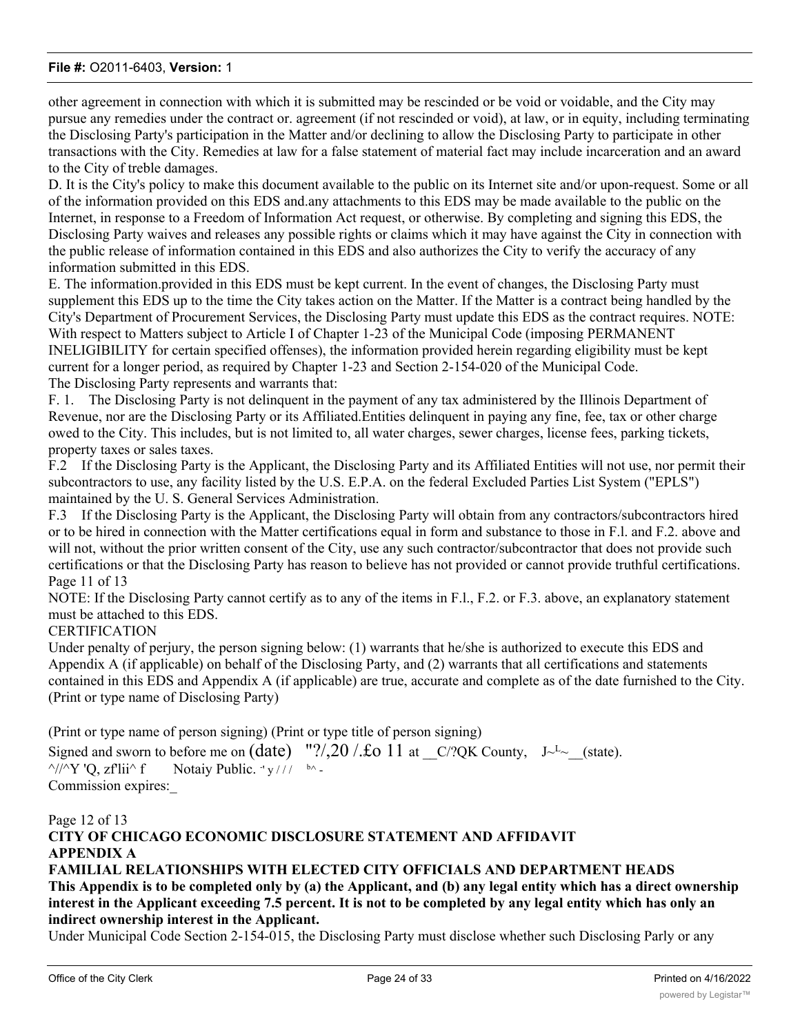other agreement in connection with which it is submitted may be rescinded or be void or voidable, and the City may pursue any remedies under the contract or. agreement (if not rescinded or void), at law, or in equity, including terminating the Disclosing Party's participation in the Matter and/or declining to allow the Disclosing Party to participate in other transactions with the City. Remedies at law for a false statement of material fact may include incarceration and an award to the City of treble damages.

D. It is the City's policy to make this document available to the public on its Internet site and/or upon-request. Some or all of the information provided on this EDS and.any attachments to this EDS may be made available to the public on the Internet, in response to a Freedom of Information Act request, or otherwise. By completing and signing this EDS, the Disclosing Party waives and releases any possible rights or claims which it may have against the City in connection with the public release of information contained in this EDS and also authorizes the City to verify the accuracy of any information submitted in this EDS.

E. The information.provided in this EDS must be kept current. In the event of changes, the Disclosing Party must supplement this EDS up to the time the City takes action on the Matter. If the Matter is a contract being handled by the City's Department of Procurement Services, the Disclosing Party must update this EDS as the contract requires. NOTE: With respect to Matters subject to Article I of Chapter 1-23 of the Municipal Code (imposing PERMANENT INELIGIBILITY for certain specified offenses), the information provided herein regarding eligibility must be kept current for a longer period, as required by Chapter 1-23 and Section 2-154-020 of the Municipal Code.

The Disclosing Party represents and warrants that:

F. 1. The Disclosing Party is not delinquent in the payment of any tax administered by the Illinois Department of Revenue, nor are the Disclosing Party or its Affiliated.Entities delinquent in paying any fine, fee, tax or other charge owed to the City. This includes, but is not limited to, all water charges, sewer charges, license fees, parking tickets, property taxes or sales taxes.

F.2 If the Disclosing Party is the Applicant, the Disclosing Party and its Affiliated Entities will not use, nor permit their subcontractors to use, any facility listed by the U.S. E.P.A. on the federal Excluded Parties List System ("EPLS") maintained by the U. S. General Services Administration.

F.3 If the Disclosing Party is the Applicant, the Disclosing Party will obtain from any contractors/subcontractors hired or to be hired in connection with the Matter certifications equal in form and substance to those in F.l. and F.2. above and will not, without the prior written consent of the City, use any such contractor/subcontractor that does not provide such certifications or that the Disclosing Party has reason to believe has not provided or cannot provide truthful certifications.

Page 11 of 13

NOTE: If the Disclosing Party cannot certify as to any of the items in F.l., F.2. or F.3. above, an explanatory statement must be attached to this EDS.

CERTIFICATION

Under penalty of perjury, the person signing below: (1) warrants that he/she is authorized to execute this EDS and Appendix A (if applicable) on behalf of the Disclosing Party, and (2) warrants that all certifications and statements contained in this EDS and Appendix A (if applicable) are true, accurate and complete as of the date furnished to the City.

(Print or type name of Disclosing Party)

(Print or type name of person signing) (Print or type title of person signing)

Signed and sworn to before me on (date) "?/,20 /.£o 11 at __C/?QK County, J~L~__(state).

^//^Y 'Q, zf'lii^ f Notaiy Public. ·' y / / / b^ -

Commission expires:_

Page 12 of 13

**CITY OF CHICAGO ECONOMIC DISCLOSURE STATEMENT AND AFFIDAVIT**

**APPENDIX A**

**FAMILIAL RELATIONSHIPS WITH ELECTED CITY OFFICIALS AND DEPARTMENT HEADS**

**This Appendix is to be completed only by (a) the Applicant, and (b) any legal entity which has a direct ownership interest in the Applicant exceeding 7.5 percent. It is not to be completed by any legal entity which has only an indirect ownership interest in the Applicant.**

Under Municipal Code Section 2-154-015, the Disclosing Party must disclose whether such Disclosing Parly or any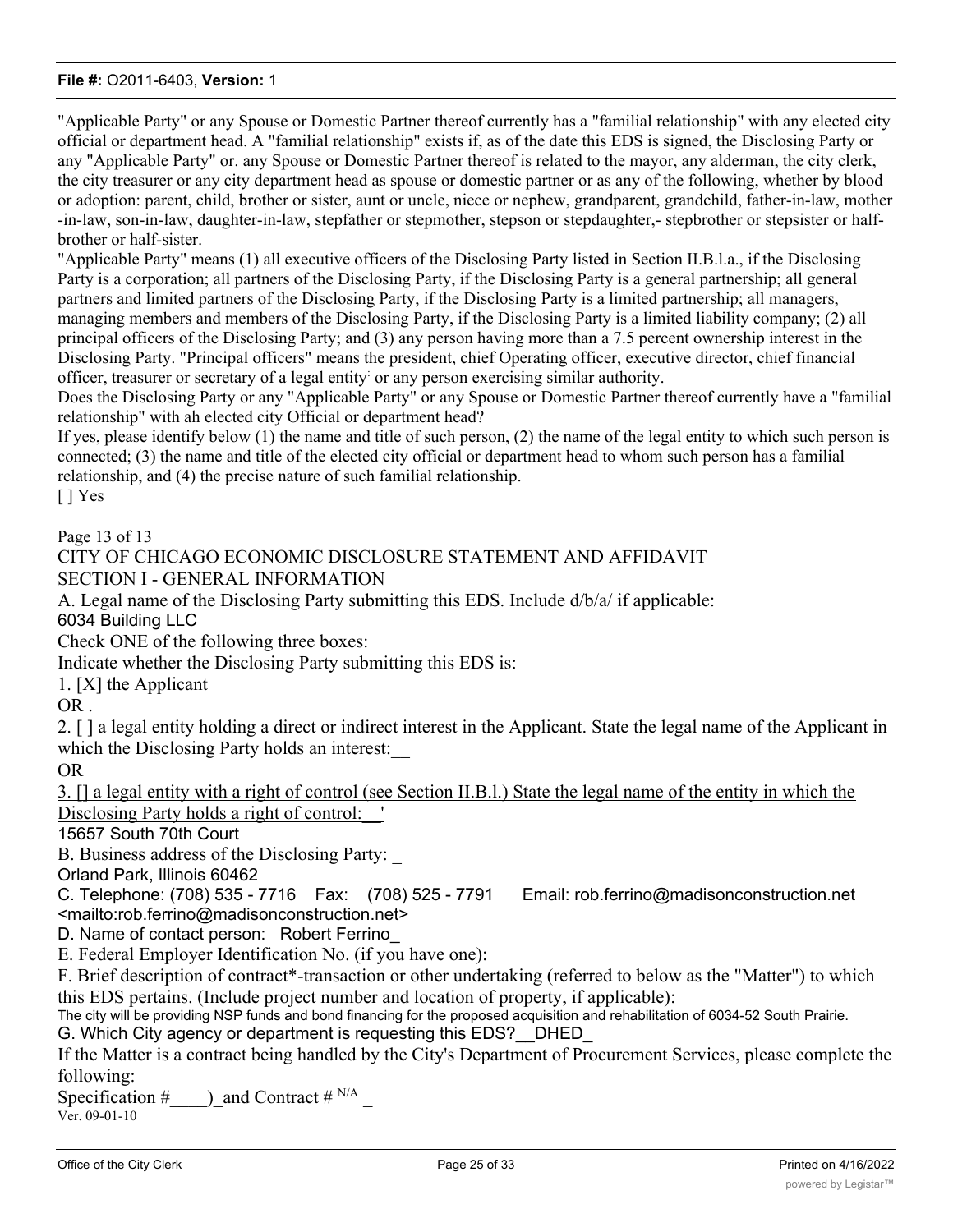"Applicable Party" or any Spouse or Domestic Partner thereof currently has a "familial relationship" with any elected city official or department head. A "familial relationship" exists if, as of the date this EDS is signed, the Disclosing Party or any "Applicable Party" or. any Spouse or Domestic Partner thereof is related to the mayor, any alderman, the city clerk, the city treasurer or any city department head as spouse or domestic partner or as any of the following, whether by blood or adoption: parent, child, brother or sister, aunt or uncle, niece or nephew, grandparent, grandchild, father-in-law, mother -in-law, son-in-law, daughter-in-law, stepfather or stepmother, stepson or stepdaughter,- stepbrother or stepsister or half-brother or half-sister.

"Applicable Party" means (1) all executive officers of the Disclosing Party listed in Section II.B.l.a., if the Disclosing Party is a corporation; all partners of the Disclosing Party, if the Disclosing Party is a general partnership; all general partners and limited partners of the Disclosing Party, if the Disclosing Party is a limited partnership; all managers, managing members and members of the Disclosing Party, if the Disclosing Party is a limited liability company; (2) all principal officers of the Disclosing Party; and (3) any person having more than a 7.5 percent ownership interest in the Disclosing Party. "Principal officers" means the president, chief Operating officer, executive director, chief financial officer, treasurer or secretary of a legal entity: or any person exercising similar authority.

Does the Disclosing Party or any "Applicable Party" or any Spouse or Domestic Partner thereof currently have a "familial relationship" with ah elected city Official or department head?

If yes, please identify below (1) the name and title of such person, (2) the name of the legal entity to which such person is connected; (3) the name and title of the elected city official or department head to whom such person has a familial relationship, and (4) the precise nature of such familial relationship.

[ ] Yes

Page 13 of 13

CITY OF CHICAGO ECONOMIC DISCLOSURE STATEMENT AND AFFIDAVIT

SECTION I - GENERAL INFORMATION

A. Legal name of the Disclosing Party submitting this EDS. Include d/b/a/ if applicable:
6034 Building LLC

Check ONE of the following three boxes:

Indicate whether the Disclosing Party submitting this EDS is:

1. [X] the Applicant

OR .

2. [ ] a legal entity holding a direct or indirect interest in the Applicant. State the legal name of the Applicant in which the Disclosing Party holds an interest:__

OR

3. [] a legal entity with a right of control (see Section II.B.l.) State the legal name of the entity in which the Disclosing Party holds a right of control:__'

15657 South 70th Court

B. Business address of the Disclosing Party: _
Orland Park, Illinois 60462

C. Telephone: (708) 535 - 7716 Fax: (708) 525 - 7791 Email: rob.ferrino@madisonconstruction.net <mailto:rob.ferrino@madisonconstruction.net>

D. Name of contact person: Robert Ferrino_

E. Federal Employer Identification No. (if you have one):

F. Brief description of contract*-transaction or other undertaking (referred to below as the "Matter") to which this EDS pertains. (Include project number and location of property, if applicable):
The city will be providing NSP funds and bond financing for the proposed acquisition and rehabilitation of 6034-52 South Prairie.

G. Which City agency or department is requesting this EDS?__DHED_

If the Matter is a contract being handled by the City's Department of Procurement Services, please complete the following:

Specification #____)_and Contract # N/A _

Ver. 09-01-10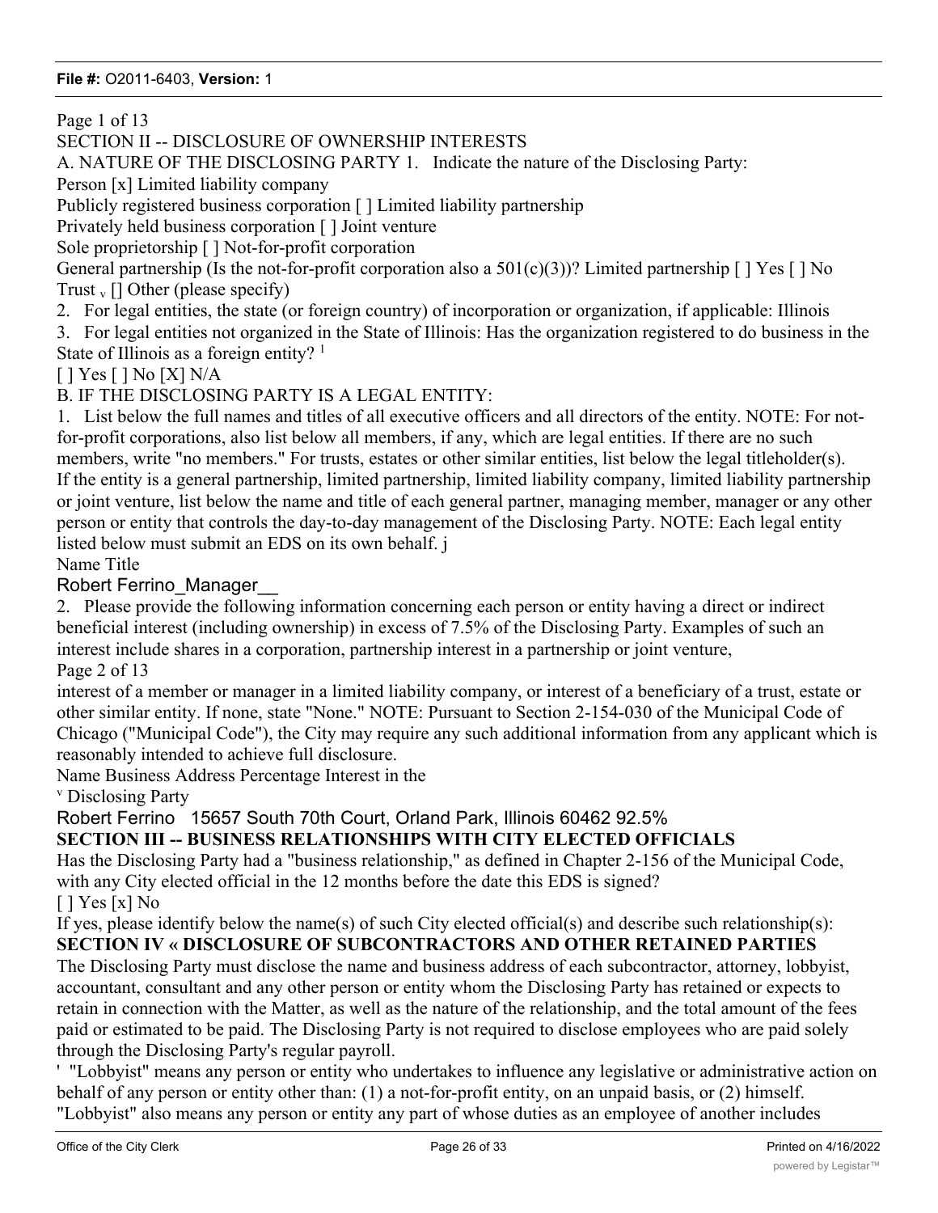SECTION II -- DISCLOSURE OF OWNERSHIP INTERESTS

A. NATURE OF THE DISCLOSING PARTY 1. Indicate the nature of the Disclosing Party:

Person [x] Limited liability company

Publicly registered business corporation [ ] Limited liability partnership

Privately held business corporation [ ] Joint venture

Sole proprietorship [ ] Not-for-profit corporation

General partnership (Is the not-for-profit corporation also a 501(c)(3))? Limited partnership [ ] Yes [ ] No

Trust v [] Other (please specify)

2. For legal entities, the state (or foreign country) of incorporation or organization, if applicable: Illinois

3. For legal entities not organized in the State of Illinois: Has the organization registered to do business in the State of Illinois as a foreign entity? [1]

[ ] Yes [ ] No [X] N/A

B. IF THE DISCLOSING PARTY IS A LEGAL ENTITY:

1. List below the full names and titles of all executive officers and all directors of the entity. NOTE: For not-for-profit corporations, also list below all members, if any, which are legal entities. If there are no such members, write "no members." For trusts, estates or other similar entities, list below the legal titleholder(s). If the entity is a general partnership, limited partnership, limited liability company, limited liability partnership or joint venture, list below the name and title of each general partner, managing member, manager or any other person or entity that controls the day-to-day management of the Disclosing Party. NOTE: Each legal entity listed below must submit an EDS on its own behalf. j

Name Title

Robert Ferrino_Manager__

2. Please provide the following information concerning each person or entity having a direct or indirect beneficial interest (including ownership) in excess of 7.5% of the Disclosing Party. Examples of such an interest include shares in a corporation, partnership interest in a partnership or joint venture,

Page 2 of 13

interest of a member or manager in a limited liability company, or interest of a beneficiary of a trust, estate or other similar entity. If none, state "None." NOTE: Pursuant to Section 2-154-030 of the Municipal Code of Chicago ("Municipal Code"), the City may require any such additional information from any applicant which is reasonably intended to achieve full disclosure.

Name Business Address Percentage Interest in the

v Disclosing Party

Robert Ferrino 15657 South 70th Court, Orland Park, Illinois 60462 92.5%

## SECTION III -- BUSINESS RELATIONSHIPS WITH CITY ELECTED OFFICIALS

Has the Disclosing Party had a "business relationship," as defined in Chapter 2-156 of the Municipal Code, with any City elected official in the 12 months before the date this EDS is signed?

[ ] Yes [x] No

If yes, please identify below the name(s) of such City elected official(s) and describe such relationship(s):

## SECTION IV « DISCLOSURE OF SUBCONTRACTORS AND OTHER RETAINED PARTIES

The Disclosing Party must disclose the name and business address of each subcontractor, attorney, lobbyist, accountant, consultant and any other person or entity whom the Disclosing Party has retained or expects to retain in connection with the Matter, as well as the nature of the relationship, and the total amount of the fees paid or estimated to be paid. The Disclosing Party is not required to disclose employees who are paid solely through the Disclosing Party's regular payroll.

' "Lobbyist" means any person or entity who undertakes to influence any legislative or administrative action on behalf of any person or entity other than: (1) a not-for-profit entity, on an unpaid basis, or (2) himself. "Lobbyist" also means any person or entity any part of whose duties as an employee of another includes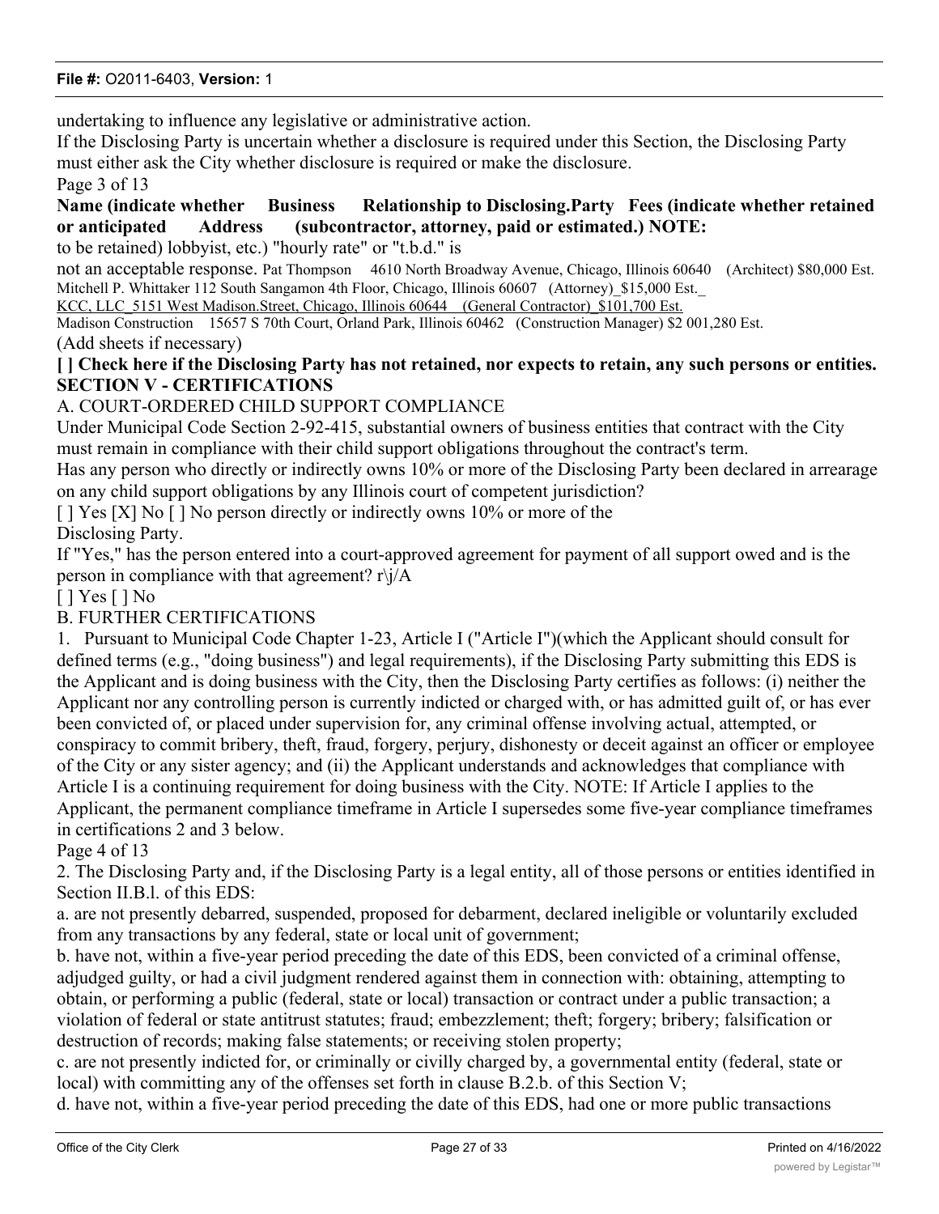undertaking to influence any legislative or administrative action.

If the Disclosing Party is uncertain whether a disclosure is required under this Section, the Disclosing Party must either ask the City whether disclosure is required or make the disclosure.

Page 3 of 13

**Name (indicate whether retained or anticipated to be retained) Business Address Relationship to Disclosing.Party (subcontractor, attorney, lobbyist, etc.) Fees (indicate whether paid or estimated.) NOTE: "hourly rate" or "t.b.d." is not an acceptable response.**

| Name | Business Address | Relationship | Fees |
|---|---|---|---|
| Pat Thompson | 4610 North Broadway Avenue, Chicago, Illinois 60640 | (Architect) | $80,000 Est. |
| Mitchell P. Whittaker | 112 South Sangamon 4th Floor, Chicago, Illinois 60607 | (Attorney) | $15,000 Est. |
| KCC, LLC | 5151 West Madison.Street, Chicago, Illinois 60644 | (General Contractor) | $101,700 Est. |
| Madison Construction | 15657 S 70th Court, Orland Park, Illinois 60462 | (Construction Manager) | $2 001,280 Est. |

(Add sheets if necessary)

**[ ] Check here if the Disclosing Party has not retained, nor expects to retain, any such persons or entities.**

## SECTION V - CERTIFICATIONS

A. COURT-ORDERED CHILD SUPPORT COMPLIANCE

Under Municipal Code Section 2-92-415, substantial owners of business entities that contract with the City must remain in compliance with their child support obligations throughout the contract's term.

Has any person who directly or indirectly owns 10% or more of the Disclosing Party been declared in arrearage on any child support obligations by any Illinois court of competent jurisdiction?

[ ] Yes [X] No [ ] No person directly or indirectly owns 10% or more of the Disclosing Party.

If "Yes," has the person entered into a court-approved agreement for payment of all support owed and is the person in compliance with that agreement? r\j/A

[ ] Yes [ ] No

B. FURTHER CERTIFICATIONS

1. Pursuant to Municipal Code Chapter 1-23, Article I ("Article I")(which the Applicant should consult for defined terms (e.g., "doing business") and legal requirements), if the Disclosing Party submitting this EDS is the Applicant and is doing business with the City, then the Disclosing Party certifies as follows: (i) neither the Applicant nor any controlling person is currently indicted or charged with, or has admitted guilt of, or has ever been convicted of, or placed under supervision for, any criminal offense involving actual, attempted, or conspiracy to commit bribery, theft, fraud, forgery, perjury, dishonesty or deceit against an officer or employee of the City or any sister agency; and (ii) the Applicant understands and acknowledges that compliance with Article I is a continuing requirement for doing business with the City. NOTE: If Article I applies to the Applicant, the permanent compliance timeframe in Article I supersedes some five-year compliance timeframes in certifications 2 and 3 below.

Page 4 of 13

2. The Disclosing Party and, if the Disclosing Party is a legal entity, all of those persons or entities identified in Section II.B.l. of this EDS:

a. are not presently debarred, suspended, proposed for debarment, declared ineligible or voluntarily excluded from any transactions by any federal, state or local unit of government;

b. have not, within a five-year period preceding the date of this EDS, been convicted of a criminal offense, adjudged guilty, or had a civil judgment rendered against them in connection with: obtaining, attempting to obtain, or performing a public (federal, state or local) transaction or contract under a public transaction; a violation of federal or state antitrust statutes; fraud; embezzlement; theft; forgery; bribery; falsification or destruction of records; making false statements; or receiving stolen property;

c. are not presently indicted for, or criminally or civilly charged by, a governmental entity (federal, state or local) with committing any of the offenses set forth in clause B.2.b. of this Section V;

d. have not, within a five-year period preceding the date of this EDS, had one or more public transactions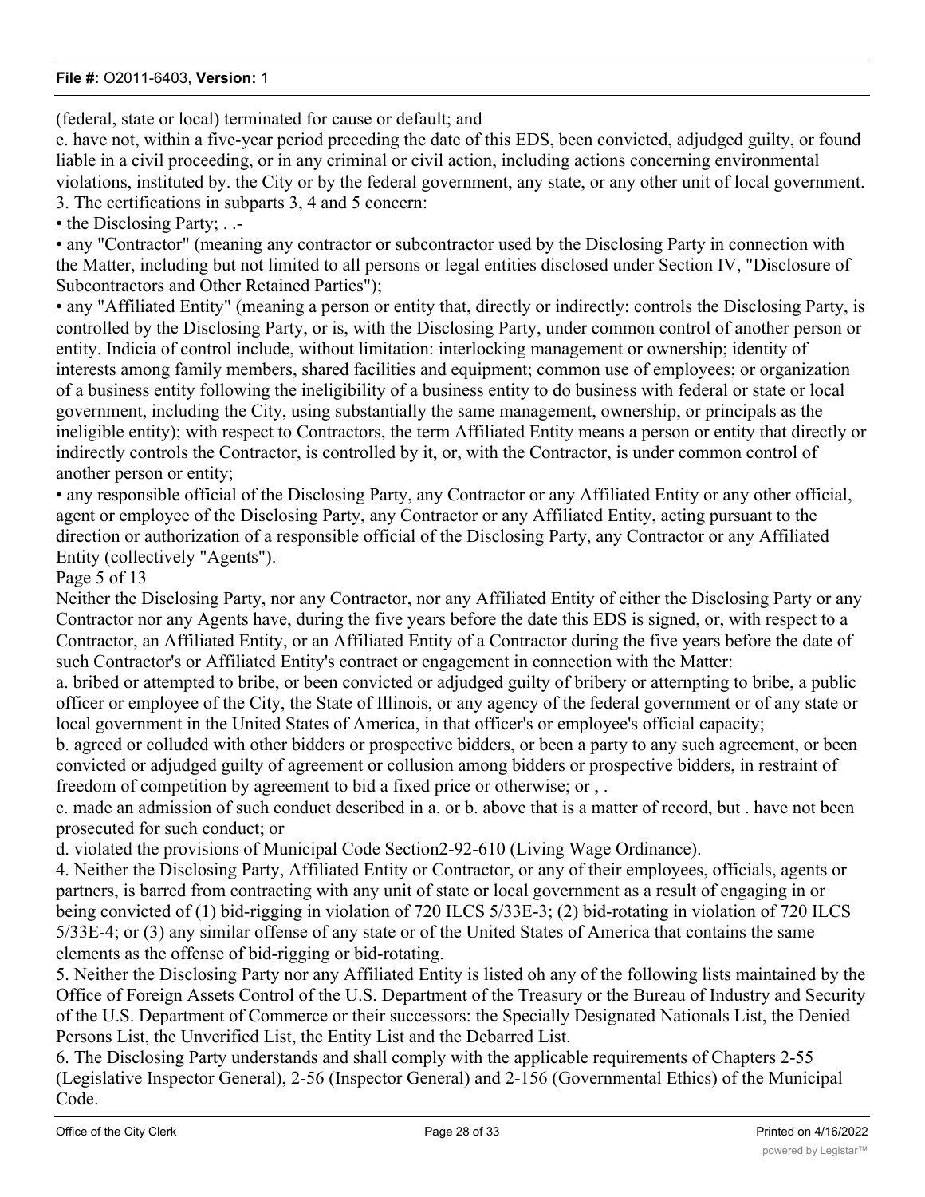(federal, state or local) terminated for cause or default; and

e. have not, within a five-year period preceding the date of this EDS, been convicted, adjudged guilty, or found liable in a civil proceeding, or in any criminal or civil action, including actions concerning environmental violations, instituted by. the City or by the federal government, any state, or any other unit of local government.

3. The certifications in subparts 3, 4 and 5 concern:

• the Disclosing Party; . .-

• any "Contractor" (meaning any contractor or subcontractor used by the Disclosing Party in connection with the Matter, including but not limited to all persons or legal entities disclosed under Section IV, "Disclosure of Subcontractors and Other Retained Parties");

• any "Affiliated Entity" (meaning a person or entity that, directly or indirectly: controls the Disclosing Party, is controlled by the Disclosing Party, or is, with the Disclosing Party, under common control of another person or entity. Indicia of control include, without limitation: interlocking management or ownership; identity of interests among family members, shared facilities and equipment; common use of employees; or organization of a business entity following the ineligibility of a business entity to do business with federal or state or local government, including the City, using substantially the same management, ownership, or principals as the ineligible entity); with respect to Contractors, the term Affiliated Entity means a person or entity that directly or indirectly controls the Contractor, is controlled by it, or, with the Contractor, is under common control of another person or entity;

• any responsible official of the Disclosing Party, any Contractor or any Affiliated Entity or any other official, agent or employee of the Disclosing Party, any Contractor or any Affiliated Entity, acting pursuant to the direction or authorization of a responsible official of the Disclosing Party, any Contractor or any Affiliated Entity (collectively "Agents").

Page 5 of 13

Neither the Disclosing Party, nor any Contractor, nor any Affiliated Entity of either the Disclosing Party or any Contractor nor any Agents have, during the five years before the date this EDS is signed, or, with respect to a Contractor, an Affiliated Entity, or an Affiliated Entity of a Contractor during the five years before the date of such Contractor's or Affiliated Entity's contract or engagement in connection with the Matter:

a. bribed or attempted to bribe, or been convicted or adjudged guilty of bribery or atternpting to bribe, a public officer or employee of the City, the State of Illinois, or any agency of the federal government or of any state or local government in the United States of America, in that officer's or employee's official capacity;

b. agreed or colluded with other bidders or prospective bidders, or been a party to any such agreement, or been convicted or adjudged guilty of agreement or collusion among bidders or prospective bidders, in restraint of freedom of competition by agreement to bid a fixed price or otherwise; or , .

c. made an admission of such conduct described in a. or b. above that is a matter of record, but . have not been prosecuted for such conduct; or

d. violated the provisions of Municipal Code Section2-92-610 (Living Wage Ordinance).

4. Neither the Disclosing Party, Affiliated Entity or Contractor, or any of their employees, officials, agents or partners, is barred from contracting with any unit of state or local government as a result of engaging in or being convicted of (1) bid-rigging in violation of 720 ILCS 5/33E-3; (2) bid-rotating in violation of 720 ILCS 5/33E-4; or (3) any similar offense of any state or of the United States of America that contains the same elements as the offense of bid-rigging or bid-rotating.

5. Neither the Disclosing Party nor any Affiliated Entity is listed oh any of the following lists maintained by the Office of Foreign Assets Control of the U.S. Department of the Treasury or the Bureau of Industry and Security of the U.S. Department of Commerce or their successors: the Specially Designated Nationals List, the Denied Persons List, the Unverified List, the Entity List and the Debarred List.

6. The Disclosing Party understands and shall comply with the applicable requirements of Chapters 2-55 (Legislative Inspector General), 2-56 (Inspector General) and 2-156 (Governmental Ethics) of the Municipal Code.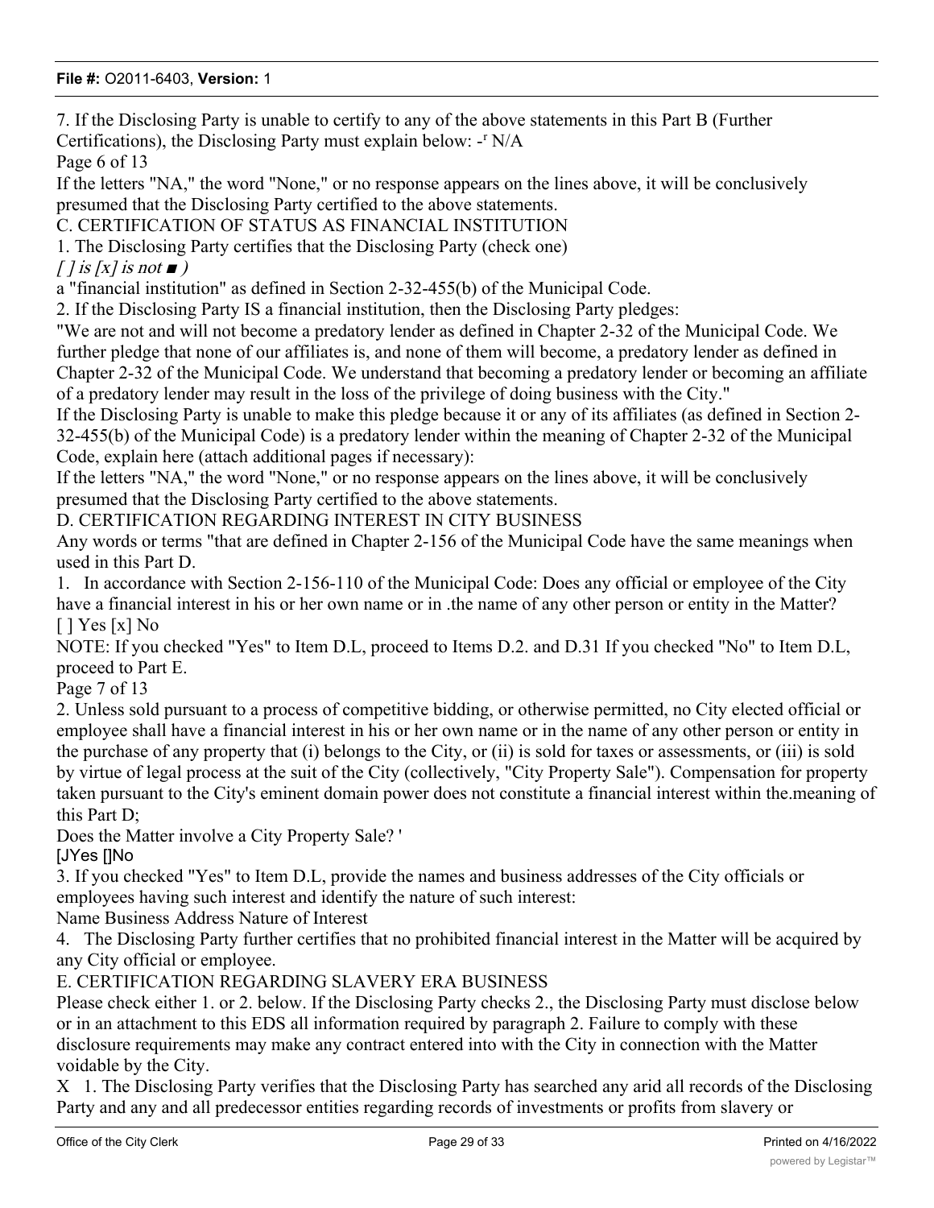7. If the Disclosing Party is unable to certify to any of the above statements in this Part B (Further Certifications), the Disclosing Party must explain below: -ʳ N/A

Page 6 of 13

If the letters "NA," the word "None," or no response appears on the lines above, it will be conclusively presumed that the Disclosing Party certified to the above statements.

C. CERTIFICATION OF STATUS AS FINANCIAL INSTITUTION

1. The Disclosing Party certifies that the Disclosing Party (check one)

*[ ] is [x] is not ■ )*

a "financial institution" as defined in Section 2-32-455(b) of the Municipal Code.

2. If the Disclosing Party IS a financial institution, then the Disclosing Party pledges:

"We are not and will not become a predatory lender as defined in Chapter 2-32 of the Municipal Code. We further pledge that none of our affiliates is, and none of them will become, a predatory lender as defined in Chapter 2-32 of the Municipal Code. We understand that becoming a predatory lender or becoming an affiliate of a predatory lender may result in the loss of the privilege of doing business with the City."

If the Disclosing Party is unable to make this pledge because it or any of its affiliates (as defined in Section 2-32-455(b) of the Municipal Code) is a predatory lender within the meaning of Chapter 2-32 of the Municipal Code, explain here (attach additional pages if necessary):

If the letters "NA," the word "None," or no response appears on the lines above, it will be conclusively presumed that the Disclosing Party certified to the above statements.

D. CERTIFICATION REGARDING INTEREST IN CITY BUSINESS

Any words or terms "that are defined in Chapter 2-156 of the Municipal Code have the same meanings when used in this Part D.

1. In accordance with Section 2-156-110 of the Municipal Code: Does any official or employee of the City have a financial interest in his or her own name or in .the name of any other person or entity in the Matter?

[ ] Yes [x] No

NOTE: If you checked "Yes" to Item D.L, proceed to Items D.2. and D.31 If you checked "No" to Item D.L, proceed to Part E.

Page 7 of 13

2. Unless sold pursuant to a process of competitive bidding, or otherwise permitted, no City elected official or employee shall have a financial interest in his or her own name or in the name of any other person or entity in the purchase of any property that (i) belongs to the City, or (ii) is sold for taxes or assessments, or (iii) is sold by virtue of legal process at the suit of the City (collectively, "City Property Sale"). Compensation for property taken pursuant to the City's eminent domain power does not constitute a financial interest within the.meaning of this Part D;

Does the Matter involve a City Property Sale? '

[JYes []No

3. If you checked "Yes" to Item D.L, provide the names and business addresses of the City officials or employees having such interest and identify the nature of such interest:

Name Business Address Nature of Interest

4. The Disclosing Party further certifies that no prohibited financial interest in the Matter will be acquired by any City official or employee.

E. CERTIFICATION REGARDING SLAVERY ERA BUSINESS

Please check either 1. or 2. below. If the Disclosing Party checks 2., the Disclosing Party must disclose below or in an attachment to this EDS all information required by paragraph 2. Failure to comply with these disclosure requirements may make any contract entered into with the City in connection with the Matter voidable by the City.

X 1. The Disclosing Party verifies that the Disclosing Party has searched any arid all records of the Disclosing Party and any and all predecessor entities regarding records of investments or profits from slavery or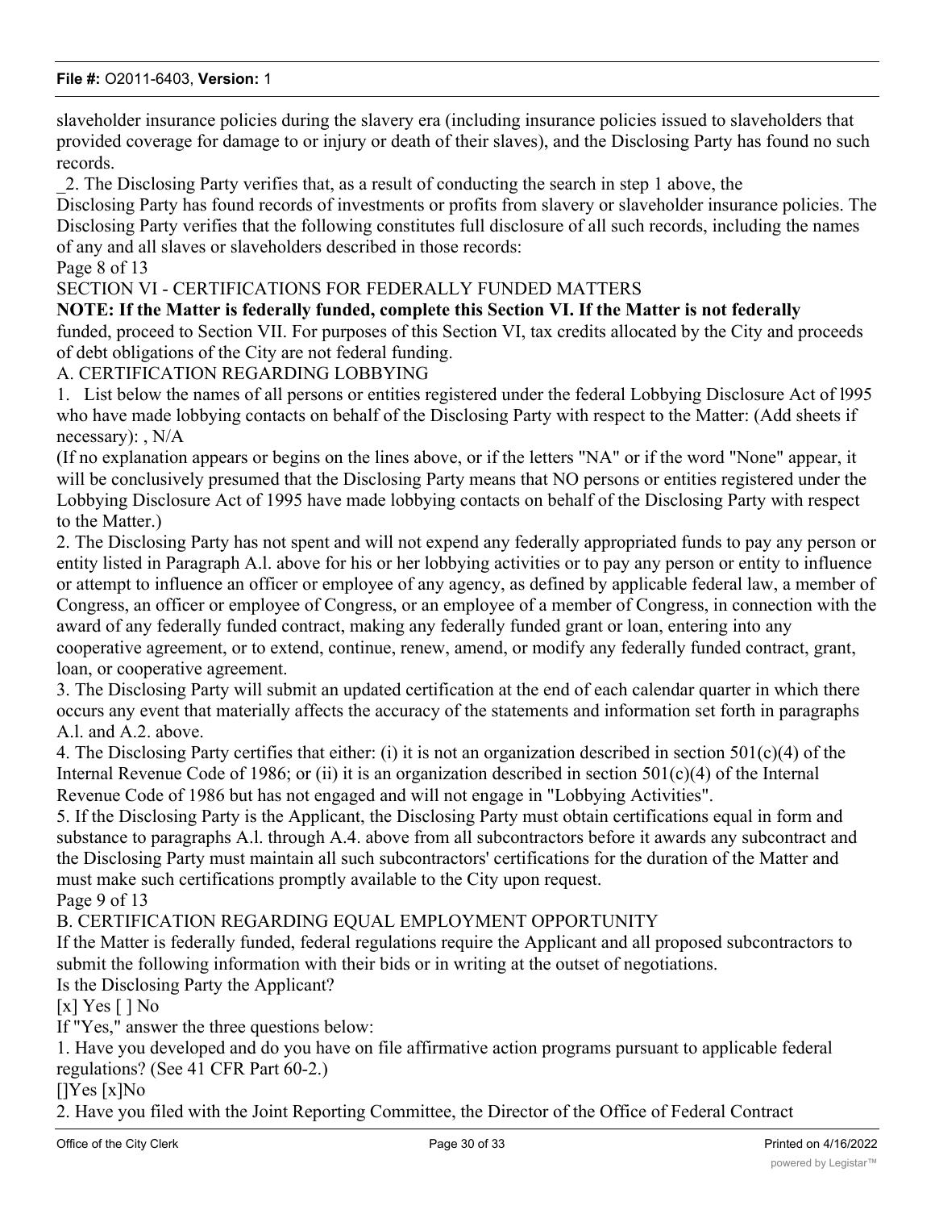slaveholder insurance policies during the slavery era (including insurance policies issued to slaveholders that provided coverage for damage to or injury or death of their slaves), and the Disclosing Party has found no such records.

_2. The Disclosing Party verifies that, as a result of conducting the search in step 1 above, the Disclosing Party has found records of investments or profits from slavery or slaveholder insurance policies. The Disclosing Party verifies that the following constitutes full disclosure of all such records, including the names of any and all slaves or slaveholders described in those records:

Page 8 of 13

SECTION VI - CERTIFICATIONS FOR FEDERALLY FUNDED MATTERS

**NOTE: If the Matter is federally funded, complete this Section VI. If the Matter is not federally** funded, proceed to Section VII. For purposes of this Section VI, tax credits allocated by the City and proceeds of debt obligations of the City are not federal funding.

A. CERTIFICATION REGARDING LOBBYING

1. List below the names of all persons or entities registered under the federal Lobbying Disclosure Act of l995 who have made lobbying contacts on behalf of the Disclosing Party with respect to the Matter: (Add sheets if necessary): , N/A

(If no explanation appears or begins on the lines above, or if the letters "NA" or if the word "None" appear, it will be conclusively presumed that the Disclosing Party means that NO persons or entities registered under the Lobbying Disclosure Act of 1995 have made lobbying contacts on behalf of the Disclosing Party with respect to the Matter.)

2. The Disclosing Party has not spent and will not expend any federally appropriated funds to pay any person or entity listed in Paragraph A.l. above for his or her lobbying activities or to pay any person or entity to influence or attempt to influence an officer or employee of any agency, as defined by applicable federal law, a member of Congress, an officer or employee of Congress, or an employee of a member of Congress, in connection with the award of any federally funded contract, making any federally funded grant or loan, entering into any cooperative agreement, or to extend, continue, renew, amend, or modify any federally funded contract, grant, loan, or cooperative agreement.

3. The Disclosing Party will submit an updated certification at the end of each calendar quarter in which there occurs any event that materially affects the accuracy of the statements and information set forth in paragraphs A.l. and A.2. above.

4. The Disclosing Party certifies that either: (i) it is not an organization described in section 501(c)(4) of the Internal Revenue Code of 1986; or (ii) it is an organization described in section 501(c)(4) of the Internal Revenue Code of 1986 but has not engaged and will not engage in "Lobbying Activities".

5. If the Disclosing Party is the Applicant, the Disclosing Party must obtain certifications equal in form and substance to paragraphs A.l. through A.4. above from all subcontractors before it awards any subcontract and the Disclosing Party must maintain all such subcontractors' certifications for the duration of the Matter and must make such certifications promptly available to the City upon request.

Page 9 of 13

B. CERTIFICATION REGARDING EQUAL EMPLOYMENT OPPORTUNITY

If the Matter is federally funded, federal regulations require the Applicant and all proposed subcontractors to submit the following information with their bids or in writing at the outset of negotiations.

Is the Disclosing Party the Applicant?

[x] Yes [ ] No

If "Yes," answer the three questions below:

1. Have you developed and do you have on file affirmative action programs pursuant to applicable federal regulations? (See 41 CFR Part 60-2.)

[]Yes [x]No

2. Have you filed with the Joint Reporting Committee, the Director of the Office of Federal Contract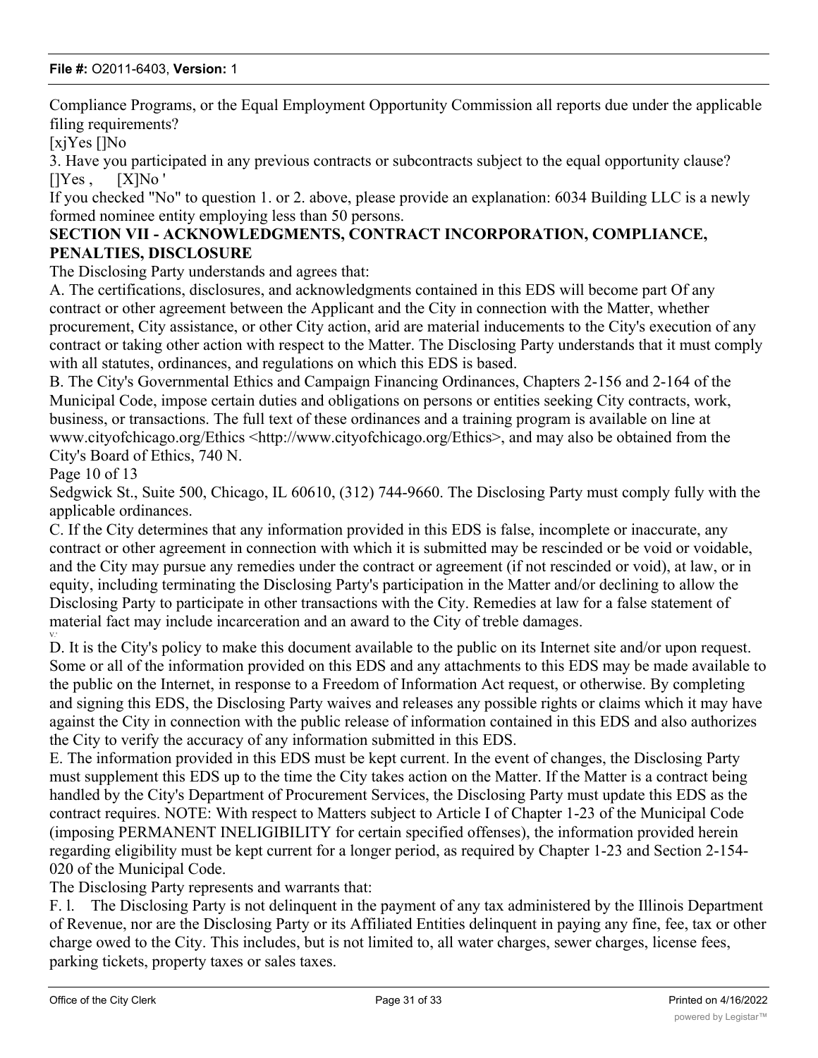Compliance Programs, or the Equal Employment Opportunity Commission all reports due under the applicable filing requirements?

[xjYes []No

3. Have you participated in any previous contracts or subcontracts subject to the equal opportunity clause?
[]Yes , [X]No '

If you checked "No" to question 1. or 2. above, please provide an explanation: 6034 Building LLC is a newly formed nominee entity employing less than 50 persons.

**SECTION VII - ACKNOWLEDGMENTS, CONTRACT INCORPORATION, COMPLIANCE, PENALTIES, DISCLOSURE**

The Disclosing Party understands and agrees that:

A. The certifications, disclosures, and acknowledgments contained in this EDS will become part Of any contract or other agreement between the Applicant and the City in connection with the Matter, whether procurement, City assistance, or other City action, arid are material inducements to the City's execution of any contract or taking other action with respect to the Matter. The Disclosing Party understands that it must comply with all statutes, ordinances, and regulations on which this EDS is based.

B. The City's Governmental Ethics and Campaign Financing Ordinances, Chapters 2-156 and 2-164 of the Municipal Code, impose certain duties and obligations on persons or entities seeking City contracts, work, business, or transactions. The full text of these ordinances and a training program is available on line at www.cityofchicago.org/Ethics <http://www.cityofchicago.org/Ethics>, and may also be obtained from the City's Board of Ethics, 740 N.

Page 10 of 13

Sedgwick St., Suite 500, Chicago, IL 60610, (312) 744-9660. The Disclosing Party must comply fully with the applicable ordinances.

C. If the City determines that any information provided in this EDS is false, incomplete or inaccurate, any contract or other agreement in connection with which it is submitted may be rescinded or be void or voidable, and the City may pursue any remedies under the contract or agreement (if not rescinded or void), at law, or in equity, including terminating the Disclosing Party's participation in the Matter and/or declining to allow the Disclosing Party to participate in other transactions with the City. Remedies at law for a false statement of material fact may include incarceration and an award to the City of treble damages.

D. It is the City's policy to make this document available to the public on its Internet site and/or upon request. Some or all of the information provided on this EDS and any attachments to this EDS may be made available to the public on the Internet, in response to a Freedom of Information Act request, or otherwise. By completing and signing this EDS, the Disclosing Party waives and releases any possible rights or claims which it may have against the City in connection with the public release of information contained in this EDS and also authorizes the City to verify the accuracy of any information submitted in this EDS.

E. The information provided in this EDS must be kept current. In the event of changes, the Disclosing Party must supplement this EDS up to the time the City takes action on the Matter. If the Matter is a contract being handled by the City's Department of Procurement Services, the Disclosing Party must update this EDS as the contract requires. NOTE: With respect to Matters subject to Article I of Chapter 1-23 of the Municipal Code (imposing PERMANENT INELIGIBILITY for certain specified offenses), the information provided herein regarding eligibility must be kept current for a longer period, as required by Chapter 1-23 and Section 2-154-020 of the Municipal Code.

The Disclosing Party represents and warrants that:

F. l. The Disclosing Party is not delinquent in the payment of any tax administered by the Illinois Department of Revenue, nor are the Disclosing Party or its Affiliated Entities delinquent in paying any fine, fee, tax or other charge owed to the City. This includes, but is not limited to, all water charges, sewer charges, license fees, parking tickets, property taxes or sales taxes.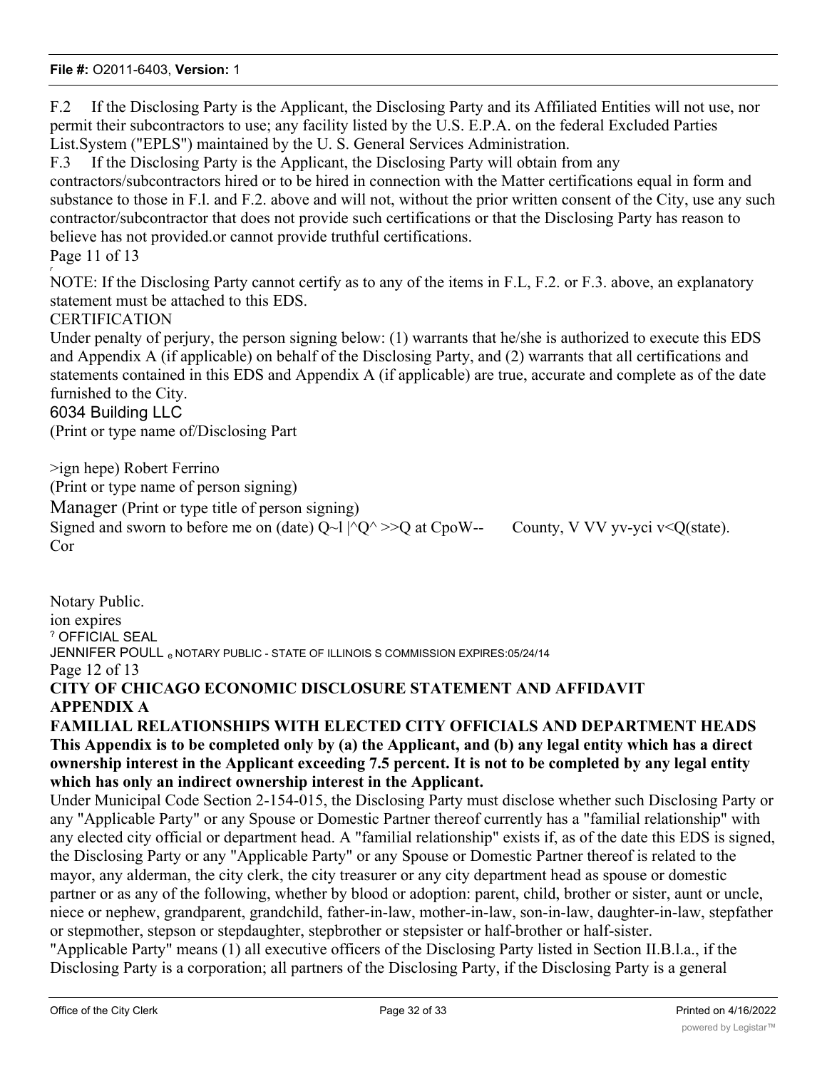F.2 If the Disclosing Party is the Applicant, the Disclosing Party and its Affiliated Entities will not use, nor permit their subcontractors to use; any facility listed by the U.S. E.P.A. on the federal Excluded Parties List.System ("EPLS") maintained by the U. S. General Services Administration.

F.3 If the Disclosing Party is the Applicant, the Disclosing Party will obtain from any contractors/subcontractors hired or to be hired in connection with the Matter certifications equal in form and substance to those in F.l. and F.2. above and will not, without the prior written consent of the City, use any such contractor/subcontractor that does not provide such certifications or that the Disclosing Party has reason to believe has not provided.or cannot provide truthful certifications.

Page 11 of 13

NOTE: If the Disclosing Party cannot certify as to any of the items in F.L, F.2. or F.3. above, an explanatory statement must be attached to this EDS.

CERTIFICATION

Under penalty of perjury, the person signing below: (1) warrants that he/she is authorized to execute this EDS and Appendix A (if applicable) on behalf of the Disclosing Party, and (2) warrants that all certifications and statements contained in this EDS and Appendix A (if applicable) are true, accurate and complete as of the date furnished to the City.

6034 Building LLC

(Print or type name of/Disclosing Part

>ign hepe) Robert Ferrino

(Print or type name of person signing)

Manager (Print or type title of person signing)

Signed and sworn to before me on (date) Q~l |^Q^ >>Q at CpoW-- County, V VV yv-yci v<Q(state).

Cor

Notary Public.

ion expires

? OFFICIAL SEAL

JENNIFER POULL e NOTARY PUBLIC - STATE OF ILLINOIS S COMMISSION EXPIRES:05/24/14

Page 12 of 13

**CITY OF CHICAGO ECONOMIC DISCLOSURE STATEMENT AND AFFIDAVIT**

**APPENDIX A**

**FAMILIAL RELATIONSHIPS WITH ELECTED CITY OFFICIALS AND DEPARTMENT HEADS**

**This Appendix is to be completed only by (a) the Applicant, and (b) any legal entity which has a direct ownership interest in the Applicant exceeding 7.5 percent. It is not to be completed by any legal entity which has only an indirect ownership interest in the Applicant.**

Under Municipal Code Section 2-154-015, the Disclosing Party must disclose whether such Disclosing Party or any "Applicable Party" or any Spouse or Domestic Partner thereof currently has a "familial relationship" with any elected city official or department head. A "familial relationship" exists if, as of the date this EDS is signed, the Disclosing Party or any "Applicable Party" or any Spouse or Domestic Partner thereof is related to the mayor, any alderman, the city clerk, the city treasurer or any city department head as spouse or domestic partner or as any of the following, whether by blood or adoption: parent, child, brother or sister, aunt or uncle, niece or nephew, grandparent, grandchild, father-in-law, mother-in-law, son-in-law, daughter-in-law, stepfather or stepmother, stepson or stepdaughter, stepbrother or stepsister or half-brother or half-sister.

"Applicable Party" means (1) all executive officers of the Disclosing Party listed in Section II.B.l.a., if the Disclosing Party is a corporation; all partners of the Disclosing Party, if the Disclosing Party is a general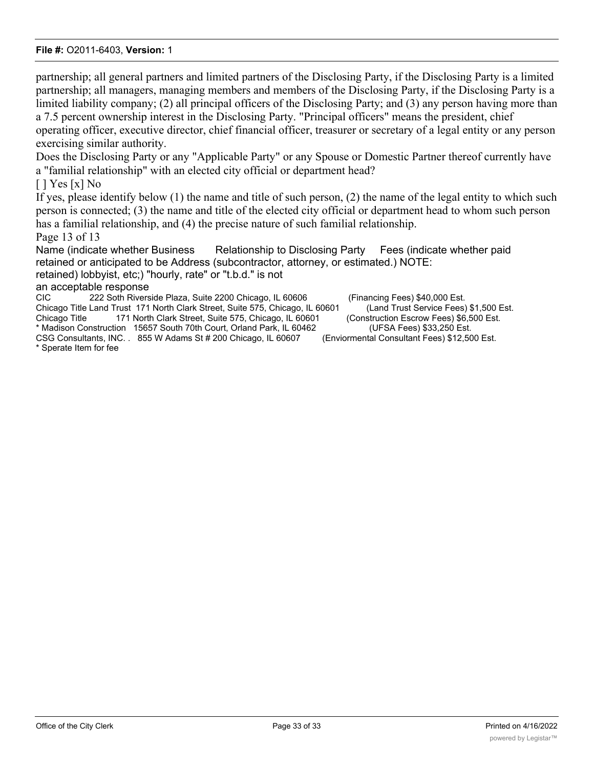partnership; all general partners and limited partners of the Disclosing Party, if the Disclosing Party is a limited partnership; all managers, managing members and members of the Disclosing Party, if the Disclosing Party is a limited liability company; (2) all principal officers of the Disclosing Party; and (3) any person having more than a 7.5 percent ownership interest in the Disclosing Party. "Principal officers" means the president, chief operating officer, executive director, chief financial officer, treasurer or secretary of a legal entity or any person exercising similar authority.

Does the Disclosing Party or any "Applicable Party" or any Spouse or Domestic Partner thereof currently have a "familial relationship" with an elected city official or department head?

[ ] Yes [x] No

If yes, please identify below (1) the name and title of such person, (2) the name of the legal entity to which such person is connected; (3) the name and title of the elected city official or department head to whom such person has a familial relationship, and (4) the precise nature of such familial relationship.

Page 13 of 13

| Name (indicate whether retained or anticipated to be retained) | Business Address | Relationship to Disclosing Party (subcontractor, attorney, lobbyist, etc;) | Fees (indicate whether paid or estimated.) NOTE: "hourly, rate" or "t.b.d." is not an acceptable response |
|---|---|---|---|
| CIC | 222 Soth Riverside Plaza, Suite 2200 Chicago, IL 60606 | | (Financing Fees) $40,000 Est. |
| Chicago Title Land Trust | 171 North Clark Street, Suite 575, Chicago, IL 60601 | | (Land Trust Service Fees) $1,500 Est. |
| Chicago Title | 171 North Clark Street, Suite 575, Chicago, IL 60601 | | (Construction Escrow Fees) $6,500 Est. |
| * Madison Construction | 15657 South 70th Court, Orland Park, IL 60462 | | (UFSA Fees) $33,250 Est. |
| CSG Consultants, INC. . | 855 W Adams St # 200 Chicago, IL 60607 | | (Enviormental Consultant Fees) $12,500 Est. |

* Sperate Item for fee